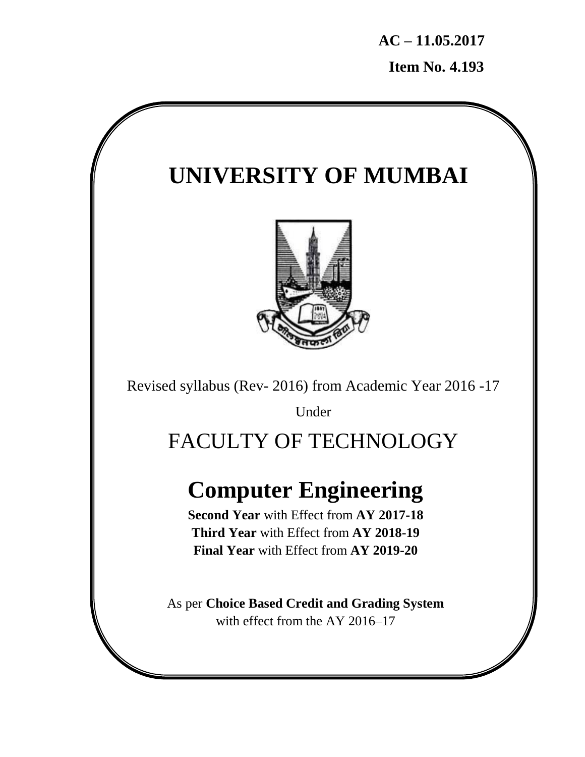**AC – 11.05.2017**

**Item No. 4.193**

# UNIVERSITY OF MUMBAI

Revised syllabus (Rev- 2016) from Academic Year 2016 -17

Under

## FACULTY OF TECHNOLOGY

# Computer Engineering

**Second Year** with Effect from **AY 2017-18**
**Third Year** with Effect from **AY 2018-19**
**Final Year** with Effect from **AY 2019-20**

As per **Choice Based Credit and Grading System**
with effect from the AY 2016–17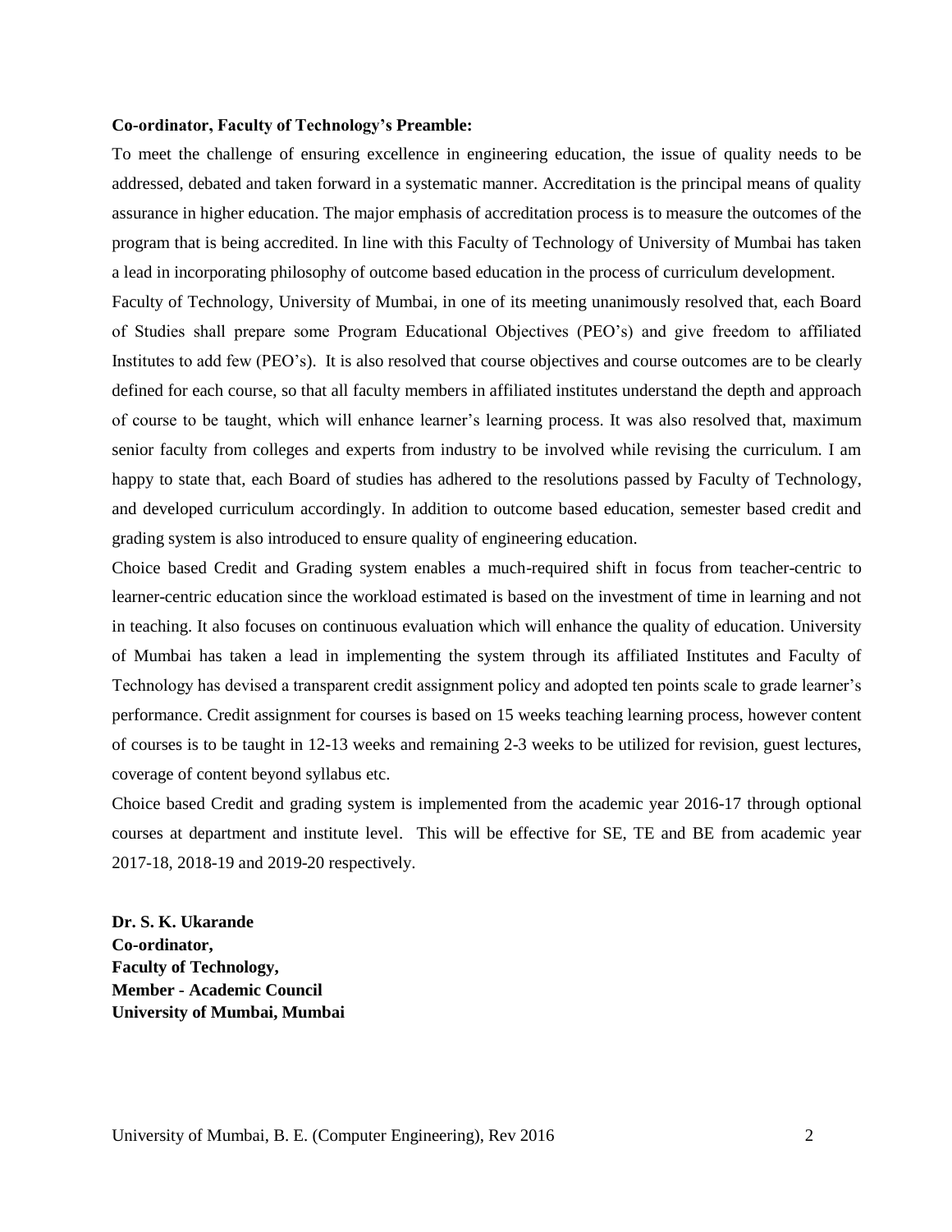**Co-ordinator, Faculty of Technology's Preamble:**

To meet the challenge of ensuring excellence in engineering education, the issue of quality needs to be addressed, debated and taken forward in a systematic manner. Accreditation is the principal means of quality assurance in higher education. The major emphasis of accreditation process is to measure the outcomes of the program that is being accredited. In line with this Faculty of Technology of University of Mumbai has taken a lead in incorporating philosophy of outcome based education in the process of curriculum development.

Faculty of Technology, University of Mumbai, in one of its meeting unanimously resolved that, each Board of Studies shall prepare some Program Educational Objectives (PEO's) and give freedom to affiliated Institutes to add few (PEO's). It is also resolved that course objectives and course outcomes are to be clearly defined for each course, so that all faculty members in affiliated institutes understand the depth and approach of course to be taught, which will enhance learner's learning process. It was also resolved that, maximum senior faculty from colleges and experts from industry to be involved while revising the curriculum. I am happy to state that, each Board of studies has adhered to the resolutions passed by Faculty of Technology, and developed curriculum accordingly. In addition to outcome based education, semester based credit and grading system is also introduced to ensure quality of engineering education.

Choice based Credit and Grading system enables a much-required shift in focus from teacher-centric to learner-centric education since the workload estimated is based on the investment of time in learning and not in teaching. It also focuses on continuous evaluation which will enhance the quality of education. University of Mumbai has taken a lead in implementing the system through its affiliated Institutes and Faculty of Technology has devised a transparent credit assignment policy and adopted ten points scale to grade learner's performance. Credit assignment for courses is based on 15 weeks teaching learning process, however content of courses is to be taught in 12-13 weeks and remaining 2-3 weeks to be utilized for revision, guest lectures, coverage of content beyond syllabus etc.

Choice based Credit and grading system is implemented from the academic year 2016-17 through optional courses at department and institute level. This will be effective for SE, TE and BE from academic year 2017-18, 2018-19 and 2019-20 respectively.

**Dr. S. K. Ukarande**
**Co-ordinator,**
**Faculty of Technology,**
**Member - Academic Council**
**University of Mumbai, Mumbai**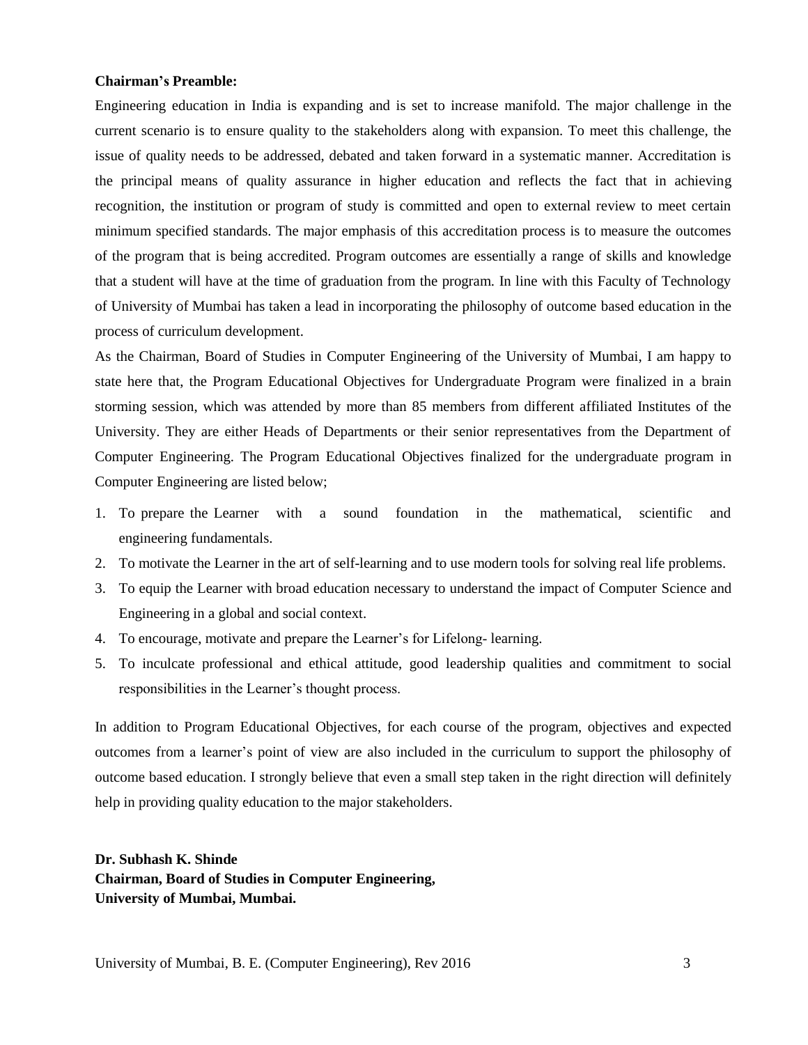**Chairman's Preamble:**

Engineering education in India is expanding and is set to increase manifold. The major challenge in the current scenario is to ensure quality to the stakeholders along with expansion. To meet this challenge, the issue of quality needs to be addressed, debated and taken forward in a systematic manner. Accreditation is the principal means of quality assurance in higher education and reflects the fact that in achieving recognition, the institution or program of study is committed and open to external review to meet certain minimum specified standards. The major emphasis of this accreditation process is to measure the outcomes of the program that is being accredited. Program outcomes are essentially a range of skills and knowledge that a student will have at the time of graduation from the program. In line with this Faculty of Technology of University of Mumbai has taken a lead in incorporating the philosophy of outcome based education in the process of curriculum development.

As the Chairman, Board of Studies in Computer Engineering of the University of Mumbai, I am happy to state here that, the Program Educational Objectives for Undergraduate Program were finalized in a brain storming session, which was attended by more than 85 members from different affiliated Institutes of the University. They are either Heads of Departments or their senior representatives from the Department of Computer Engineering. The Program Educational Objectives finalized for the undergraduate program in Computer Engineering are listed below;

1. To prepare the Learner with a sound foundation in the mathematical, scientific and engineering fundamentals.
2. To motivate the Learner in the art of self-learning and to use modern tools for solving real life problems.
3. To equip the Learner with broad education necessary to understand the impact of Computer Science and Engineering in a global and social context.
4. To encourage, motivate and prepare the Learner's for Lifelong- learning.
5. To inculcate professional and ethical attitude, good leadership qualities and commitment to social responsibilities in the Learner's thought process.

In addition to Program Educational Objectives, for each course of the program, objectives and expected outcomes from a learner's point of view are also included in the curriculum to support the philosophy of outcome based education. I strongly believe that even a small step taken in the right direction will definitely help in providing quality education to the major stakeholders.

**Dr. Subhash K. Shinde**
**Chairman, Board of Studies in Computer Engineering,**
**University of Mumbai, Mumbai.**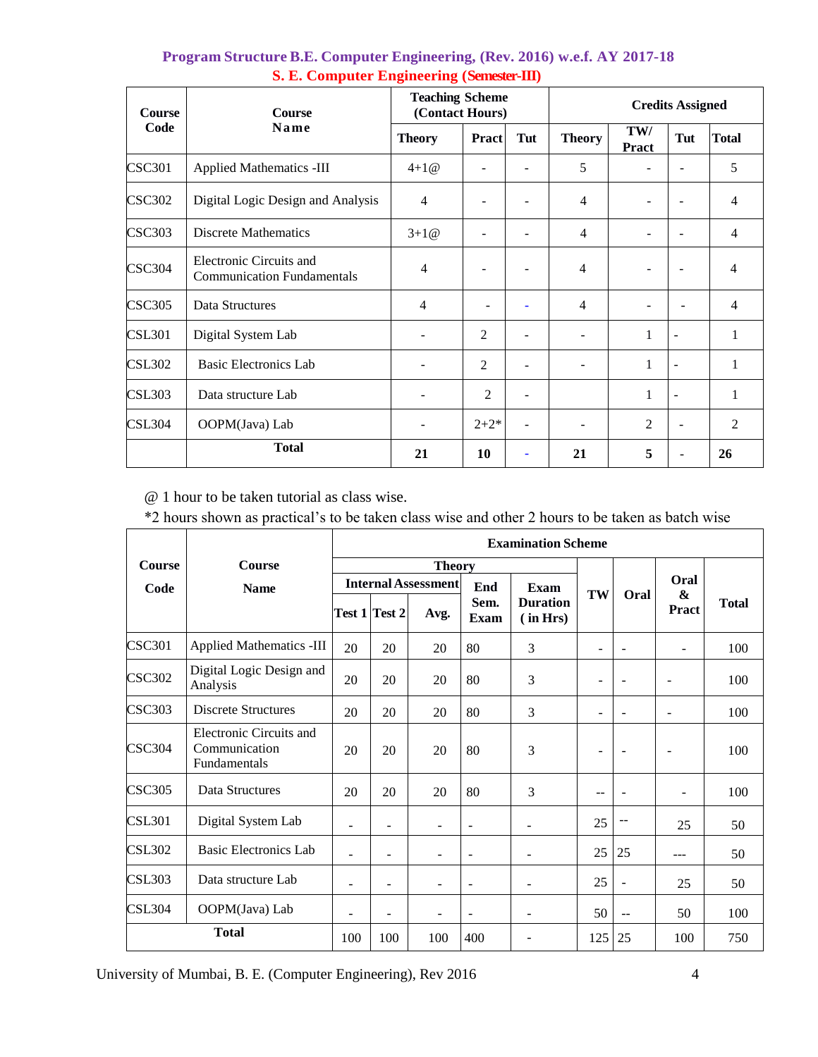## Program Structure B.E. Computer Engineering, (Rev. 2016) w.e.f. AY 2017-18

### S. E. Computer Engineering (Semester-III)

| Course Code | Course Name | Teaching Scheme (Contact Hours) | | | Credits Assigned | | | |
|---|---|---|---|---|---|---|---|---|
| | | Theory | Pract | Tut | Theory | TW/ Pract | Tut | Total |
| CSC301 | Applied Mathematics -III | 4+1@ | - | - | 5 | - | - | 5 |
| CSC302 | Digital Logic Design and Analysis | 4 | - | - | 4 | - | - | 4 |
| CSC303 | Discrete Mathematics | 3+1@ | - | - | 4 | - | - | 4 |
| CSC304 | Electronic Circuits and Communication Fundamentals | 4 | - | - | 4 | - | - | 4 |
| CSC305 | Data Structures | 4 | - | - | 4 | - | - | 4 |
| CSL301 | Digital System Lab | - | 2 | - | - | 1 | - | 1 |
| CSL302 | Basic Electronics Lab | - | 2 | - | - | 1 | - | 1 |
| CSL303 | Data structure Lab | - | 2 | - | | 1 | - | 1 |
| CSL304 | OOPM(Java) Lab | - | 2+2* | - | - | 2 | - | 2 |
| | **Total** | **21** | **10** | - | **21** | **5** | - | **26** |

@ 1 hour to be taken tutorial as class wise.

*2 hours shown as practical's to be taken class wise and other 2 hours to be taken as batch wise

| Course Code | Course Name | Examination Scheme | | | | | | | | |
|---|---|---|---|---|---|---|---|---|---|---|
| | | Theory | | | | | TW | Oral | Oral & Pract | Total |
| | | Internal Assessment | | | End Sem. Exam | Exam Duration (in Hrs) | | | | |
| | | Test 1 | Test 2 | Avg. | | | | | | |
| CSC301 | Applied Mathematics -III | 20 | 20 | 20 | 80 | 3 | - | - | - | 100 |
| CSC302 | Digital Logic Design and Analysis | 20 | 20 | 20 | 80 | 3 | - | - | - | 100 |
| CSC303 | Discrete Structures | 20 | 20 | 20 | 80 | 3 | - | - | - | 100 |
| CSC304 | Electronic Circuits and Communication Fundamentals | 20 | 20 | 20 | 80 | 3 | - | - | - | 100 |
| CSC305 | Data Structures | 20 | 20 | 20 | 80 | 3 | -- | - | - | 100 |
| CSL301 | Digital System Lab | - | - | - | - | - | 25 | -- | 25 | 50 |
| CSL302 | Basic Electronics Lab | - | - | - | - | - | 25 | 25 | --- | 50 |
| CSL303 | Data structure Lab | - | - | - | - | - | 25 | - | 25 | 50 |
| CSL304 | OOPM(Java) Lab | - | - | - | - | - | 50 | -- | 50 | 100 |
| **Total** | | 100 | 100 | 100 | 400 | - | 125 | 25 | 100 | 750 |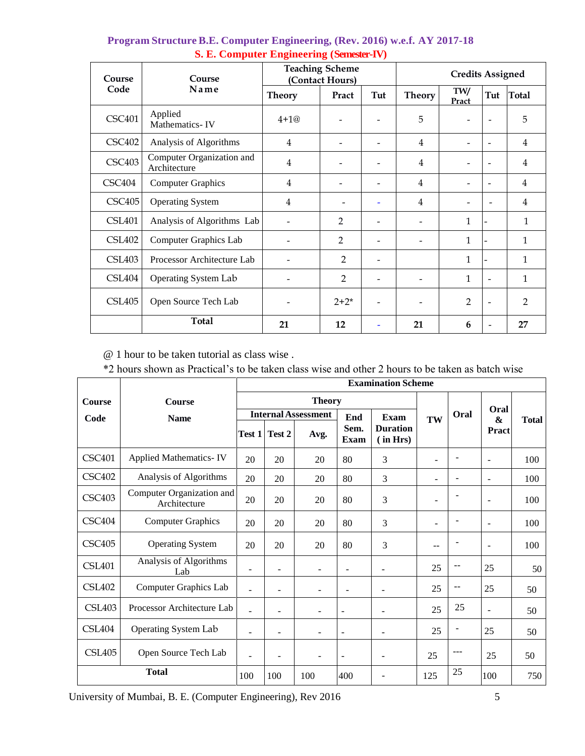## Program Structure B.E. Computer Engineering, (Rev. 2016) w.e.f. AY 2017-18

### S. E. Computer Engineering (Semester-IV)

| Course Code | Course Name | Teaching Scheme (Contact Hours) | | | Credits Assigned | | | |
|---|---|---|---|---|---|---|---|---|
| | | Theory | Pract | Tut | Theory | TW/ Pract | Tut | Total |
| CSC401 | Applied Mathematics- IV | 4+1@ | - | - | 5 | - | - | 5 |
| CSC402 | Analysis of Algorithms | 4 | - | - | 4 | - | - | 4 |
| CSC403 | Computer Organization and Architecture | 4 | - | - | 4 | - | - | 4 |
| CSC404 | Computer Graphics | 4 | - | - | 4 | - | - | 4 |
| CSC405 | Operating System | 4 | - | - | 4 | - | - | 4 |
| CSL401 | Analysis of Algorithms Lab | - | 2 | - | - | 1 | - | 1 |
| CSL402 | Computer Graphics Lab | - | 2 | - | - | 1 | - | 1 |
| CSL403 | Processor Architecture Lab | - | 2 | - | | 1 | - | 1 |
| CSL404 | Operating System Lab | - | 2 | - | - | 1 | - | 1 |
| CSL405 | Open Source Tech Lab | - | 2+2* | - | - | 2 | - | 2 |
| | **Total** | **21** | **12** | - | **21** | **6** | - | **27** |

@ 1 hour to be taken tutorial as class wise .

*2 hours shown as Practical's to be taken class wise and other 2 hours to be taken as batch wise

| Course Code | Course Name | Examination Scheme | | | | | | | | |
|---|---|---|---|---|---|---|---|---|---|---|
| | | Theory | | | | | TW | Oral | Oral & Pract | Total |
| | | Internal Assessment | | | End Sem. Exam | Exam Duration ( in Hrs) | | | | |
| | | Test 1 | Test 2 | Avg. | | | | | | |
| CSC401 | Applied Mathematics- IV | 20 | 20 | 20 | 80 | 3 | - | - | - | 100 |
| CSC402 | Analysis of Algorithms | 20 | 20 | 20 | 80 | 3 | - | - | - | 100 |
| CSC403 | Computer Organization and Architecture | 20 | 20 | 20 | 80 | 3 | - | - | - | 100 |
| CSC404 | Computer Graphics | 20 | 20 | 20 | 80 | 3 | - | - | - | 100 |
| CSC405 | Operating System | 20 | 20 | 20 | 80 | 3 | -- | - | - | 100 |
| CSL401 | Analysis of Algorithms Lab | - | - | - | - | - | 25 | -- | 25 | 50 |
| CSL402 | Computer Graphics Lab | - | - | - | - | - | 25 | -- | 25 | 50 |
| CSL403 | Processor Architecture Lab | - | - | - | - | - | 25 | 25 | - | 50 |
| CSL404 | Operating System Lab | - | - | - | - | - | 25 | - | 25 | 50 |
| CSL405 | Open Source Tech Lab | - | - | - | - | - | 25 | --- | 25 | 50 |
| **Total** | | 100 | 100 | 100 | 400 | - | 125 | 25 | 100 | 750 |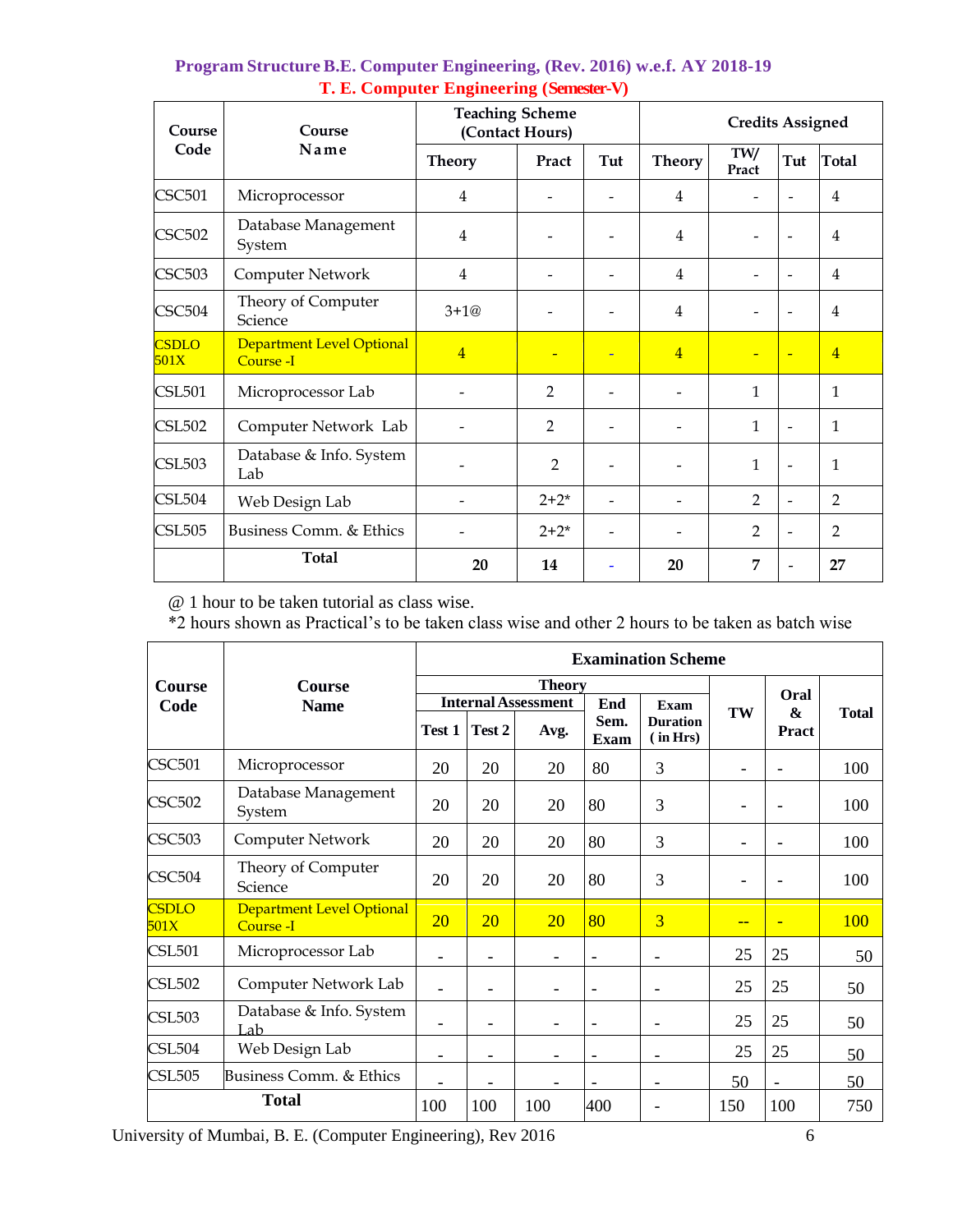# Program Structure B.E. Computer Engineering, (Rev. 2016) w.e.f. AY 2018-19

## T. E. Computer Engineering (Semester-V)

| Course Code | Course Name | Teaching Scheme (Contact Hours) | | | Credits Assigned | | | |
|---|---|---|---|---|---|---|---|---|
| | | Theory | Pract | Tut | Theory | TW/ Pract | Tut | Total |
| CSC501 | Microprocessor | 4 | - | - | 4 | - | - | 4 |
| CSC502 | Database Management System | 4 | - | - | 4 | - | - | 4 |
| CSC503 | Computer Network | 4 | - | - | 4 | - | - | 4 |
| CSC504 | Theory of Computer Science | 3+1@ | - | - | 4 | - | - | 4 |
| CSDLO 501X | Department Level Optional Course -I | 4 | - | - | 4 | - | - | 4 |
| CSL501 | Microprocessor Lab | - | 2 | - | - | 1 | | 1 |
| CSL502 | Computer Network Lab | - | 2 | - | - | 1 | - | 1 |
| CSL503 | Database & Info. System Lab | - | 2 | - | - | 1 | - | 1 |
| CSL504 | Web Design Lab | - | 2+2* | - | - | 2 | - | 2 |
| CSL505 | Business Comm. & Ethics | - | 2+2* | - | - | 2 | - | 2 |
| | **Total** | **20** | **14** | - | **20** | **7** | - | **27** |

@ 1 hour to be taken tutorial as class wise.
*2 hours shown as Practical's to be taken class wise and other 2 hours to be taken as batch wise

| Course Code | Course Name | Examination Scheme | | | | | | | |
|---|---|---|---|---|---|---|---|---|---|
| | | Theory | | | | | TW | Oral & Pract | Total |
| | | Internal Assessment | | | End Sem. Exam | Exam Duration (in Hrs) | | | |
| | | Test 1 | Test 2 | Avg. | | | | | |
| CSC501 | Microprocessor | 20 | 20 | 20 | 80 | 3 | - | - | 100 |
| CSC502 | Database Management System | 20 | 20 | 20 | 80 | 3 | - | - | 100 |
| CSC503 | Computer Network | 20 | 20 | 20 | 80 | 3 | - | - | 100 |
| CSC504 | Theory of Computer Science | 20 | 20 | 20 | 80 | 3 | - | - | 100 |
| CSDLO 501X | Department Level Optional Course -I | 20 | 20 | 20 | 80 | 3 | -- | - | 100 |
| CSL501 | Microprocessor Lab | - | - | - | - | - | 25 | 25 | 50 |
| CSL502 | Computer Network Lab | - | - | - | - | - | 25 | 25 | 50 |
| CSL503 | Database & Info. System Lab | - | - | - | - | - | 25 | 25 | 50 |
| CSL504 | Web Design Lab | - | - | - | - | - | 25 | 25 | 50 |
| CSL505 | Business Comm. & Ethics | - | - | - | - | - | 50 | - | 50 |
| **Total** | | 100 | 100 | 100 | 400 | - | 150 | 100 | 750 |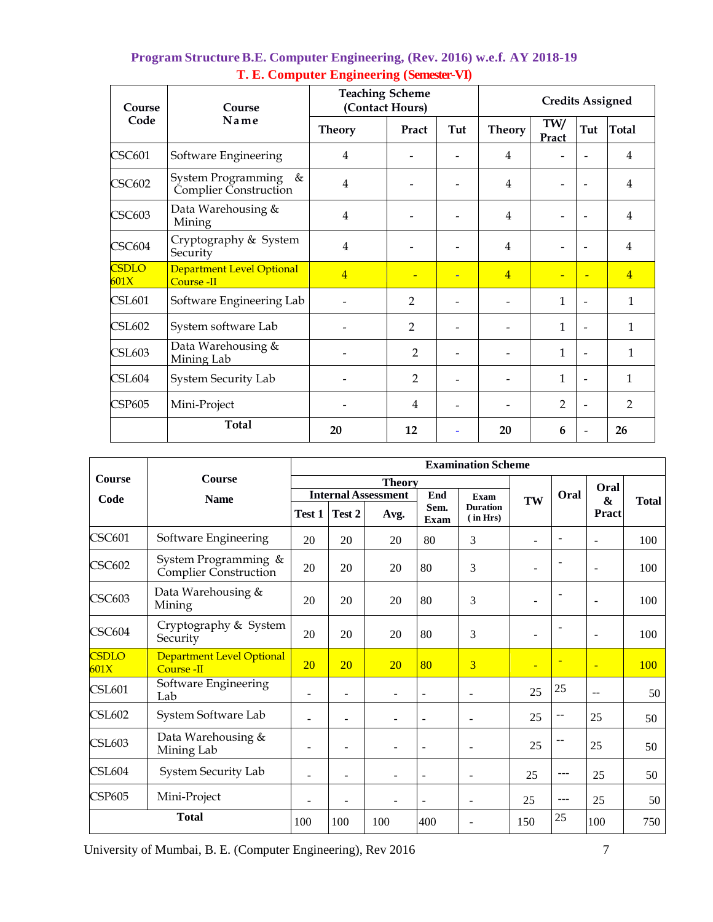## Program Structure B.E. Computer Engineering, (Rev. 2016) w.e.f. AY 2018-19

### T. E. Computer Engineering (Semester-VI)

| Course Code | Course Name | Teaching Scheme (Contact Hours) | | | Credits Assigned | | | |
|---|---|---|---|---|---|---|---|---|
| | | Theory | Pract | Tut | Theory | TW/ Pract | Tut | Total |
| CSC601 | Software Engineering | 4 | - | - | 4 | - | - | 4 |
| CSC602 | System Programming & Complier Construction | 4 | - | - | 4 | - | - | 4 |
| CSC603 | Data Warehousing & Mining | 4 | - | - | 4 | - | - | 4 |
| CSC604 | Cryptography & System Security | 4 | - | - | 4 | - | - | 4 |
| CSDLO 601X | Department Level Optional Course -II | 4 | - | - | 4 | - | - | 4 |
| CSL601 | Software Engineering Lab | - | 2 | - | - | 1 | - | 1 |
| CSL602 | System software Lab | - | 2 | - | - | 1 | - | 1 |
| CSL603 | Data Warehousing & Mining Lab | - | 2 | - | - | 1 | - | 1 |
| CSL604 | System Security Lab | - | 2 | - | - | 1 | - | 1 |
| CSP605 | Mini-Project | - | 4 | - | - | 2 | - | 2 |
| | **Total** | **20** | **12** | - | **20** | **6** | - | **26** |

| Course Code | Course Name | Examination Scheme | | | | | | | | |
|---|---|---|---|---|---|---|---|---|---|---|
| | | Theory | | | | | TW | Oral | Oral & Pract | Total |
| | | Internal Assessment | | | End Sem. Exam | Exam Duration (in Hrs) | | | | |
| | | Test 1 | Test 2 | Avg. | | | | | | |
| CSC601 | Software Engineering | 20 | 20 | 20 | 80 | 3 | - | - | - | 100 |
| CSC602 | System Programming & Complier Construction | 20 | 20 | 20 | 80 | 3 | - | - | - | 100 |
| CSC603 | Data Warehousing & Mining | 20 | 20 | 20 | 80 | 3 | - | - | - | 100 |
| CSC604 | Cryptography & System Security | 20 | 20 | 20 | 80 | 3 | - | - | - | 100 |
| CSDLO 601X | Department Level Optional Course -II | 20 | 20 | 20 | 80 | 3 | - | - | - | 100 |
| CSL601 | Software Engineering Lab | - | - | - | - | - | 25 | 25 | -- | 50 |
| CSL602 | System Software Lab | - | - | - | - | - | 25 | -- | 25 | 50 |
| CSL603 | Data Warehousing & Mining Lab | - | - | - | - | - | 25 | -- | 25 | 50 |
| CSL604 | System Security Lab | - | - | - | - | - | 25 | --- | 25 | 50 |
| CSP605 | Mini-Project | - | - | - | - | - | 25 | --- | 25 | 50 |
| **Total** | | 100 | 100 | 100 | 400 | - | 150 | 25 | 100 | 750 |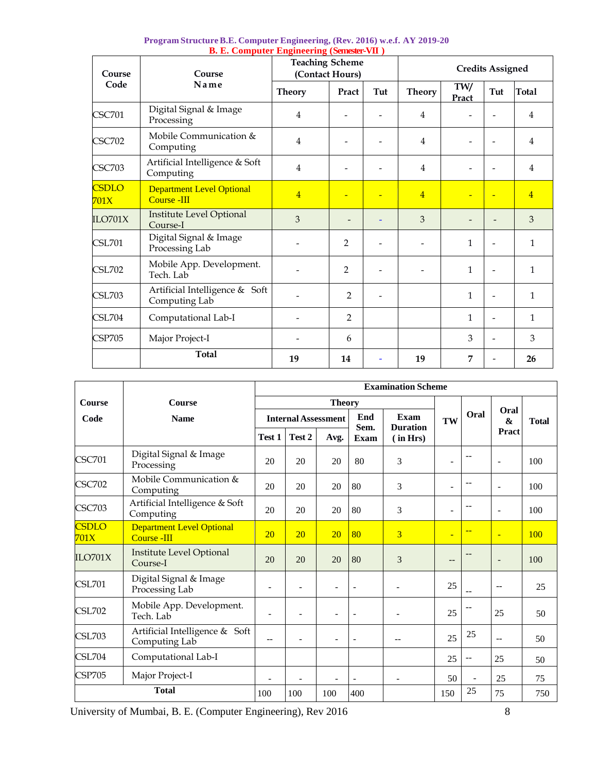**Program Structure B.E. Computer Engineering, (Rev. 2016) w.e.f. AY 2019-20**

**B. E. Computer Engineering (Semester-VII )**

| Course Code | Course Name | Teaching Scheme (Contact Hours) | | | Credits Assigned | | | |
|---|---|---|---|---|---|---|---|---|
| | | Theory | Pract | Tut | Theory | TW/ Pract | Tut | Total |
| CSC701 | Digital Signal & Image Processing | 4 | - | - | 4 | - | - | 4 |
| CSC702 | Mobile Communication & Computing | 4 | - | - | 4 | - | - | 4 |
| CSC703 | Artificial Intelligence & Soft Computing | 4 | - | - | 4 | - | - | 4 |
| CSDLO 701X | Department Level Optional Course -III | 4 | - | - | 4 | - | - | 4 |
| ILO701X | Institute Level Optional Course-I | 3 | - | - | 3 | - | - | 3 |
| CSL701 | Digital Signal & Image Processing Lab | - | 2 | - | - | 1 | - | 1 |
| CSL702 | Mobile App. Development. Tech. Lab | - | 2 | - | - | 1 | - | 1 |
| CSL703 | Artificial Intelligence & Soft Computing Lab | - | 2 | - | | 1 | - | 1 |
| CSL704 | Computational Lab-I | - | 2 | | | 1 | - | 1 |
| CSP705 | Major Project-I | - | 6 | | | 3 | - | 3 |
| | **Total** | **19** | **14** | - | **19** | **7** | - | **26** |

| Course Code | Course Name | Examination Scheme | | | | | | | | |
|---|---|---|---|---|---|---|---|---|---|---|
| | | Theory | | | | | TW | Oral | Oral & Pract | Total |
| | | Internal Assessment | | | End Sem. Exam | Exam Duration (in Hrs) | | | | |
| | | Test 1 | Test 2 | Avg. | | | | | | |
| CSC701 | Digital Signal & Image Processing | 20 | 20 | 20 | 80 | 3 | - | -- | - | 100 |
| CSC702 | Mobile Communication & Computing | 20 | 20 | 20 | 80 | 3 | - | -- | - | 100 |
| CSC703 | Artificial Intelligence & Soft Computing | 20 | 20 | 20 | 80 | 3 | - | -- | - | 100 |
| CSDLO 701X | Department Level Optional Course -III | 20 | 20 | 20 | 80 | 3 | - | -- | - | 100 |
| ILO701X | Institute Level Optional Course-I | 20 | 20 | 20 | 80 | 3 | -- | -- | - | 100 |
| CSL701 | Digital Signal & Image Processing Lab | - | - | - | - | - | 25 | -- | -- | 25 |
| CSL702 | Mobile App. Development. Tech. Lab | - | - | - | - | - | 25 | -- | 25 | 50 |
| CSL703 | Artificial Intelligence & Soft Computing Lab | -- | - | - | - | -- | 25 | 25 | -- | 50 |
| CSL704 | Computational Lab-I | | | | | | 25 | -- | 25 | 50 |
| CSP705 | Major Project-I | - | - | - | - | - | 50 | - | 25 | 75 |
| **Total** | | 100 | 100 | 100 | 400 | | 150 | 25 | 75 | 750 |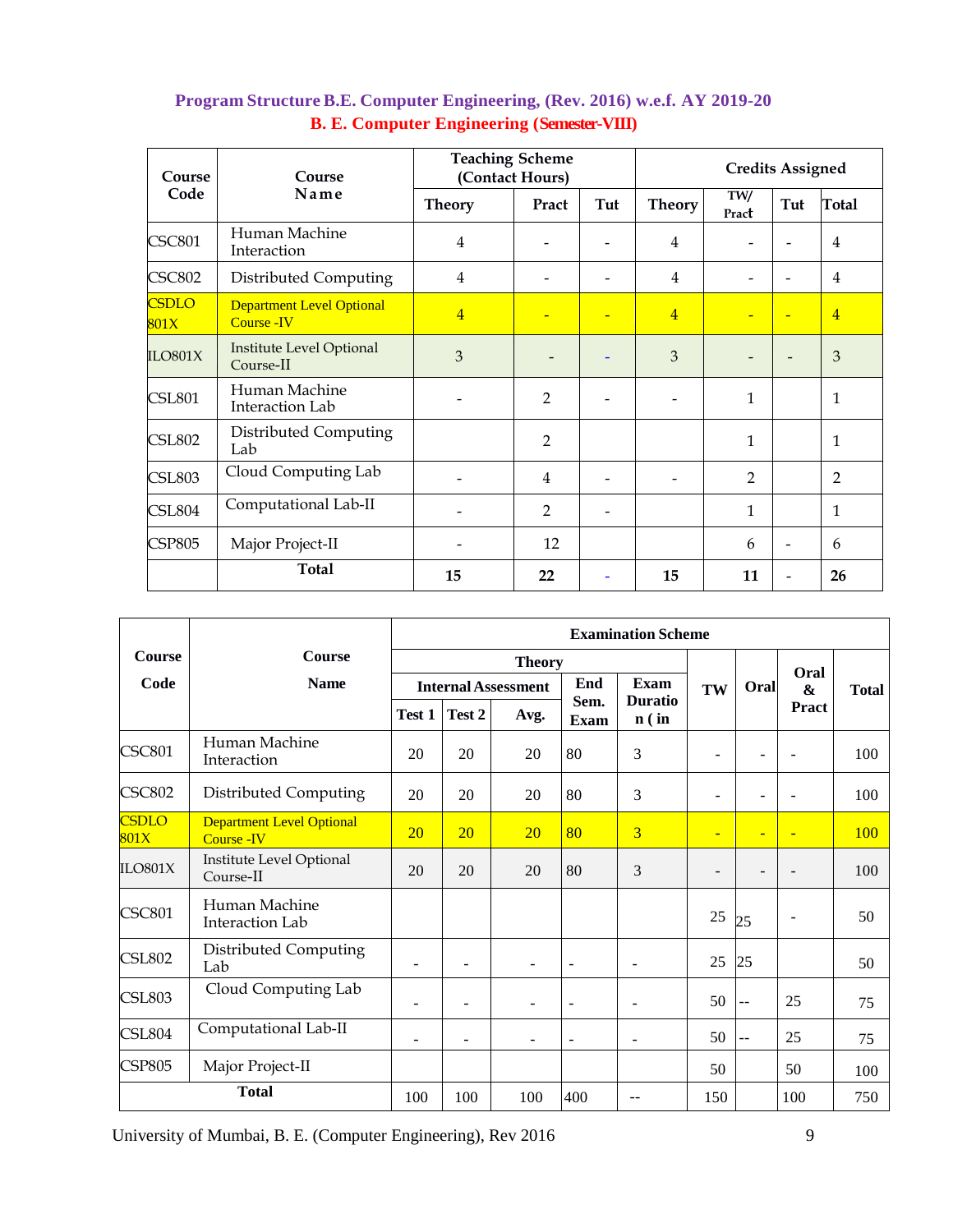## Program Structure B.E. Computer Engineering, (Rev. 2016) w.e.f. AY 2019-20

### B. E. Computer Engineering (Semester-VIII)

| Course Code | Course Name | Teaching Scheme (Contact Hours) | | | Credits Assigned | | | |
|---|---|---|---|---|---|---|---|---|
| | | Theory | Pract | Tut | Theory | TW/ Pract | Tut | Total |
| CSC801 | Human Machine Interaction | 4 | - | - | 4 | - | - | 4 |
| CSC802 | Distributed Computing | 4 | - | - | 4 | - | - | 4 |
| CSDLO 801X | Department Level Optional Course -IV | 4 | - | - | 4 | - | - | 4 |
| ILO801X | Institute Level Optional Course-II | 3 | - | - | 3 | - | - | 3 |
| CSL801 | Human Machine Interaction Lab | - | 2 | - | - | 1 | | 1 |
| CSL802 | Distributed Computing Lab | | 2 | | | 1 | | 1 |
| CSL803 | Cloud Computing Lab | - | 4 | - | - | 2 | | 2 |
| CSL804 | Computational Lab-II | - | 2 | - | | 1 | | 1 |
| CSP805 | Major Project-II | - | 12 | | | 6 | - | 6 |
| | Total | 15 | 22 | - | 15 | 11 | - | 26 |

| Course Code | Course Name | Examination Scheme | | | | | | | | |
|---|---|---|---|---|---|---|---|---|---|---|
| | | Theory | | | | | TW | Oral | Oral & Pract | Total |
| | | Internal Assessment | | | End Sem. Exam | Exam Duration ( in | | | | |
| | | Test 1 | Test 2 | Avg. | | | | | | |
| CSC801 | Human Machine Interaction | 20 | 20 | 20 | 80 | 3 | - | - | - | 100 |
| CSC802 | Distributed Computing | 20 | 20 | 20 | 80 | 3 | - | - | - | 100 |
| CSDLO 801X | Department Level Optional Course -IV | 20 | 20 | 20 | 80 | 3 | - | - | - | 100 |
| ILO801X | Institute Level Optional Course-II | 20 | 20 | 20 | 80 | 3 | - | - | - | 100 |
| CSC801 | Human Machine Interaction Lab | | | | | | 25 | 25 | - | 50 |
| CSL802 | Distributed Computing Lab | - | - | - | - | - | 25 | 25 | | 50 |
| CSL803 | Cloud Computing Lab | - | - | - | - | - | 50 | -- | 25 | 75 |
| CSL804 | Computational Lab-II | - | - | - | - | - | 50 | -- | 25 | 75 |
| CSP805 | Major Project-II | | | | | | 50 | | 50 | 100 |
| Total | | 100 | 100 | 100 | 400 | -- | 150 | | 100 | 750 |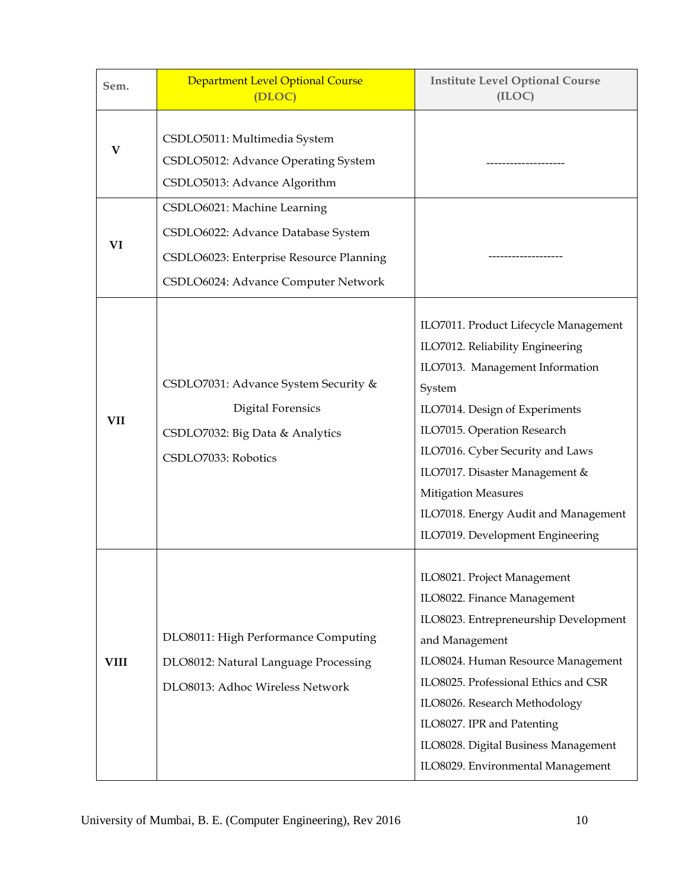| Sem. | Department Level Optional Course (DLOC) | Institute Level Optional Course (ILOC) |
|---|---|---|
| V | CSDLO5011: Multimedia System<br>CSDLO5012: Advance Operating System<br>CSDLO5013: Advance Algorithm | -------------------- |
| VI | CSDLO6021: Machine Learning<br>CSDLO6022: Advance Database System<br>CSDLO6023: Enterprise Resource Planning<br>CSDLO6024: Advance Computer Network | ------------------- |
| VII | CSDLO7031: Advance System Security & Digital Forensics<br>CSDLO7032: Big Data & Analytics<br>CSDLO7033: Robotics | ILO7011. Product Lifecycle Management<br>ILO7012. Reliability Engineering<br>ILO7013. Management Information System<br>ILO7014. Design of Experiments<br>ILO7015. Operation Research<br>ILO7016. Cyber Security and Laws<br>ILO7017. Disaster Management & Mitigation Measures<br>ILO7018. Energy Audit and Management<br>ILO7019. Development Engineering |
| VIII | DLO8011: High Performance Computing<br>DLO8012: Natural Language Processing<br>DLO8013: Adhoc Wireless Network | ILO8021. Project Management<br>ILO8022. Finance Management<br>ILO8023. Entrepreneurship Development and Management<br>ILO8024. Human Resource Management<br>ILO8025. Professional Ethics and CSR<br>ILO8026. Research Methodology<br>ILO8027. IPR and Patenting<br>ILO8028. Digital Business Management<br>ILO8029. Environmental Management |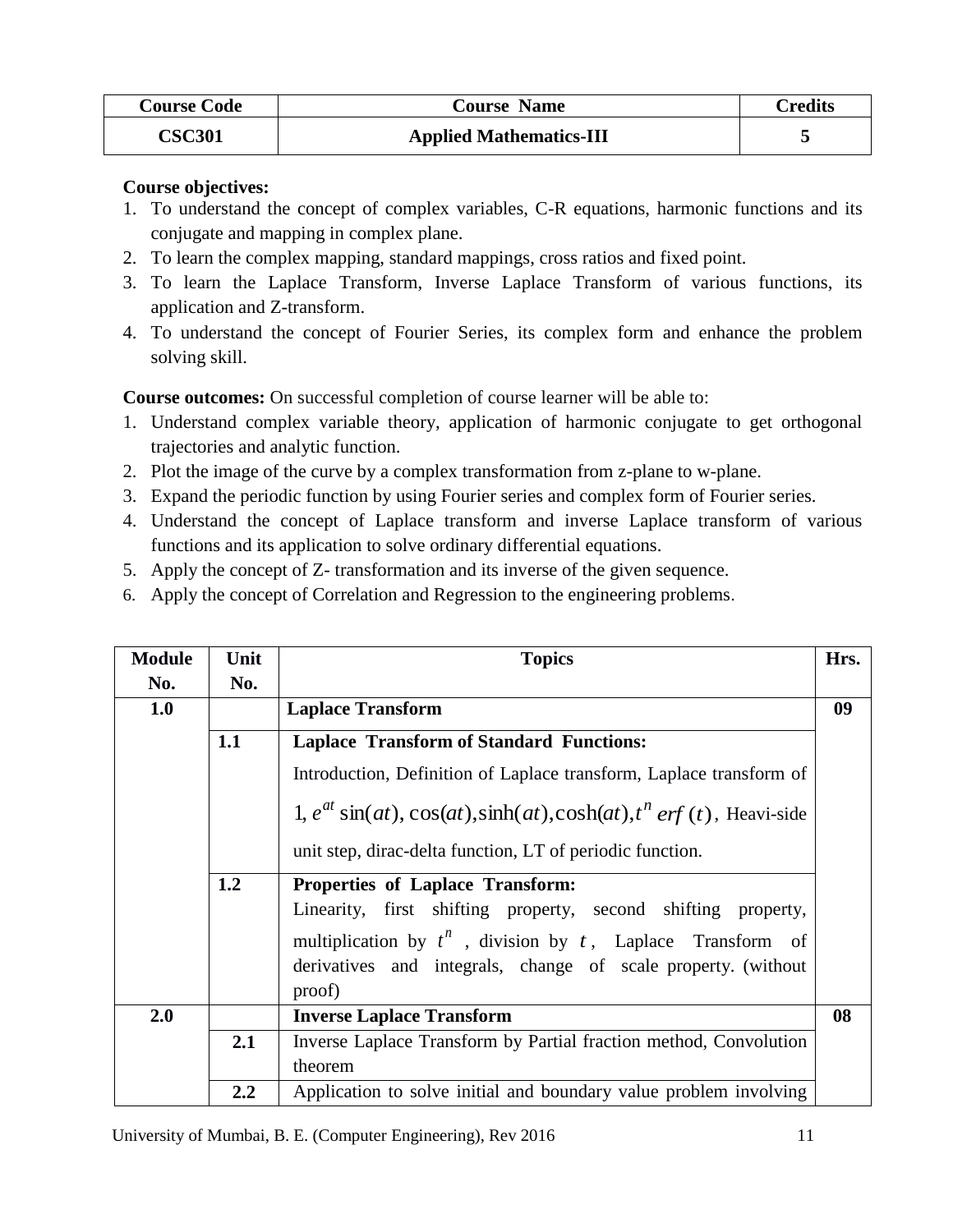| Course Code | Course Name | Credits |
|---|---|---|
| CSC301 | Applied Mathematics-III | 5 |

**Course objectives:**

1. To understand the concept of complex variables, C-R equations, harmonic functions and its conjugate and mapping in complex plane.
2. To learn the complex mapping, standard mappings, cross ratios and fixed point.
3. To learn the Laplace Transform, Inverse Laplace Transform of various functions, its application and Z-transform.
4. To understand the concept of Fourier Series, its complex form and enhance the problem solving skill.

**Course outcomes:** On successful completion of course learner will be able to:

1. Understand complex variable theory, application of harmonic conjugate to get orthogonal trajectories and analytic function.
2. Plot the image of the curve by a complex transformation from z-plane to w-plane.
3. Expand the periodic function by using Fourier series and complex form of Fourier series.
4. Understand the concept of Laplace transform and inverse Laplace transform of various functions and its application to solve ordinary differential equations.
5. Apply the concept of Z- transformation and its inverse of the given sequence.
6. Apply the concept of Correlation and Regression to the engineering problems.

| Module No. | Unit No. | Topics | Hrs. |
|---|---|---|---|
| 1.0 | | **Laplace Transform** | 09 |
| | 1.1 | **Laplace Transform of Standard Functions:** Introduction, Definition of Laplace transform, Laplace transform of $1, e^{at} \sin(at), \cos(at), \sinh(at), \cosh(at), t^n\, erf(t)$, Heavi-side unit step, dirac-delta function, LT of periodic function. | |
| | 1.2 | **Properties of Laplace Transform:** Linearity, first shifting property, second shifting property, multiplication by $t^n$, division by $t$, Laplace Transform of derivatives and integrals, change of scale property. (without proof) | |
| 2.0 | | **Inverse Laplace Transform** | 08 |
| | 2.1 | Inverse Laplace Transform by Partial fraction method, Convolution theorem | |
| | 2.2 | Application to solve initial and boundary value problem involving | |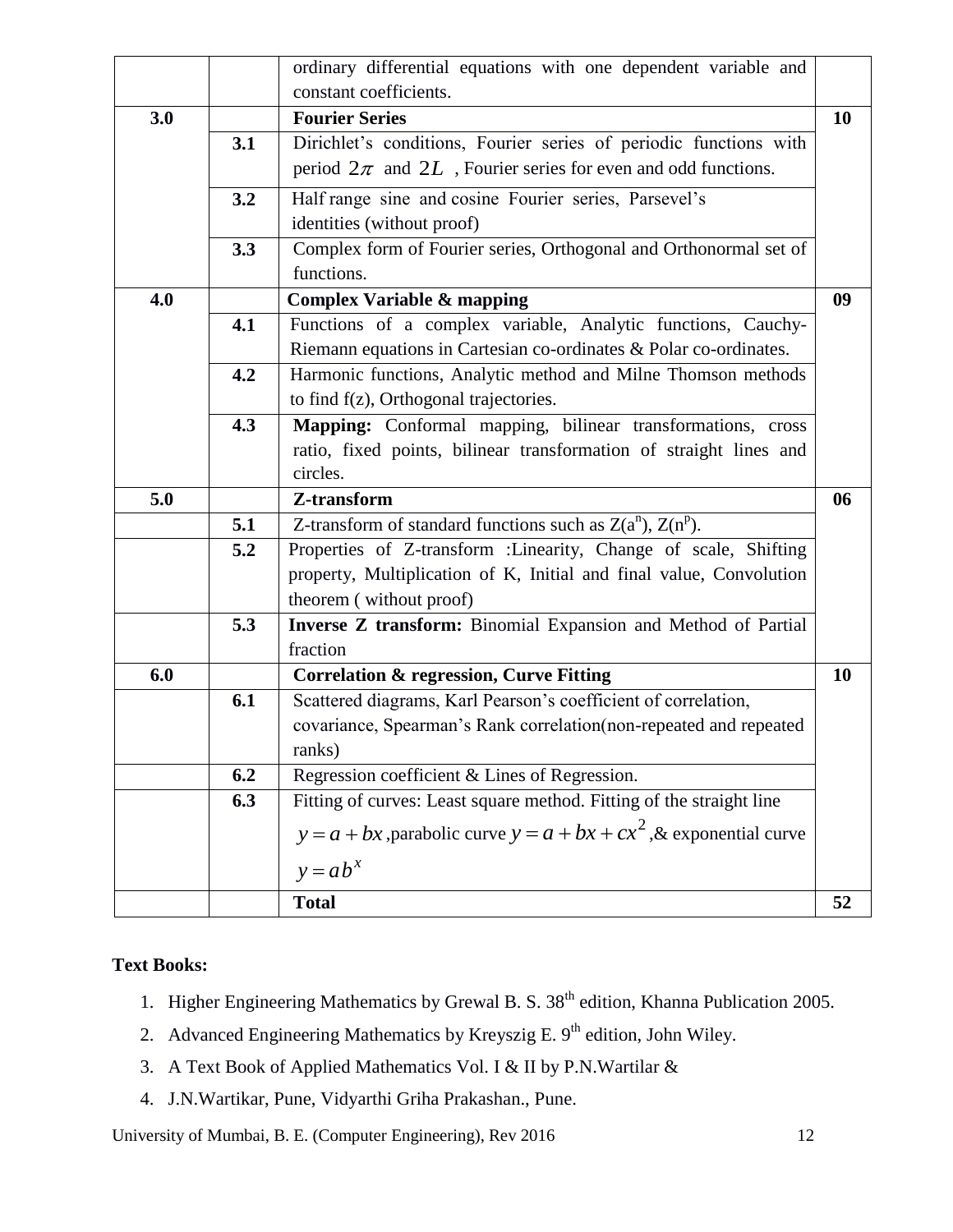|  |  | ordinary differential equations with one dependent variable and constant coefficients. |  |
| --- | --- | --- | --- |
| **3.0** |  | **Fourier Series** | **10** |
|  | **3.1** | Dirichlet's conditions, Fourier series of periodic functions with period $2\pi$ and $2L$ , Fourier series for even and odd functions. |  |
|  | **3.2** | Half range sine and cosine Fourier series, Parsevel's identities (without proof) |  |
|  | **3.3** | Complex form of Fourier series, Orthogonal and Orthonormal set of functions. |  |
| **4.0** |  | **Complex Variable & mapping** | **09** |
|  | **4.1** | Functions of a complex variable, Analytic functions, Cauchy-Riemann equations in Cartesian co-ordinates & Polar co-ordinates. |  |
|  | **4.2** | Harmonic functions, Analytic method and Milne Thomson methods to find f(z), Orthogonal trajectories. |  |
|  | **4.3** | **Mapping:** Conformal mapping, bilinear transformations, cross ratio, fixed points, bilinear transformation of straight lines and circles. |  |
| **5.0** |  | **Z-transform** | **06** |
|  | **5.1** | Z-transform of standard functions such as $Z(a^n)$, $Z(n^p)$. |  |
|  | **5.2** | Properties of Z-transform :Linearity, Change of scale, Shifting property, Multiplication of K, Initial and final value, Convolution theorem ( without proof) |  |
|  | **5.3** | **Inverse Z transform:** Binomial Expansion and Method of Partial fraction |  |
| **6.0** |  | **Correlation & regression, Curve Fitting** | **10** |
|  | **6.1** | Scattered diagrams, Karl Pearson's coefficient of correlation, covariance, Spearman's Rank correlation(non-repeated and repeated ranks) |  |
|  | **6.2** | Regression coefficient & Lines of Regression. |  |
|  | **6.3** | Fitting of curves: Least square method. Fitting of the straight line $y = a + bx$ ,parabolic curve $y = a + bx + cx^2$ ,& exponential curve $y = ab^x$ |  |
|  |  | **Total** | **52** |

**Text Books:**

1. Higher Engineering Mathematics by Grewal B. S. 38th edition, Khanna Publication 2005.
2. Advanced Engineering Mathematics by Kreyszig E. 9th edition, John Wiley.
3. A Text Book of Applied Mathematics Vol. I & II by P.N.Wartilar &
4. J.N.Wartikar, Pune, Vidyarthi Griha Prakashan., Pune.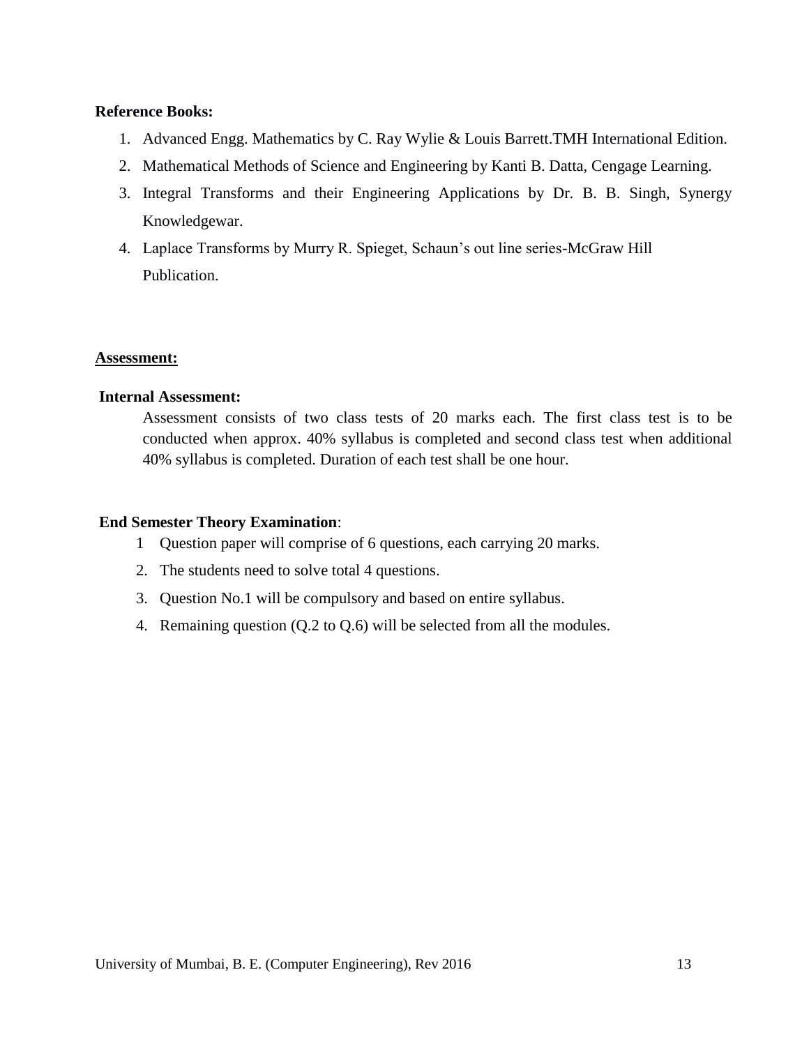**Reference Books:**

1. Advanced Engg. Mathematics by C. Ray Wylie & Louis Barrett.TMH International Edition.
2. Mathematical Methods of Science and Engineering by Kanti B. Datta, Cengage Learning.
3. Integral Transforms and their Engineering Applications by Dr. B. B. Singh, Synergy Knowledgewar.
4. Laplace Transforms by Murry R. Spieget, Schaun's out line series-McGraw Hill Publication.

**Assessment:**

**Internal Assessment:**

Assessment consists of two class tests of 20 marks each. The first class test is to be conducted when approx. 40% syllabus is completed and second class test when additional 40% syllabus is completed. Duration of each test shall be one hour.

**End Semester Theory Examination**:

1. Question paper will comprise of 6 questions, each carrying 20 marks.
2. The students need to solve total 4 questions.
3. Question No.1 will be compulsory and based on entire syllabus.
4. Remaining question (Q.2 to Q.6) will be selected from all the modules.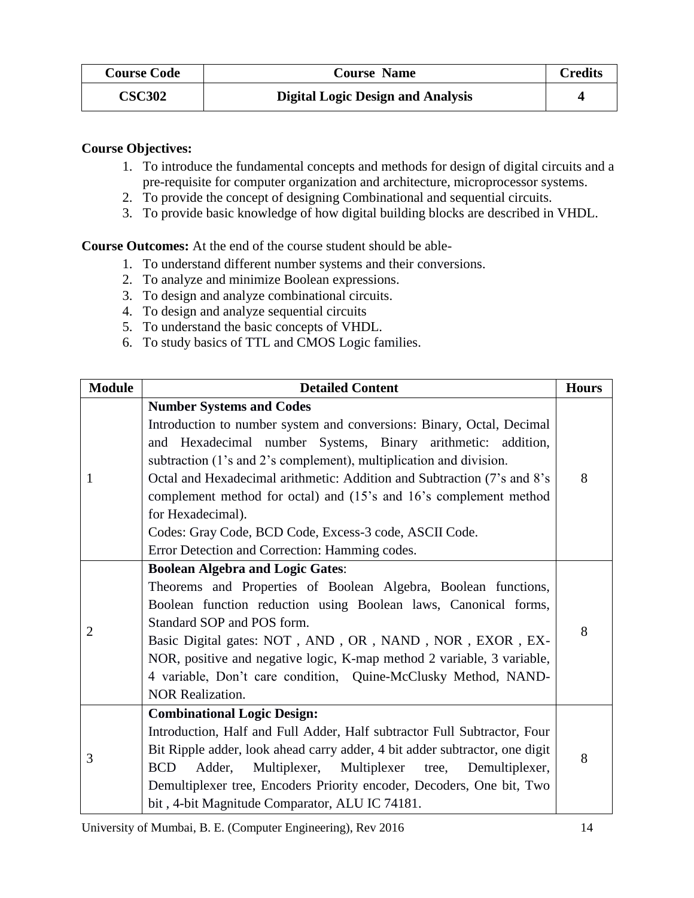| Course Code | Course Name | Credits |
|---|---|---|
| **CSC302** | **Digital Logic Design and Analysis** | **4** |

**Course Objectives:**

1. To introduce the fundamental concepts and methods for design of digital circuits and a pre-requisite for computer organization and architecture, microprocessor systems.
2. To provide the concept of designing Combinational and sequential circuits.
3. To provide basic knowledge of how digital building blocks are described in VHDL.

**Course Outcomes:** At the end of the course student should be able-

1. To understand different number systems and their conversions.
2. To analyze and minimize Boolean expressions.
3. To design and analyze combinational circuits.
4. To design and analyze sequential circuits
5. To understand the basic concepts of VHDL.
6. To study basics of TTL and CMOS Logic families.

| Module | Detailed Content | Hours |
|---|---|---|
| 1 | **Number Systems and Codes**<br>Introduction to number system and conversions: Binary, Octal, Decimal and Hexadecimal number Systems, Binary arithmetic: addition, subtraction (1's and 2's complement), multiplication and division.<br>Octal and Hexadecimal arithmetic: Addition and Subtraction (7's and 8's complement method for octal) and (15's and 16's complement method for Hexadecimal).<br>Codes: Gray Code, BCD Code, Excess-3 code, ASCII Code.<br>Error Detection and Correction: Hamming codes. | 8 |
| 2 | **Boolean Algebra and Logic Gates**:<br>Theorems and Properties of Boolean Algebra, Boolean functions, Boolean function reduction using Boolean laws, Canonical forms, Standard SOP and POS form.<br>Basic Digital gates: NOT , AND , OR , NAND , NOR , EXOR , EX-NOR, positive and negative logic, K-map method 2 variable, 3 variable, 4 variable, Don't care condition, Quine-McClusky Method, NAND-NOR Realization. | 8 |
| 3 | **Combinational Logic Design:**<br>Introduction, Half and Full Adder, Half subtractor Full Subtractor, Four Bit Ripple adder, look ahead carry adder, 4 bit adder subtractor, one digit BCD Adder, Multiplexer, Multiplexer tree, Demultiplexer, Demultiplexer tree, Encoders Priority encoder, Decoders, One bit, Two bit , 4-bit Magnitude Comparator, ALU IC 74181. | 8 |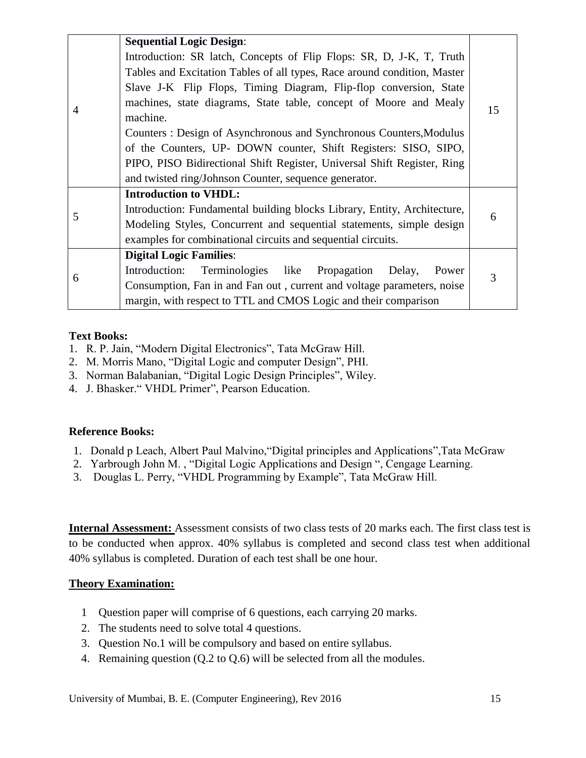| | | |
|---|---|---|
| 4 | **Sequential Logic Design**:<br>Introduction: SR latch, Concepts of Flip Flops: SR, D, J-K, T, Truth Tables and Excitation Tables of all types, Race around condition, Master Slave J-K Flip Flops, Timing Diagram, Flip-flop conversion, State machines, state diagrams, State table, concept of Moore and Mealy machine.<br>Counters : Design of Asynchronous and Synchronous Counters,Modulus of the Counters, UP- DOWN counter, Shift Registers: SISO, SIPO, PIPO, PISO Bidirectional Shift Register, Universal Shift Register, Ring and twisted ring/Johnson Counter, sequence generator. | 15 |
| 5 | **Introduction to VHDL:**<br>Introduction: Fundamental building blocks Library, Entity, Architecture, Modeling Styles, Concurrent and sequential statements, simple design examples for combinational circuits and sequential circuits. | 6 |
| 6 | **Digital Logic Families**:<br>Introduction: Terminologies like Propagation Delay, Power Consumption, Fan in and Fan out , current and voltage parameters, noise margin, with respect to TTL and CMOS Logic and their comparison | 3 |

**Text Books:**

1. R. P. Jain, "Modern Digital Electronics", Tata McGraw Hill.
2. M. Morris Mano, "Digital Logic and computer Design", PHI.
3. Norman Balabanian, "Digital Logic Design Principles", Wiley.
4. J. Bhasker." VHDL Primer", Pearson Education.

**Reference Books:**

1. Donald p Leach, Albert Paul Malvino,"Digital principles and Applications",Tata McGraw
2. Yarbrough John M. , "Digital Logic Applications and Design ", Cengage Learning.
3. Douglas L. Perry, "VHDL Programming by Example", Tata McGraw Hill.

**Internal Assessment:** Assessment consists of two class tests of 20 marks each. The first class test is to be conducted when approx. 40% syllabus is completed and second class test when additional 40% syllabus is completed. Duration of each test shall be one hour.

**Theory Examination:**

1. Question paper will comprise of 6 questions, each carrying 20 marks.
2. The students need to solve total 4 questions.
3. Question No.1 will be compulsory and based on entire syllabus.
4. Remaining question (Q.2 to Q.6) will be selected from all the modules.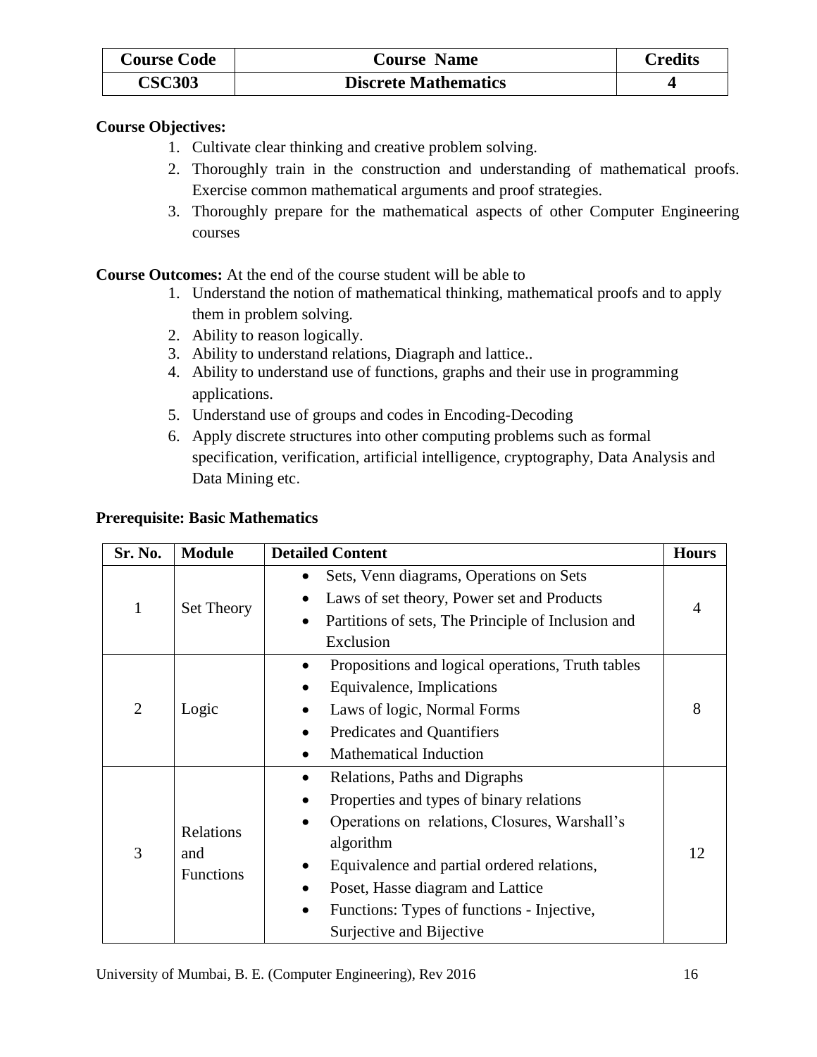| Course Code | Course Name | Credits |
| --- | --- | --- |
| CSC303 | Discrete Mathematics | 4 |

**Course Objectives:**

1. Cultivate clear thinking and creative problem solving.
2. Thoroughly train in the construction and understanding of mathematical proofs. Exercise common mathematical arguments and proof strategies.
3. Thoroughly prepare for the mathematical aspects of other Computer Engineering courses

**Course Outcomes:** At the end of the course student will be able to

1. Understand the notion of mathematical thinking, mathematical proofs and to apply them in problem solving.
2. Ability to reason logically.
3. Ability to understand relations, Diagraph and lattice..
4. Ability to understand use of functions, graphs and their use in programming applications.
5. Understand use of groups and codes in Encoding-Decoding
6. Apply discrete structures into other computing problems such as formal specification, verification, artificial intelligence, cryptography, Data Analysis and Data Mining etc.

**Prerequisite: Basic Mathematics**

| Sr. No. | Module | Detailed Content | Hours |
| --- | --- | --- | --- |
| 1 | Set Theory | • Sets, Venn diagrams, Operations on Sets <br> • Laws of set theory, Power set and Products <br> • Partitions of sets, The Principle of Inclusion and Exclusion | 4 |
| 2 | Logic | • Propositions and logical operations, Truth tables <br> • Equivalence, Implications <br> • Laws of logic, Normal Forms <br> • Predicates and Quantifiers <br> • Mathematical Induction | 8 |
| 3 | Relations and Functions | • Relations, Paths and Digraphs <br> • Properties and types of binary relations <br> • Operations on relations, Closures, Warshall's algorithm <br> • Equivalence and partial ordered relations, <br> • Poset, Hasse diagram and Lattice <br> • Functions: Types of functions - Injective, Surjective and Bijective | 12 |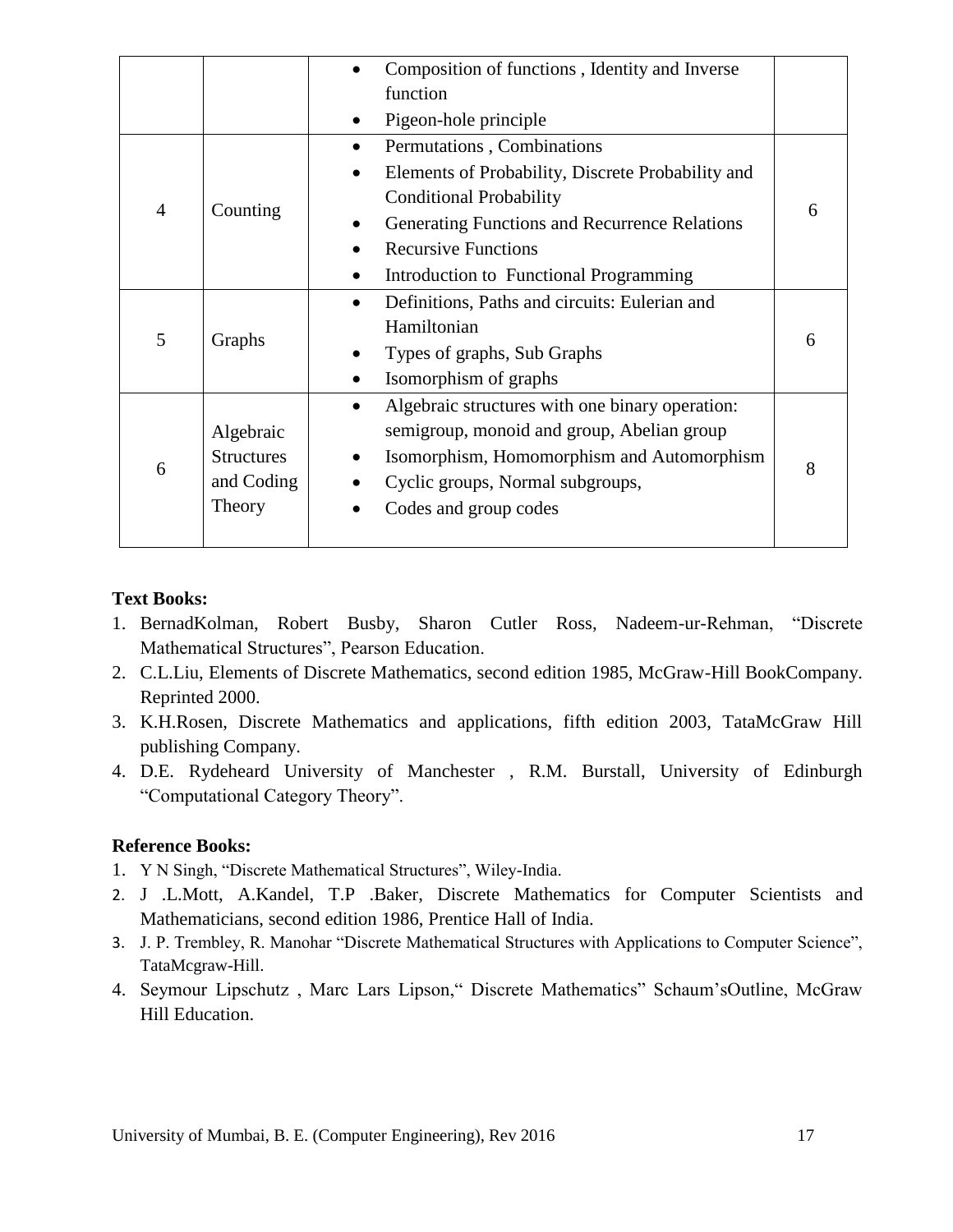| | | | |
|---|---|---|---|
| | | • Composition of functions , Identity and Inverse function<br>• Pigeon-hole principle | |
| 4 | Counting | • Permutations , Combinations<br>• Elements of Probability, Discrete Probability and Conditional Probability<br>• Generating Functions and Recurrence Relations<br>• Recursive Functions<br>• Introduction to Functional Programming | 6 |
| 5 | Graphs | • Definitions, Paths and circuits: Eulerian and Hamiltonian<br>• Types of graphs, Sub Graphs<br>• Isomorphism of graphs | 6 |
| 6 | Algebraic Structures and Coding Theory | • Algebraic structures with one binary operation: semigroup, monoid and group, Abelian group<br>• Isomorphism, Homomorphism and Automorphism<br>• Cyclic groups, Normal subgroups,<br>• Codes and group codes | 8 |

**Text Books:**

1. BernadKolman, Robert Busby, Sharon Cutler Ross, Nadeem-ur-Rehman, "Discrete Mathematical Structures", Pearson Education.
2. C.L.Liu, Elements of Discrete Mathematics, second edition 1985, McGraw-Hill BookCompany. Reprinted 2000.
3. K.H.Rosen, Discrete Mathematics and applications, fifth edition 2003, TataMcGraw Hill publishing Company.
4. D.E. Rydeheard University of Manchester , R.M. Burstall, University of Edinburgh "Computational Category Theory".

**Reference Books:**

1. Y N Singh, "Discrete Mathematical Structures", Wiley-India.
2. J .L.Mott, A.Kandel, T.P .Baker, Discrete Mathematics for Computer Scientists and Mathematicians, second edition 1986, Prentice Hall of India.
3. J. P. Trembley, R. Manohar "Discrete Mathematical Structures with Applications to Computer Science", TataMcgraw-Hill.
4. Seymour Lipschutz , Marc Lars Lipson," Discrete Mathematics" Schaum'sOutline, McGraw Hill Education.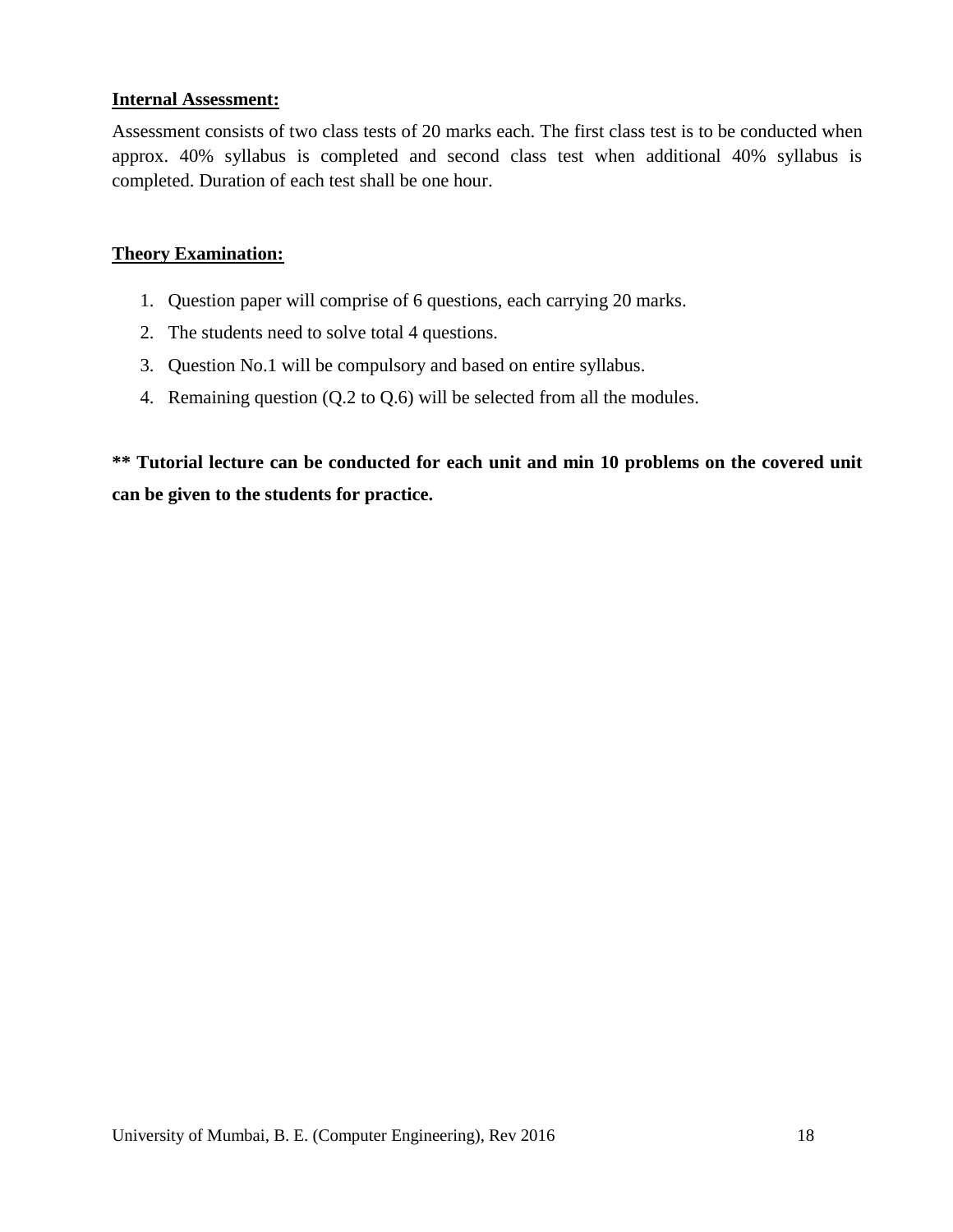**Internal Assessment:**

Assessment consists of two class tests of 20 marks each. The first class test is to be conducted when approx. 40% syllabus is completed and second class test when additional 40% syllabus is completed. Duration of each test shall be one hour.

**Theory Examination:**

1. Question paper will comprise of 6 questions, each carrying 20 marks.
2. The students need to solve total 4 questions.
3. Question No.1 will be compulsory and based on entire syllabus.
4. Remaining question (Q.2 to Q.6) will be selected from all the modules.

**** Tutorial lecture can be conducted for each unit and min 10 problems on the covered unit can be given to the students for practice.**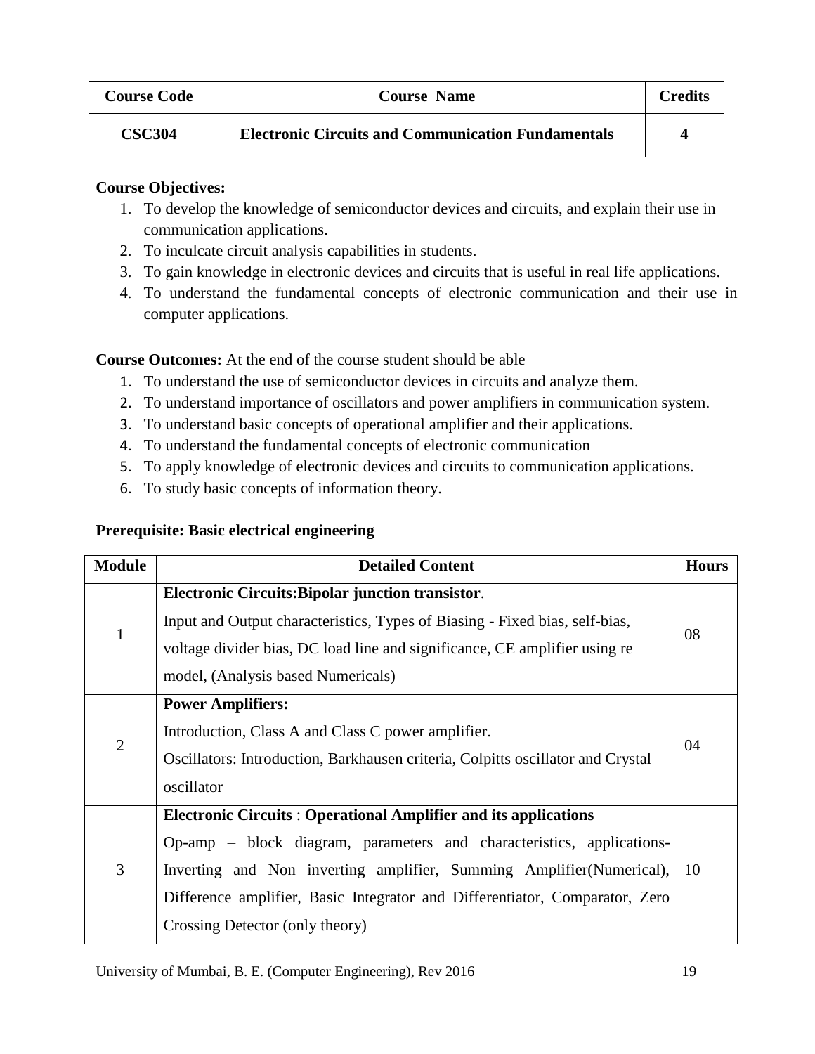| Course Code | Course Name | Credits |
|---|---|---|
| CSC304 | Electronic Circuits and Communication Fundamentals | 4 |

**Course Objectives:**

1. To develop the knowledge of semiconductor devices and circuits, and explain their use in communication applications.
2. To inculcate circuit analysis capabilities in students.
3. To gain knowledge in electronic devices and circuits that is useful in real life applications.
4. To understand the fundamental concepts of electronic communication and their use in computer applications.

**Course Outcomes:** At the end of the course student should be able

1. To understand the use of semiconductor devices in circuits and analyze them.
2. To understand importance of oscillators and power amplifiers in communication system.
3. To understand basic concepts of operational amplifier and their applications.
4. To understand the fundamental concepts of electronic communication
5. To apply knowledge of electronic devices and circuits to communication applications.
6. To study basic concepts of information theory.

**Prerequisite: Basic electrical engineering**

| Module | Detailed Content | Hours |
|---|---|---|
| 1 | **Electronic Circuits:Bipolar junction transistor**.<br>Input and Output characteristics, Types of Biasing - Fixed bias, self-bias, voltage divider bias, DC load line and significance, CE amplifier using re model, (Analysis based Numericals) | 08 |
| 2 | **Power Amplifiers:**<br>Introduction, Class A and Class C power amplifier.<br>Oscillators: Introduction, Barkhausen criteria, Colpitts oscillator and Crystal oscillator | 04 |
| 3 | **Electronic Circuits** : **Operational Amplifier and its applications**<br>Op-amp – block diagram, parameters and characteristics, applications-Inverting and Non inverting amplifier, Summing Amplifier(Numerical), Difference amplifier, Basic Integrator and Differentiator, Comparator, Zero Crossing Detector (only theory) | 10 |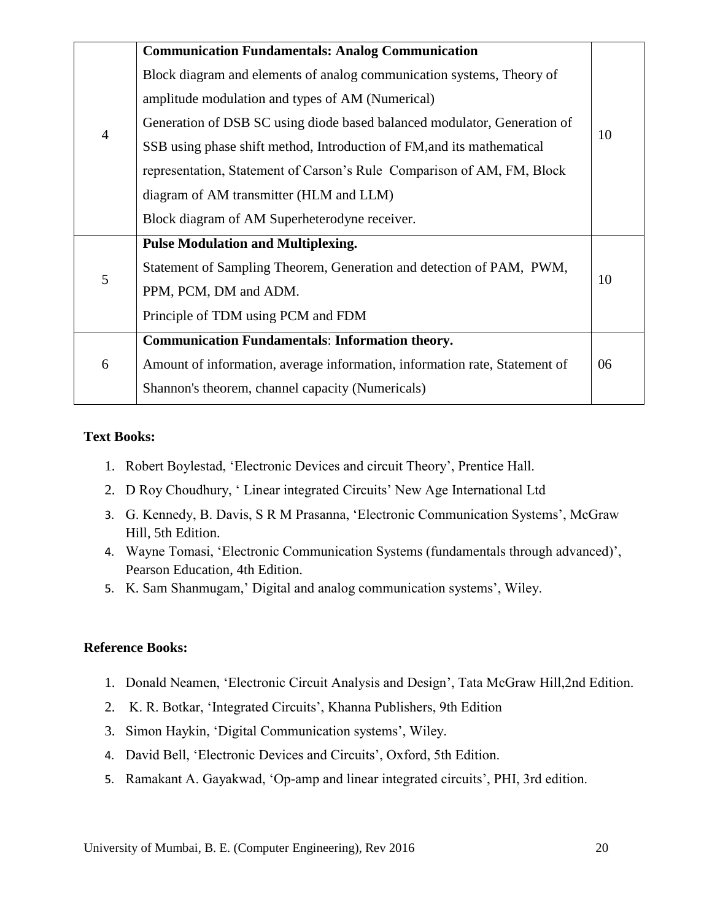| | | |
|---|---|---|
| 4 | **Communication Fundamentals: Analog Communication**<br>Block diagram and elements of analog communication systems, Theory of amplitude modulation and types of AM (Numerical)<br>Generation of DSB SC using diode based balanced modulator, Generation of SSB using phase shift method, Introduction of FM,and its mathematical representation, Statement of Carson's Rule Comparison of AM, FM, Block diagram of AM transmitter (HLM and LLM)<br>Block diagram of AM Superheterodyne receiver. | 10 |
| 5 | **Pulse Modulation and Multiplexing.**<br>Statement of Sampling Theorem, Generation and detection of PAM, PWM, PPM, PCM, DM and ADM.<br>Principle of TDM using PCM and FDM | 10 |
| 6 | **Communication Fundamentals: Information theory.**<br>Amount of information, average information, information rate, Statement of Shannon's theorem, channel capacity (Numericals) | 06 |

**Text Books:**

1. Robert Boylestad, 'Electronic Devices and circuit Theory', Prentice Hall.
2. D Roy Choudhury, ' Linear integrated Circuits' New Age International Ltd
3. G. Kennedy, B. Davis, S R M Prasanna, 'Electronic Communication Systems', McGraw Hill, 5th Edition.
4. Wayne Tomasi, 'Electronic Communication Systems (fundamentals through advanced)', Pearson Education, 4th Edition.
5. K. Sam Shanmugam,' Digital and analog communication systems', Wiley.

**Reference Books:**

1. Donald Neamen, 'Electronic Circuit Analysis and Design', Tata McGraw Hill,2nd Edition.
2. K. R. Botkar, 'Integrated Circuits', Khanna Publishers, 9th Edition
3. Simon Haykin, 'Digital Communication systems', Wiley.
4. David Bell, 'Electronic Devices and Circuits', Oxford, 5th Edition.
5. Ramakant A. Gayakwad, 'Op-amp and linear integrated circuits', PHI, 3rd edition.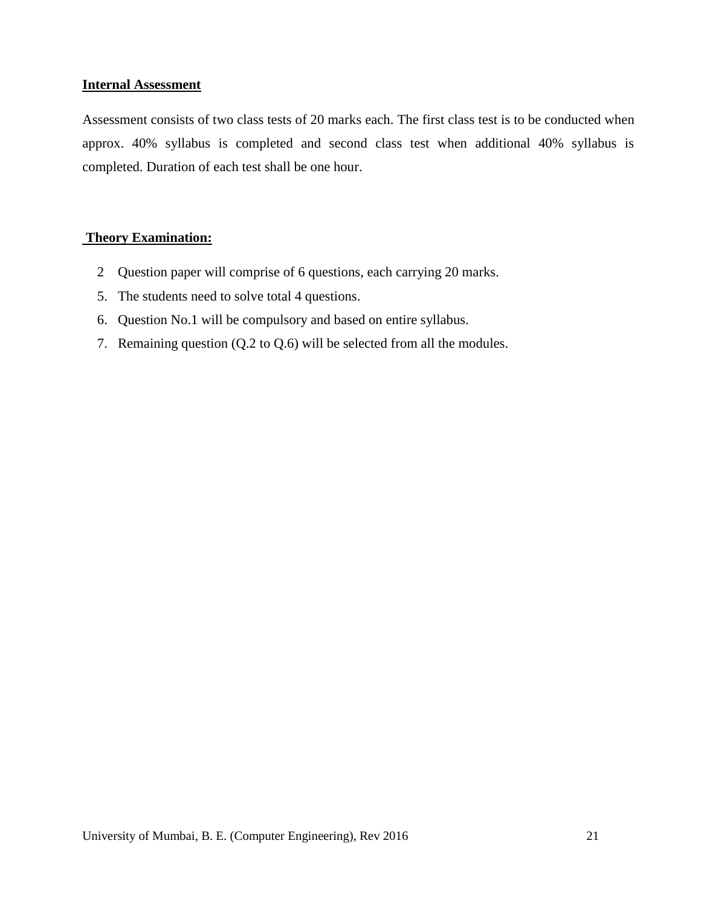**Internal Assessment**

Assessment consists of two class tests of 20 marks each. The first class test is to be conducted when approx. 40% syllabus is completed and second class test when additional 40% syllabus is completed. Duration of each test shall be one hour.

**Theory Examination:**

2 Question paper will comprise of 6 questions, each carrying 20 marks.
5. The students need to solve total 4 questions.
6. Question No.1 will be compulsory and based on entire syllabus.
7. Remaining question (Q.2 to Q.6) will be selected from all the modules.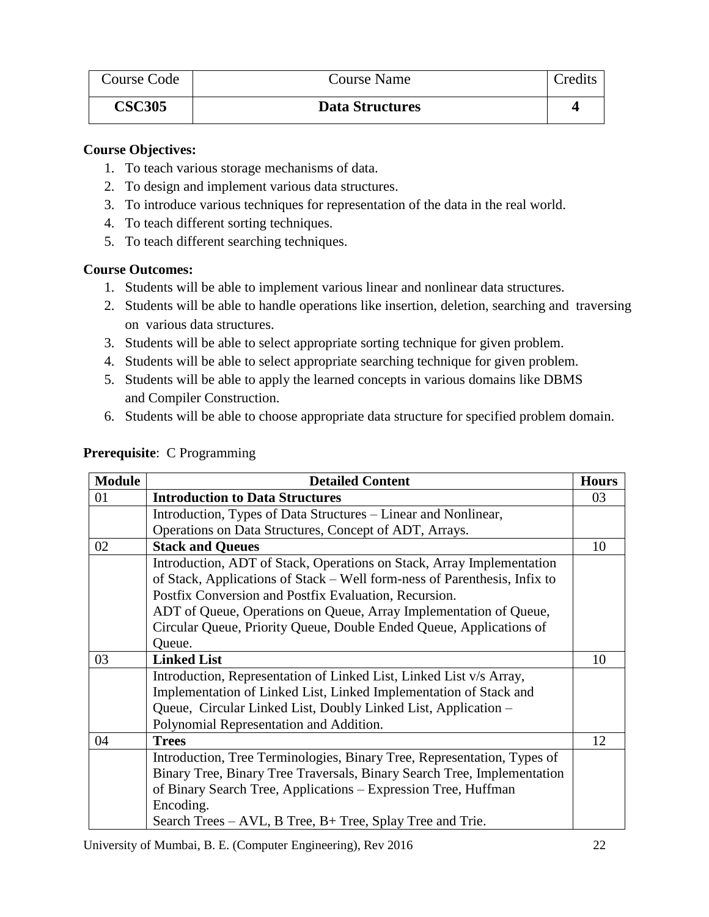| Course Code | Course Name | Credits |
|---|---|---|
| **CSC305** | **Data Structures** | **4** |

**Course Objectives:**

1. To teach various storage mechanisms of data.
2. To design and implement various data structures.
3. To introduce various techniques for representation of the data in the real world.
4. To teach different sorting techniques.
5. To teach different searching techniques.

**Course Outcomes:**

1. Students will be able to implement various linear and nonlinear data structures.
2. Students will be able to handle operations like insertion, deletion, searching and traversing on various data structures.
3. Students will be able to select appropriate sorting technique for given problem.
4. Students will be able to select appropriate searching technique for given problem.
5. Students will be able to apply the learned concepts in various domains like DBMS and Compiler Construction.
6. Students will be able to choose appropriate data structure for specified problem domain.

**Prerequisite**: C Programming

| Module | Detailed Content | Hours |
|---|---|---|
| 01 | **Introduction to Data Structures** | 03 |
| | Introduction, Types of Data Structures – Linear and Nonlinear, Operations on Data Structures, Concept of ADT, Arrays. | |
| 02 | **Stack and Queues** | 10 |
| | Introduction, ADT of Stack, Operations on Stack, Array Implementation of Stack, Applications of Stack – Well form-ness of Parenthesis, Infix to Postfix Conversion and Postfix Evaluation, Recursion.<br>ADT of Queue, Operations on Queue, Array Implementation of Queue, Circular Queue, Priority Queue, Double Ended Queue, Applications of Queue. | |
| 03 | **Linked List** | 10 |
| | Introduction, Representation of Linked List, Linked List v/s Array, Implementation of Linked List, Linked Implementation of Stack and Queue, Circular Linked List, Doubly Linked List, Application – Polynomial Representation and Addition. | |
| 04 | **Trees** | 12 |
| | Introduction, Tree Terminologies, Binary Tree, Representation, Types of Binary Tree, Binary Tree Traversals, Binary Search Tree, Implementation of Binary Search Tree, Applications – Expression Tree, Huffman Encoding.<br>Search Trees – AVL, B Tree, B+ Tree, Splay Tree and Trie. | |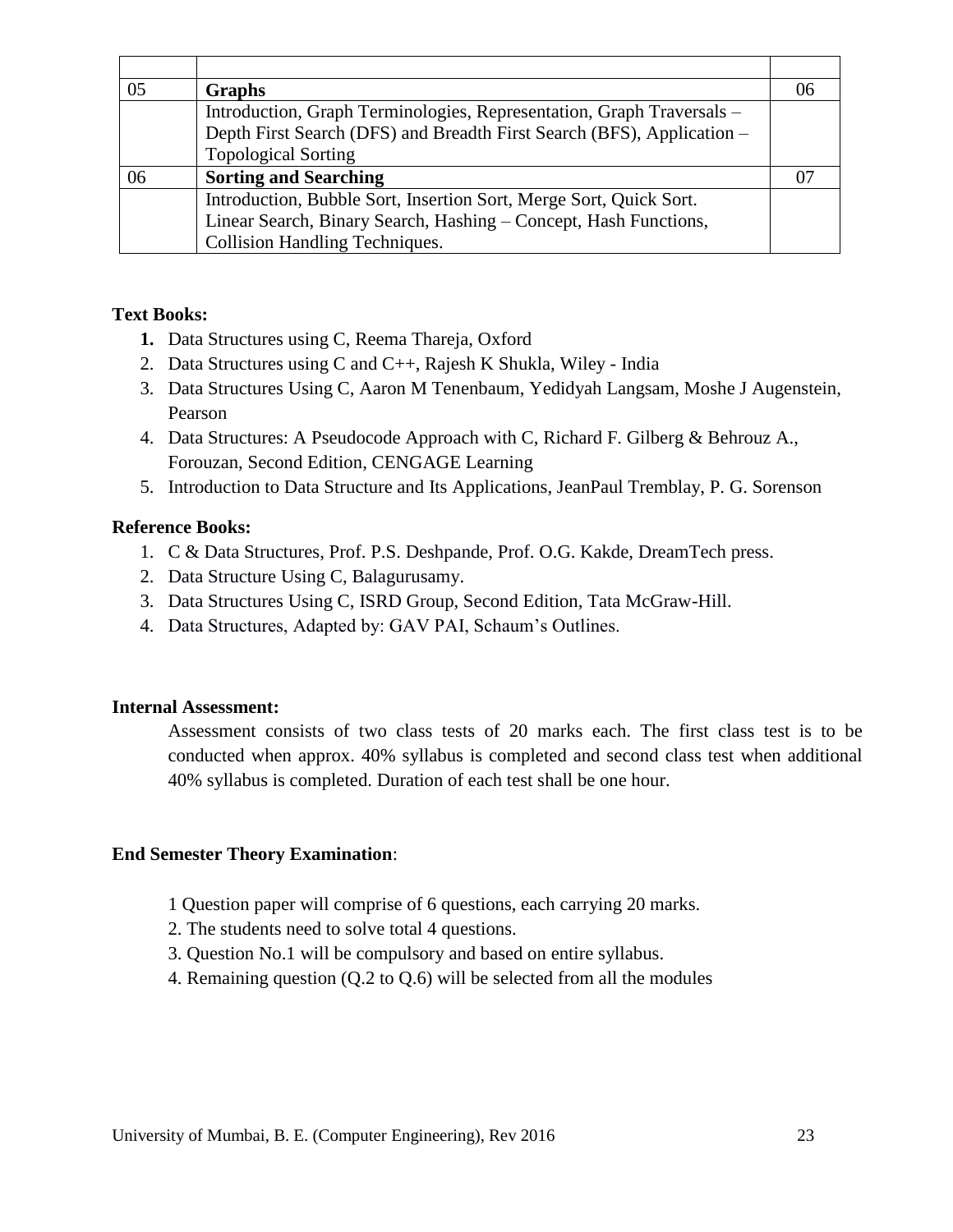| | | |
|---|---|---|
| 05 | **Graphs** | 06 |
| | Introduction, Graph Terminologies, Representation, Graph Traversals – Depth First Search (DFS) and Breadth First Search (BFS), Application – Topological Sorting | |
| 06 | **Sorting and Searching** | 07 |
| | Introduction, Bubble Sort, Insertion Sort, Merge Sort, Quick Sort. Linear Search, Binary Search, Hashing – Concept, Hash Functions, Collision Handling Techniques. | |

**Text Books:**

1. Data Structures using C, Reema Thareja, Oxford
2. Data Structures using C and C++, Rajesh K Shukla, Wiley - India
3. Data Structures Using C, Aaron M Tenenbaum, Yedidyah Langsam, Moshe J Augenstein, Pearson
4. Data Structures: A Pseudocode Approach with C, Richard F. Gilberg & Behrouz A., Forouzan, Second Edition, CENGAGE Learning
5. Introduction to Data Structure and Its Applications, JeanPaul Tremblay, P. G. Sorenson

**Reference Books:**

1. C & Data Structures, Prof. P.S. Deshpande, Prof. O.G. Kakde, DreamTech press.
2. Data Structure Using C, Balagurusamy.
3. Data Structures Using C, ISRD Group, Second Edition, Tata McGraw-Hill.
4. Data Structures, Adapted by: GAV PAI, Schaum's Outlines.

**Internal Assessment:**

Assessment consists of two class tests of 20 marks each. The first class test is to be conducted when approx. 40% syllabus is completed and second class test when additional 40% syllabus is completed. Duration of each test shall be one hour.

**End Semester Theory Examination**:

1 Question paper will comprise of 6 questions, each carrying 20 marks.

2. The students need to solve total 4 questions.

3. Question No.1 will be compulsory and based on entire syllabus.

4. Remaining question (Q.2 to Q.6) will be selected from all the modules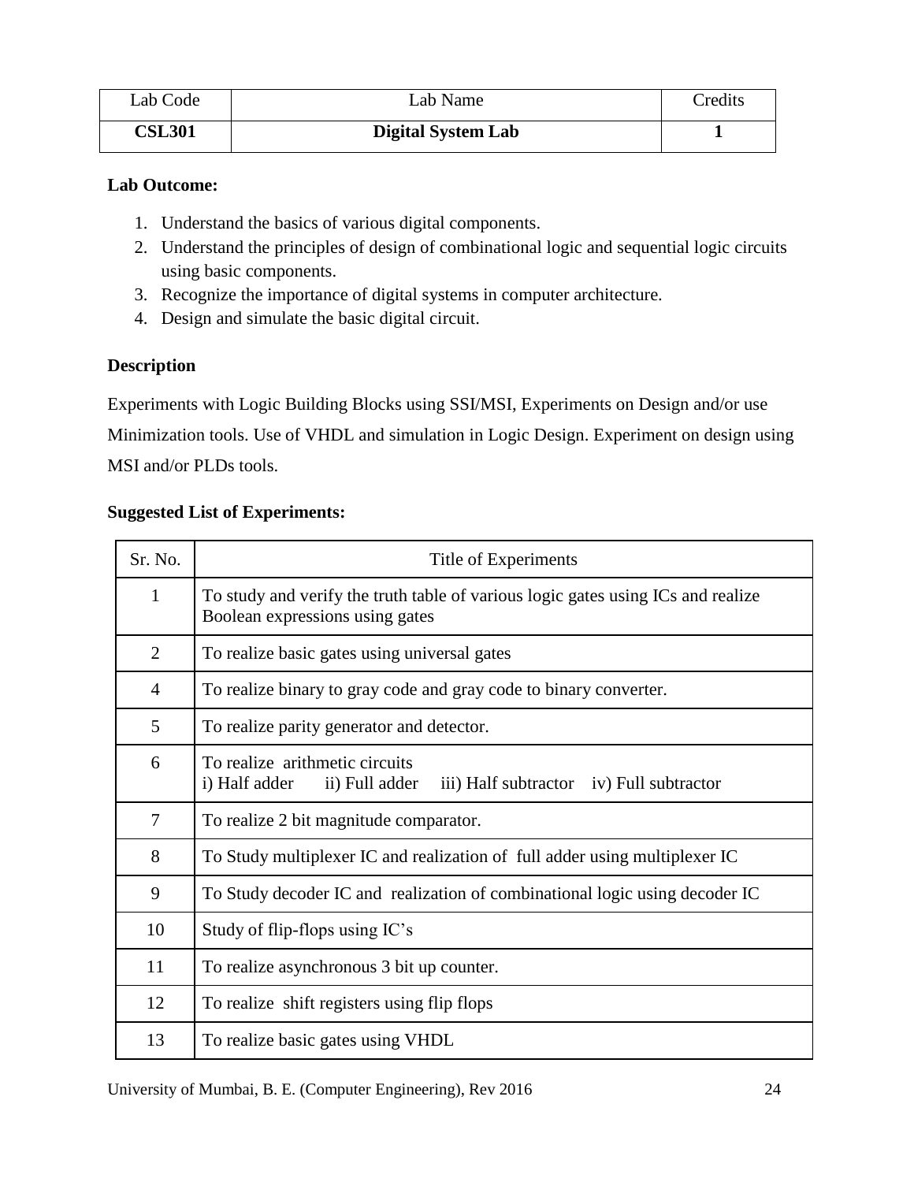| Lab Code | Lab Name | Credits |
|---|---|---|
| **CSL301** | **Digital System Lab** | **1** |

**Lab Outcome:**

1. Understand the basics of various digital components.
2. Understand the principles of design of combinational logic and sequential logic circuits using basic components.
3. Recognize the importance of digital systems in computer architecture.
4. Design and simulate the basic digital circuit.

**Description**

Experiments with Logic Building Blocks using SSI/MSI, Experiments on Design and/or use Minimization tools. Use of VHDL and simulation in Logic Design. Experiment on design using MSI and/or PLDs tools.

**Suggested List of Experiments:**

| Sr. No. | Title of Experiments |
|---|---|
| 1 | To study and verify the truth table of various logic gates using ICs and realize Boolean expressions using gates |
| 2 | To realize basic gates using universal gates |
| 4 | To realize binary to gray code and gray code to binary converter. |
| 5 | To realize parity generator and detector. |
| 6 | To realize arithmetic circuits<br>i) Half adder ii) Full adder iii) Half subtractor iv) Full subtractor |
| 7 | To realize 2 bit magnitude comparator. |
| 8 | To Study multiplexer IC and realization of full adder using multiplexer IC |
| 9 | To Study decoder IC and realization of combinational logic using decoder IC |
| 10 | Study of flip-flops using IC's |
| 11 | To realize asynchronous 3 bit up counter. |
| 12 | To realize shift registers using flip flops |
| 13 | To realize basic gates using VHDL |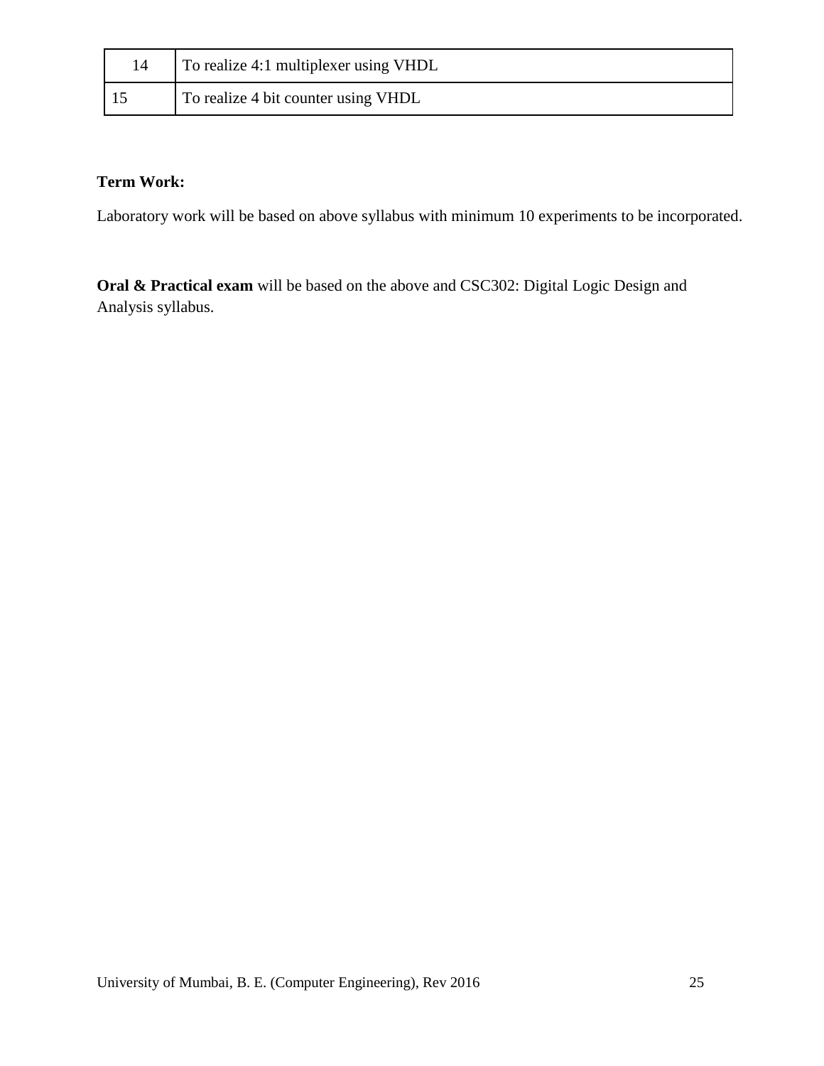| 14 | To realize 4:1 multiplexer using VHDL |
|---|---|
| 15 | To realize 4 bit counter using VHDL |

**Term Work:**

Laboratory work will be based on above syllabus with minimum 10 experiments to be incorporated.

**Oral & Practical exam** will be based on the above and CSC302: Digital Logic Design and Analysis syllabus.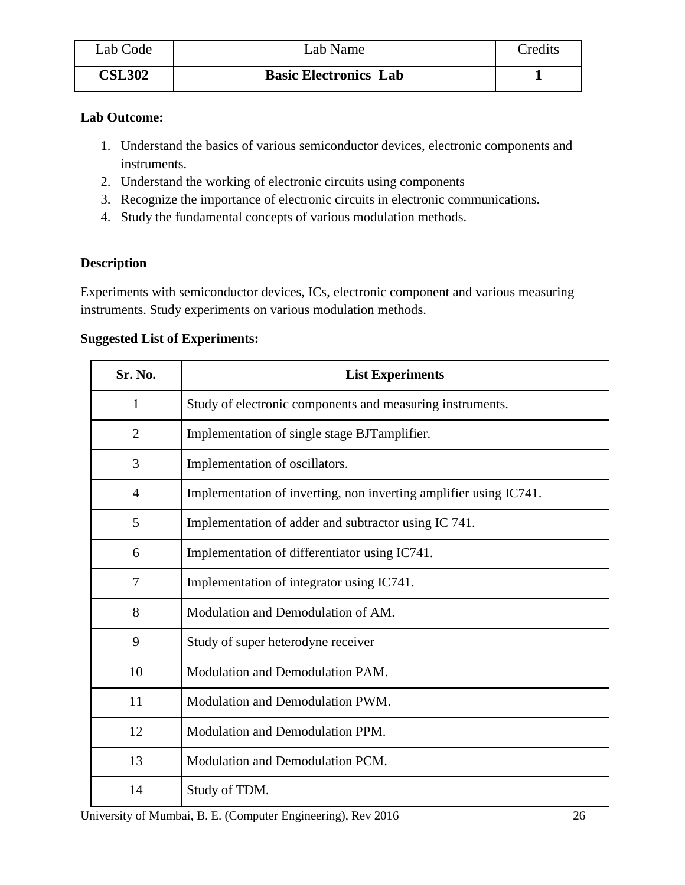| Lab Code | Lab Name | Credits |
|---|---|---|
| **CSL302** | **Basic Electronics Lab** | **1** |

**Lab Outcome:**

1. Understand the basics of various semiconductor devices, electronic components and instruments.
2. Understand the working of electronic circuits using components
3. Recognize the importance of electronic circuits in electronic communications.
4. Study the fundamental concepts of various modulation methods.

**Description**

Experiments with semiconductor devices, ICs, electronic component and various measuring instruments. Study experiments on various modulation methods.

**Suggested List of Experiments:**

| Sr. No. | List Experiments |
|---|---|
| 1 | Study of electronic components and measuring instruments. |
| 2 | Implementation of single stage BJTamplifier. |
| 3 | Implementation of oscillators. |
| 4 | Implementation of inverting, non inverting amplifier using IC741. |
| 5 | Implementation of adder and subtractor using IC 741. |
| 6 | Implementation of differentiator using IC741. |
| 7 | Implementation of integrator using IC741. |
| 8 | Modulation and Demodulation of AM. |
| 9 | Study of super heterodyne receiver |
| 10 | Modulation and Demodulation PAM. |
| 11 | Modulation and Demodulation PWM. |
| 12 | Modulation and Demodulation PPM. |
| 13 | Modulation and Demodulation PCM. |
| 14 | Study of TDM. |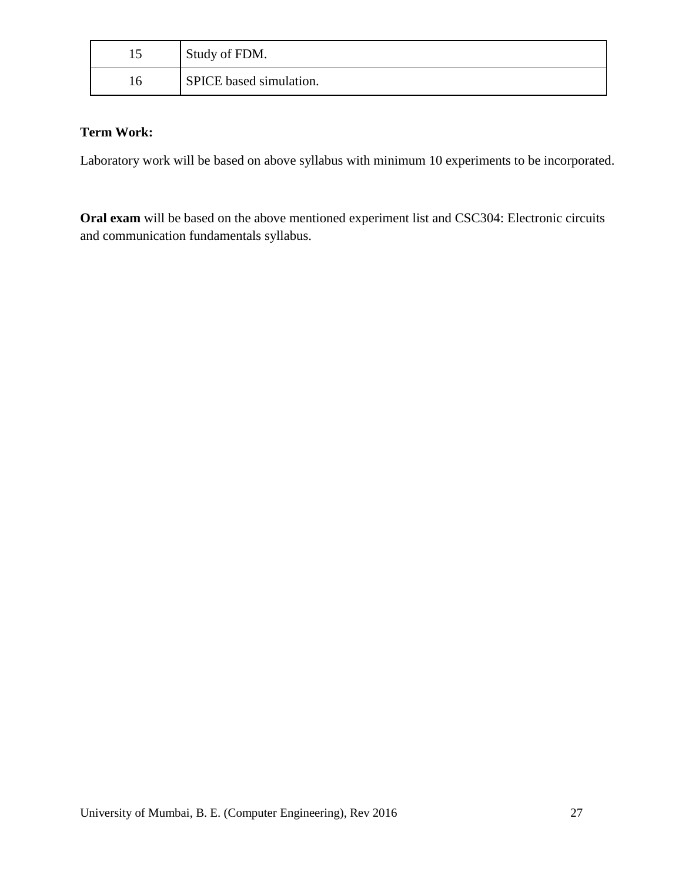| 15 | Study of FDM. |
|---|---|
| 16 | SPICE based simulation. |

**Term Work:**

Laboratory work will be based on above syllabus with minimum 10 experiments to be incorporated.

**Oral exam** will be based on the above mentioned experiment list and CSC304: Electronic circuits and communication fundamentals syllabus.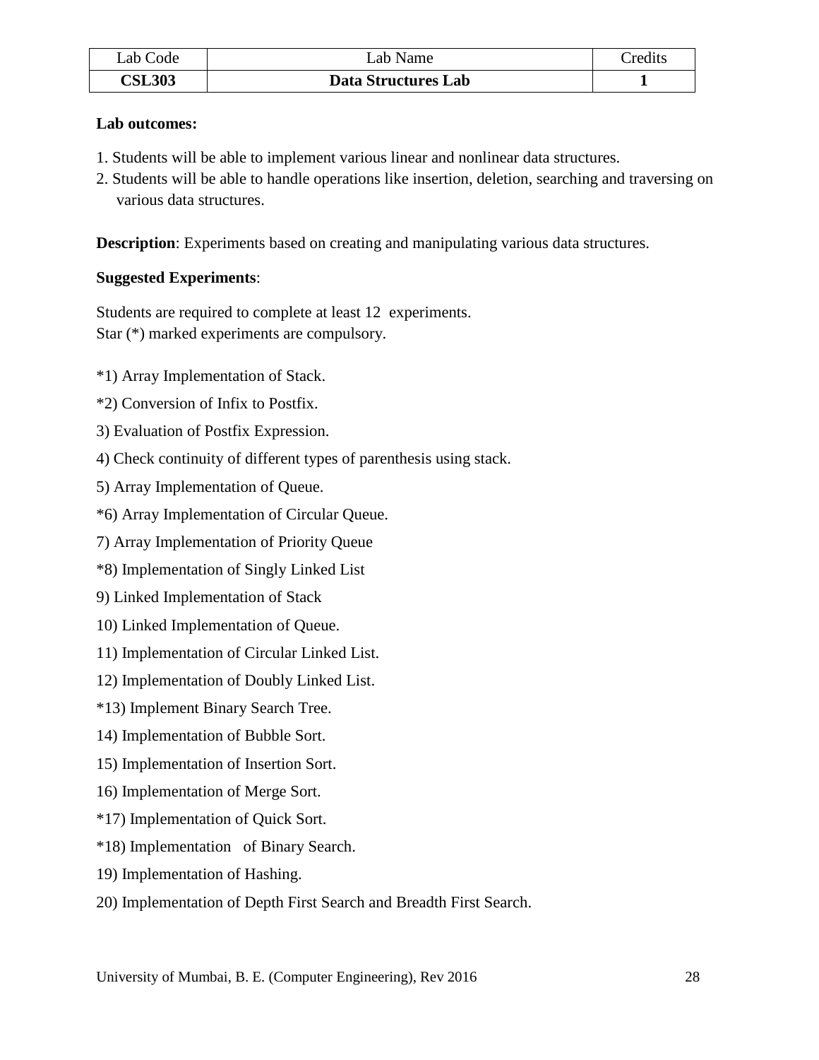| Lab Code | Lab Name | Credits |
|---|---|---|
| **CSL303** | **Data Structures Lab** | **1** |

**Lab outcomes:**

1. Students will be able to implement various linear and nonlinear data structures.
2. Students will be able to handle operations like insertion, deletion, searching and traversing on various data structures.

**Description**: Experiments based on creating and manipulating various data structures.

**Suggested Experiments**:

Students are required to complete at least 12 experiments.
Star (*) marked experiments are compulsory.

*1) Array Implementation of Stack.

*2) Conversion of Infix to Postfix.

3) Evaluation of Postfix Expression.

4) Check continuity of different types of parenthesis using stack.

5) Array Implementation of Queue.

*6) Array Implementation of Circular Queue.

7) Array Implementation of Priority Queue

*8) Implementation of Singly Linked List

9) Linked Implementation of Stack

10) Linked Implementation of Queue.

11) Implementation of Circular Linked List.

12) Implementation of Doubly Linked List.

*13) Implement Binary Search Tree.

14) Implementation of Bubble Sort.

15) Implementation of Insertion Sort.

16) Implementation of Merge Sort.

*17) Implementation of Quick Sort.

*18) Implementation of Binary Search.

19) Implementation of Hashing.

20) Implementation of Depth First Search and Breadth First Search.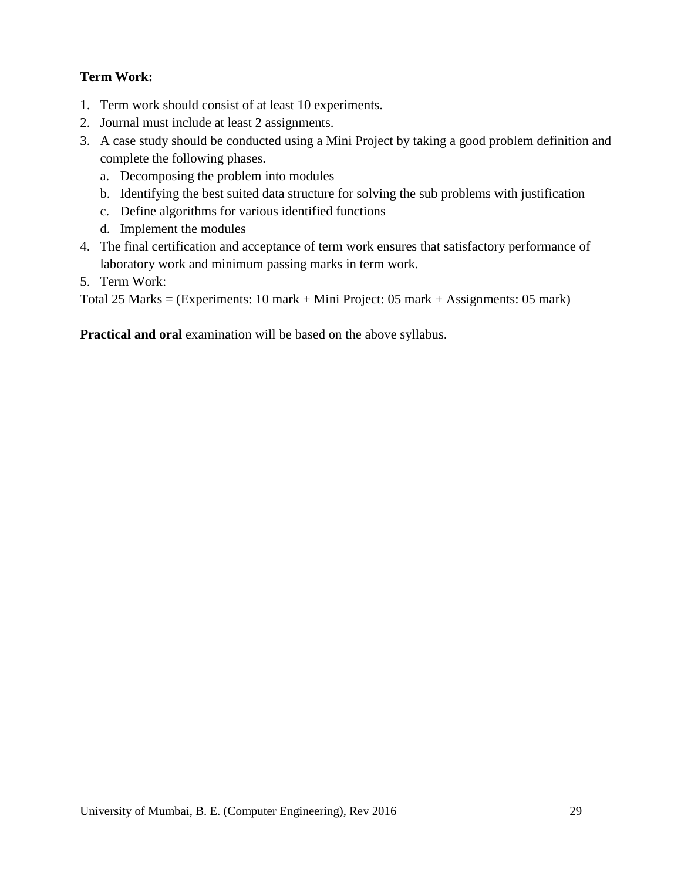**Term Work:**

1. Term work should consist of at least 10 experiments.
2. Journal must include at least 2 assignments.
3. A case study should be conducted using a Mini Project by taking a good problem definition and complete the following phases.
   a. Decomposing the problem into modules
   b. Identifying the best suited data structure for solving the sub problems with justification
   c. Define algorithms for various identified functions
   d. Implement the modules
4. The final certification and acceptance of term work ensures that satisfactory performance of laboratory work and minimum passing marks in term work.
5. Term Work:

Total 25 Marks = (Experiments: 10 mark + Mini Project: 05 mark + Assignments: 05 mark)

**Practical and oral** examination will be based on the above syllabus.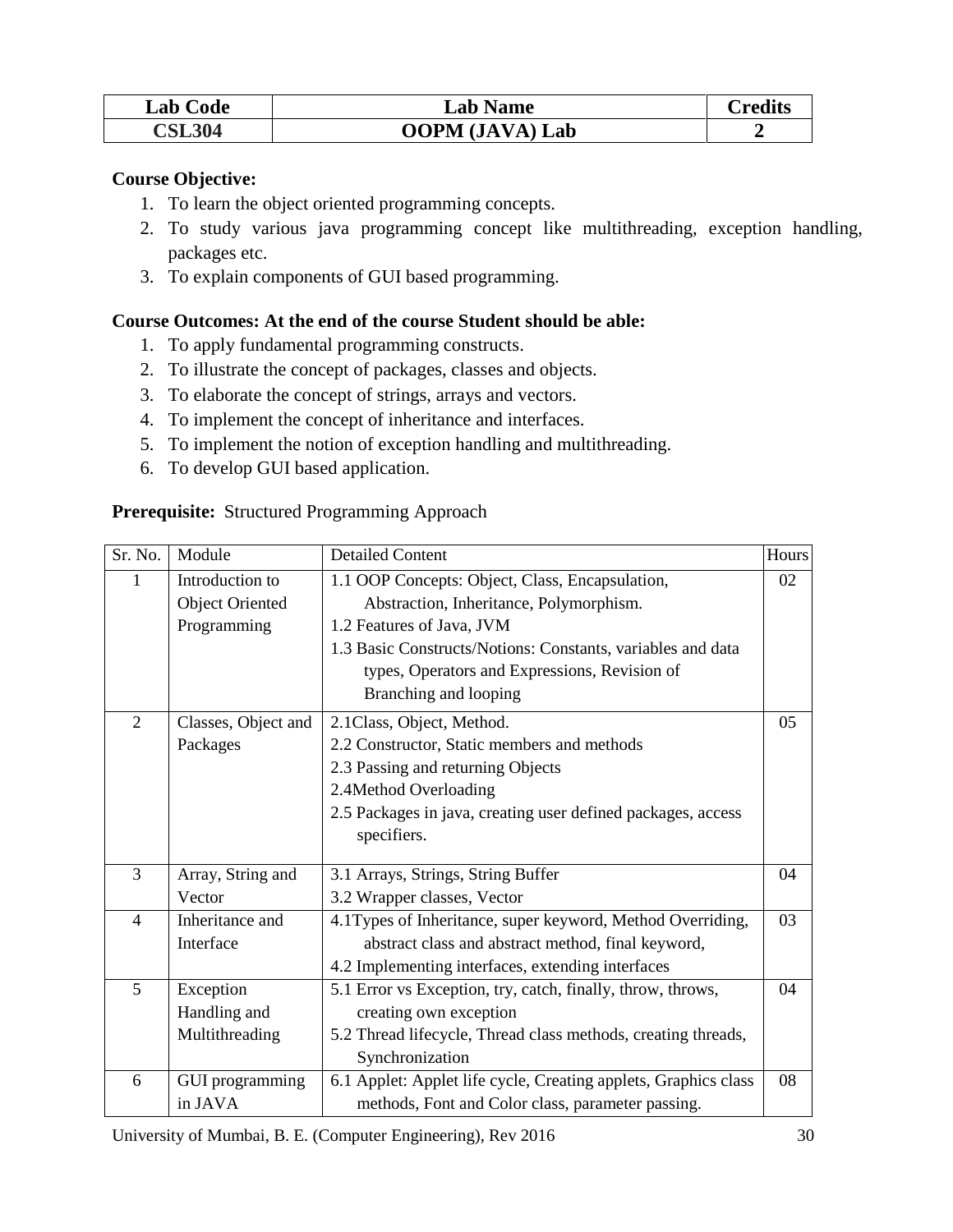| Lab Code | Lab Name | Credits |
|---|---|---|
| CSL304 | OOPM (JAVA) Lab | 2 |

**Course Objective:**

1. To learn the object oriented programming concepts.
2. To study various java programming concept like multithreading, exception handling, packages etc.
3. To explain components of GUI based programming.

**Course Outcomes: At the end of the course Student should be able:**

1. To apply fundamental programming constructs.
2. To illustrate the concept of packages, classes and objects.
3. To elaborate the concept of strings, arrays and vectors.
4. To implement the concept of inheritance and interfaces.
5. To implement the notion of exception handling and multithreading.
6. To develop GUI based application.

**Prerequisite:** Structured Programming Approach

| Sr. No. | Module | Detailed Content | Hours |
|---|---|---|---|
| 1 | Introduction to Object Oriented Programming | 1.1 OOP Concepts: Object, Class, Encapsulation, Abstraction, Inheritance, Polymorphism.<br>1.2 Features of Java, JVM<br>1.3 Basic Constructs/Notions: Constants, variables and data types, Operators and Expressions, Revision of Branching and looping | 02 |
| 2 | Classes, Object and Packages | 2.1Class, Object, Method.<br>2.2 Constructor, Static members and methods<br>2.3 Passing and returning Objects<br>2.4Method Overloading<br>2.5 Packages in java, creating user defined packages, access specifiers. | 05 |
| 3 | Array, String and Vector | 3.1 Arrays, Strings, String Buffer<br>3.2 Wrapper classes, Vector | 04 |
| 4 | Inheritance and Interface | 4.1Types of Inheritance, super keyword, Method Overriding, abstract class and abstract method, final keyword,<br>4.2 Implementing interfaces, extending interfaces | 03 |
| 5 | Exception Handling and Multithreading | 5.1 Error vs Exception, try, catch, finally, throw, throws, creating own exception<br>5.2 Thread lifecycle, Thread class methods, creating threads, Synchronization | 04 |
| 6 | GUI programming in JAVA | 6.1 Applet: Applet life cycle, Creating applets, Graphics class methods, Font and Color class, parameter passing. | 08 |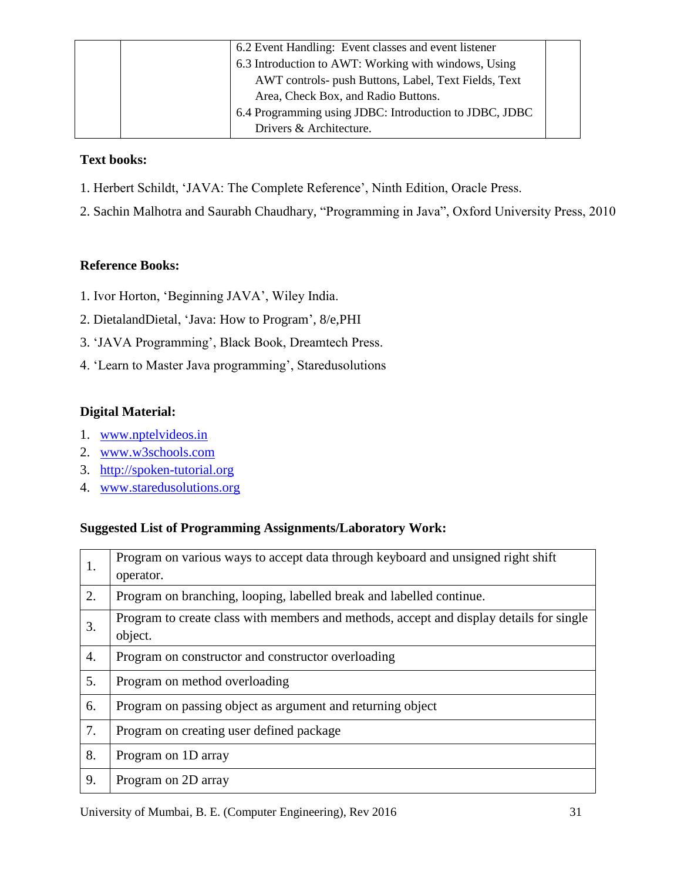| | | 6.2 Event Handling: Event classes and event listener<br>6.3 Introduction to AWT: Working with windows, Using AWT controls- push Buttons, Label, Text Fields, Text Area, Check Box, and Radio Buttons.<br>6.4 Programming using JDBC: Introduction to JDBC, JDBC Drivers & Architecture. | |
|---|---|---|---|

**Text books:**

1. Herbert Schildt, 'JAVA: The Complete Reference', Ninth Edition, Oracle Press.
2. Sachin Malhotra and Saurabh Chaudhary, "Programming in Java", Oxford University Press, 2010

**Reference Books:**

1. Ivor Horton, 'Beginning JAVA', Wiley India.
2. DietalandDietal, 'Java: How to Program', 8/e,PHI
3. 'JAVA Programming', Black Book, Dreamtech Press.
4. 'Learn to Master Java programming', Staredusolutions

**Digital Material:**

1. www.nptelvideos.in
2. www.w3schools.com
3. http://spoken-tutorial.org
4. www.staredusolutions.org

**Suggested List of Programming Assignments/Laboratory Work:**

| | |
|---|---|
| 1. | Program on various ways to accept data through keyboard and unsigned right shift operator. |
| 2. | Program on branching, looping, labelled break and labelled continue. |
| 3. | Program to create class with members and methods, accept and display details for single object. |
| 4. | Program on constructor and constructor overloading |
| 5. | Program on method overloading |
| 6. | Program on passing object as argument and returning object |
| 7. | Program on creating user defined package |
| 8. | Program on 1D array |
| 9. | Program on 2D array |

University of Mumbai, B. E. (Computer Engineering), Rev 2016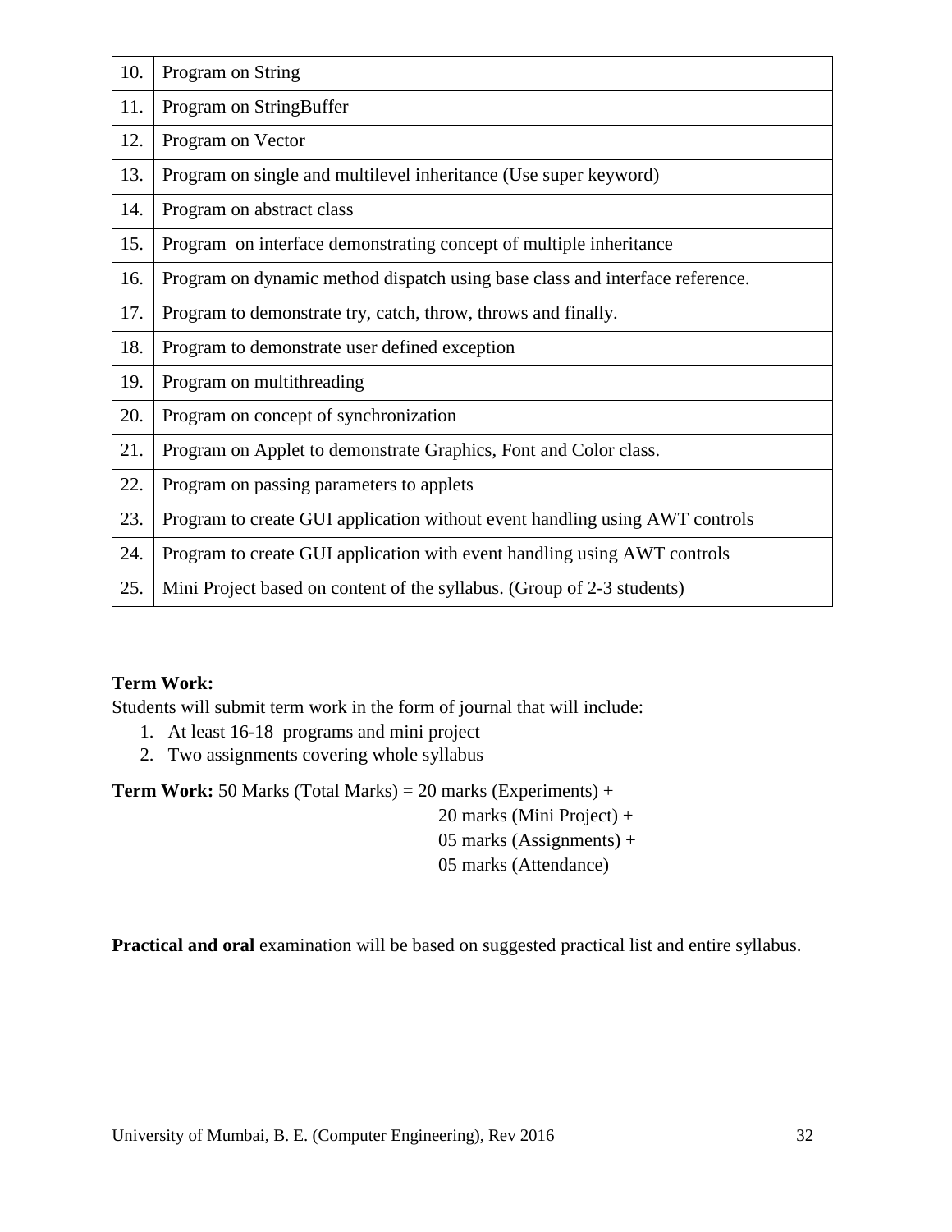| | |
|---|---|
| 10. | Program on String |
| 11. | Program on StringBuffer |
| 12. | Program on Vector |
| 13. | Program on single and multilevel inheritance (Use super keyword) |
| 14. | Program on abstract class |
| 15. | Program on interface demonstrating concept of multiple inheritance |
| 16. | Program on dynamic method dispatch using base class and interface reference. |
| 17. | Program to demonstrate try, catch, throw, throws and finally. |
| 18. | Program to demonstrate user defined exception |
| 19. | Program on multithreading |
| 20. | Program on concept of synchronization |
| 21. | Program on Applet to demonstrate Graphics, Font and Color class. |
| 22. | Program on passing parameters to applets |
| 23. | Program to create GUI application without event handling using AWT controls |
| 24. | Program to create GUI application with event handling using AWT controls |
| 25. | Mini Project based on content of the syllabus. (Group of 2-3 students) |

**Term Work:**

Students will submit term work in the form of journal that will include:

1. At least 16-18 programs and mini project
2. Two assignments covering whole syllabus

**Term Work:** 50 Marks (Total Marks) = 20 marks (Experiments) +
20 marks (Mini Project) +
05 marks (Assignments) +
05 marks (Attendance)

**Practical and oral** examination will be based on suggested practical list and entire syllabus.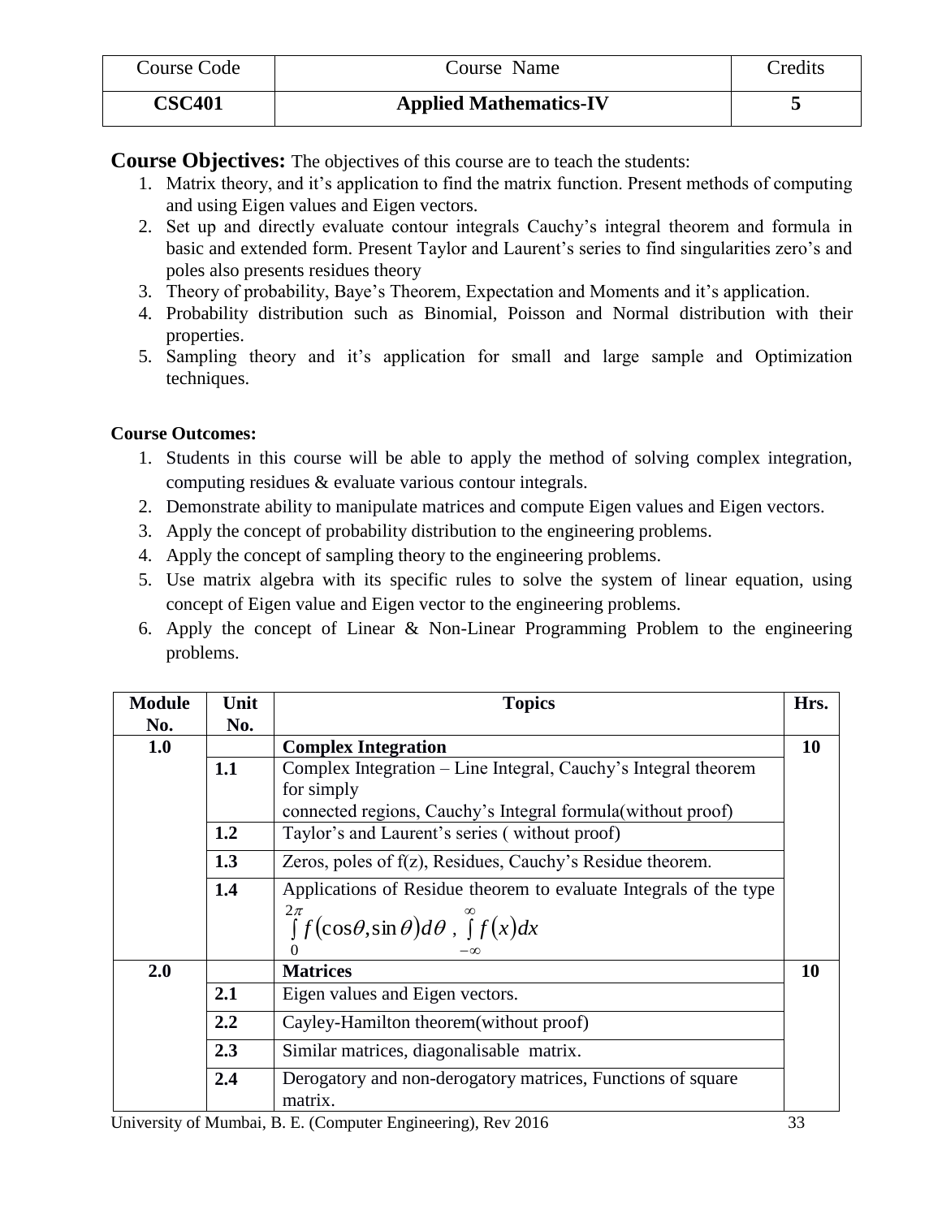| Course Code | Course Name | Credits |
|---|---|---|
| **CSC401** | **Applied Mathematics-IV** | **5** |

**Course Objectives:** The objectives of this course are to teach the students:

1. Matrix theory, and it's application to find the matrix function. Present methods of computing and using Eigen values and Eigen vectors.
2. Set up and directly evaluate contour integrals Cauchy's integral theorem and formula in basic and extended form. Present Taylor and Laurent's series to find singularities zero's and poles also presents residues theory
3. Theory of probability, Baye's Theorem, Expectation and Moments and it's application.
4. Probability distribution such as Binomial, Poisson and Normal distribution with their properties.
5. Sampling theory and it's application for small and large sample and Optimization techniques.

**Course Outcomes:**

1. Students in this course will be able to apply the method of solving complex integration, computing residues & evaluate various contour integrals.
2. Demonstrate ability to manipulate matrices and compute Eigen values and Eigen vectors.
3. Apply the concept of probability distribution to the engineering problems.
4. Apply the concept of sampling theory to the engineering problems.
5. Use matrix algebra with its specific rules to solve the system of linear equation, using concept of Eigen value and Eigen vector to the engineering problems.
6. Apply the concept of Linear & Non-Linear Programming Problem to the engineering problems.

| Module No. | Unit No. | Topics | Hrs. |
|---|---|---|---|
| **1.0** | | **Complex Integration** | **10** |
| | **1.1** | Complex Integration – Line Integral, Cauchy's Integral theorem for simply connected regions, Cauchy's Integral formula(without proof) | |
| | **1.2** | Taylor's and Laurent's series ( without proof) | |
| | **1.3** | Zeros, poles of f(z), Residues, Cauchy's Residue theorem. | |
| | **1.4** | Applications of Residue theorem to evaluate Integrals of the type $\int_0^{2\pi} f(\cos\theta, \sin\theta)d\theta$ , $\int_{-\infty}^{\infty} f(x)dx$ | |
| **2.0** | | **Matrices** | **10** |
| | **2.1** | Eigen values and Eigen vectors. | |
| | **2.2** | Cayley-Hamilton theorem(without proof) | |
| | **2.3** | Similar matrices, diagonalisable matrix. | |
| | **2.4** | Derogatory and non-derogatory matrices, Functions of square matrix. | |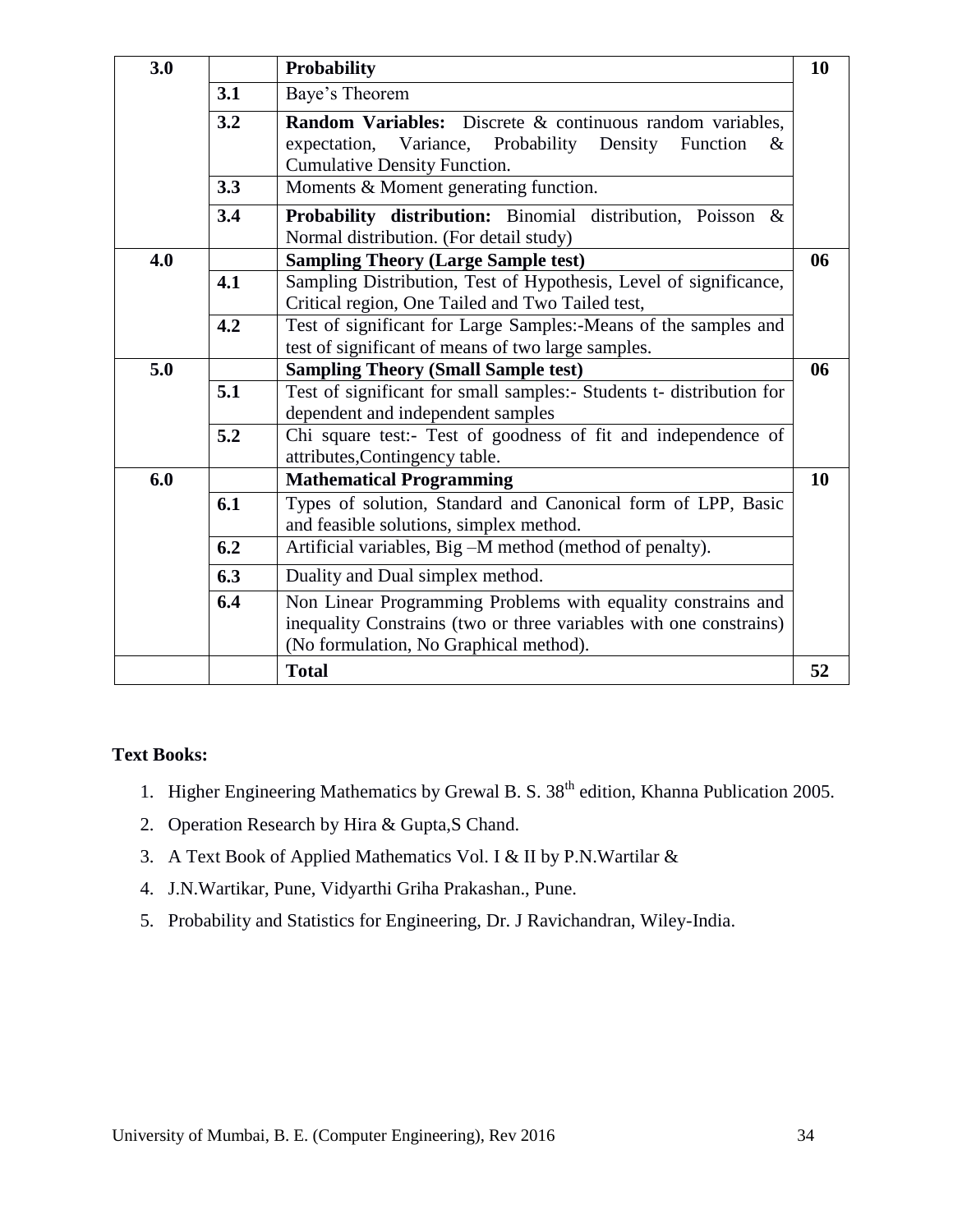| | | | |
|---|---|---|---|
| **3.0** | | **Probability** | **10** |
| | **3.1** | Baye's Theorem | |
| | **3.2** | **Random Variables:** Discrete & continuous random variables, expectation, Variance, Probability Density Function & Cumulative Density Function. | |
| | **3.3** | Moments & Moment generating function. | |
| | **3.4** | **Probability distribution:** Binomial distribution, Poisson & Normal distribution. (For detail study) | |
| **4.0** | | **Sampling Theory (Large Sample test)** | **06** |
| | **4.1** | Sampling Distribution, Test of Hypothesis, Level of significance, Critical region, One Tailed and Two Tailed test, | |
| | **4.2** | Test of significant for Large Samples:-Means of the samples and test of significant of means of two large samples. | |
| **5.0** | | **Sampling Theory (Small Sample test)** | **06** |
| | **5.1** | Test of significant for small samples:- Students t- distribution for dependent and independent samples | |
| | **5.2** | Chi square test:- Test of goodness of fit and independence of attributes,Contingency table. | |
| **6.0** | | **Mathematical Programming** | **10** |
| | **6.1** | Types of solution, Standard and Canonical form of LPP, Basic and feasible solutions, simplex method. | |
| | **6.2** | Artificial variables, Big –M method (method of penalty). | |
| | **6.3** | Duality and Dual simplex method. | |
| | **6.4** | Non Linear Programming Problems with equality constrains and inequality Constrains (two or three variables with one constrains) (No formulation, No Graphical method). | |
| | | **Total** | **52** |

**Text Books:**

1. Higher Engineering Mathematics by Grewal B. S. 38th edition, Khanna Publication 2005.
2. Operation Research by Hira & Gupta,S Chand.
3. A Text Book of Applied Mathematics Vol. I & II by P.N.Wartilar &
4. J.N.Wartikar, Pune, Vidyarthi Griha Prakashan., Pune.
5. Probability and Statistics for Engineering, Dr. J Ravichandran, Wiley-India.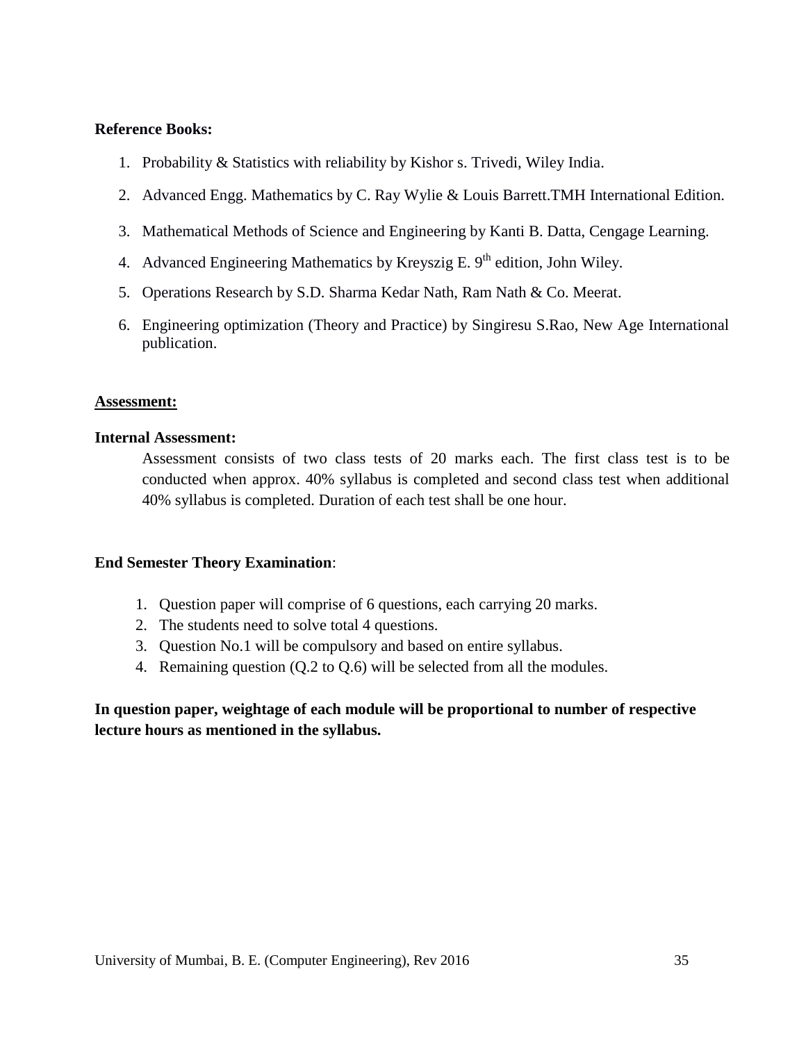**Reference Books:**

1. Probability & Statistics with reliability by Kishor s. Trivedi, Wiley India.
2. Advanced Engg. Mathematics by C. Ray Wylie & Louis Barrett.TMH International Edition.
3. Mathematical Methods of Science and Engineering by Kanti B. Datta, Cengage Learning.
4. Advanced Engineering Mathematics by Kreyszig E. 9th edition, John Wiley.
5. Operations Research by S.D. Sharma Kedar Nath, Ram Nath & Co. Meerat.
6. Engineering optimization (Theory and Practice) by Singiresu S.Rao, New Age International publication.

**Assessment:**

**Internal Assessment:**

Assessment consists of two class tests of 20 marks each. The first class test is to be conducted when approx. 40% syllabus is completed and second class test when additional 40% syllabus is completed. Duration of each test shall be one hour.

**End Semester Theory Examination**:

1. Question paper will comprise of 6 questions, each carrying 20 marks.
2. The students need to solve total 4 questions.
3. Question No.1 will be compulsory and based on entire syllabus.
4. Remaining question (Q.2 to Q.6) will be selected from all the modules.

**In question paper, weightage of each module will be proportional to number of respective lecture hours as mentioned in the syllabus.**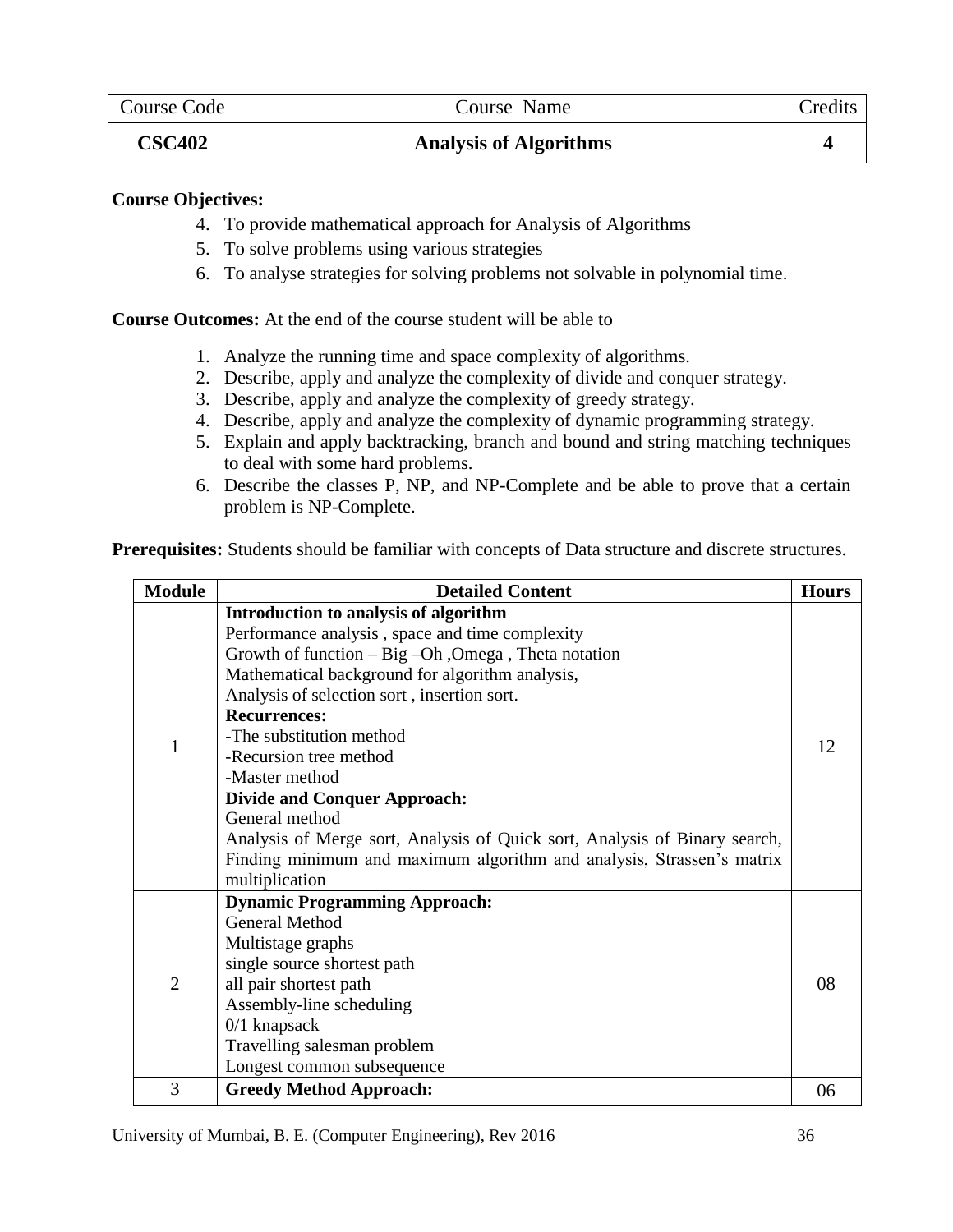| Course Code | Course Name | Credits |
| --- | --- | --- |
| **CSC402** | **Analysis of Algorithms** | **4** |

**Course Objectives:**

4. To provide mathematical approach for Analysis of Algorithms
5. To solve problems using various strategies
6. To analyse strategies for solving problems not solvable in polynomial time.

**Course Outcomes:** At the end of the course student will be able to

1. Analyze the running time and space complexity of algorithms.
2. Describe, apply and analyze the complexity of divide and conquer strategy.
3. Describe, apply and analyze the complexity of greedy strategy.
4. Describe, apply and analyze the complexity of dynamic programming strategy.
5. Explain and apply backtracking, branch and bound and string matching techniques to deal with some hard problems.
6. Describe the classes P, NP, and NP-Complete and be able to prove that a certain problem is NP-Complete.

**Prerequisites:** Students should be familiar with concepts of Data structure and discrete structures.

| Module | Detailed Content | Hours |
| --- | --- | --- |
| 1 | **Introduction to analysis of algorithm**<br>Performance analysis , space and time complexity<br>Growth of function – Big –Oh ,Omega , Theta notation<br>Mathematical background for algorithm analysis,<br>Analysis of selection sort , insertion sort.<br>**Recurrences:**<br>-The substitution method<br>-Recursion tree method<br>-Master method<br>**Divide and Conquer Approach:**<br>General method<br>Analysis of Merge sort, Analysis of Quick sort, Analysis of Binary search, Finding minimum and maximum algorithm and analysis, Strassen's matrix multiplication | 12 |
| 2 | **Dynamic Programming Approach:**<br>General Method<br>Multistage graphs<br>single source shortest path<br>all pair shortest path<br>Assembly-line scheduling<br>0/1 knapsack<br>Travelling salesman problem<br>Longest common subsequence | 08 |
| 3 | **Greedy Method Approach:** | 06 |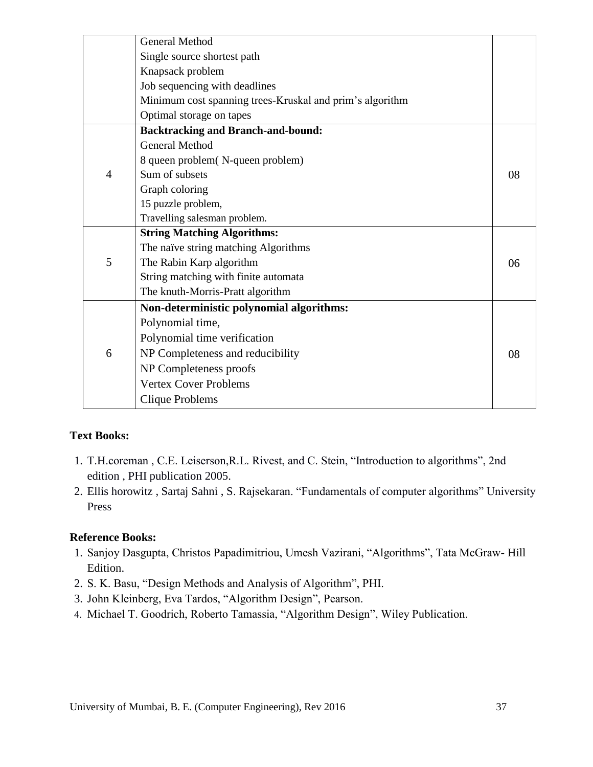|  | General Method<br>Single source shortest path<br>Knapsack problem<br>Job sequencing with deadlines<br>Minimum cost spanning trees-Kruskal and prim's algorithm<br>Optimal storage on tapes |  |
|---|---|---|
| 4 | **Backtracking and Branch-and-bound:**<br>General Method<br>8 queen problem( N-queen problem)<br>Sum of subsets<br>Graph coloring<br>15 puzzle problem,<br>Travelling salesman problem. | 08 |
| 5 | **String Matching Algorithms:**<br>The naïve string matching Algorithms<br>The Rabin Karp algorithm<br>String matching with finite automata<br>The knuth-Morris-Pratt algorithm | 06 |
| 6 | **Non-deterministic polynomial algorithms:**<br>Polynomial time,<br>Polynomial time verification<br>NP Completeness and reducibility<br>NP Completeness proofs<br>Vertex Cover Problems<br>Clique Problems | 08 |

**Text Books:**

1. T.H.coreman , C.E. Leiserson,R.L. Rivest, and C. Stein, "Introduction to algorithms", 2nd edition , PHI publication 2005.
2. Ellis horowitz , Sartaj Sahni , S. Rajsekaran. "Fundamentals of computer algorithms" University Press

**Reference Books:**

1. Sanjoy Dasgupta, Christos Papadimitriou, Umesh Vazirani, "Algorithms", Tata McGraw- Hill Edition.
2. S. K. Basu, "Design Methods and Analysis of Algorithm", PHI.
3. John Kleinberg, Eva Tardos, "Algorithm Design", Pearson.
4. Michael T. Goodrich, Roberto Tamassia, "Algorithm Design", Wiley Publication.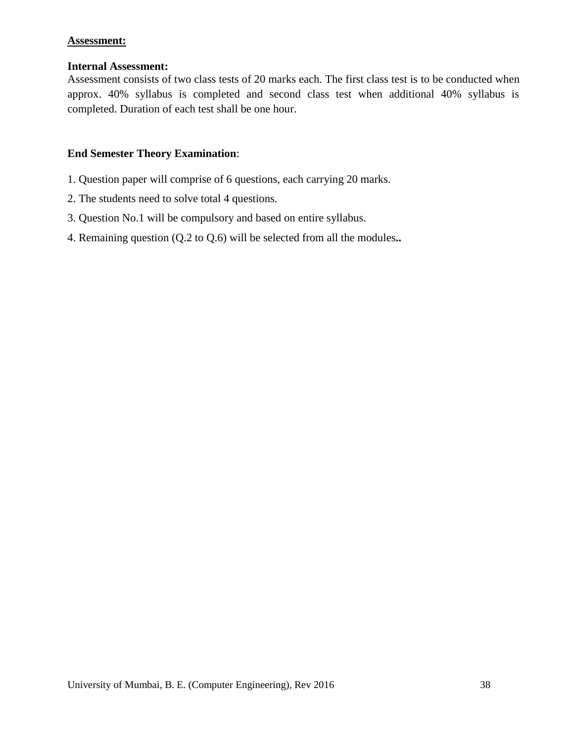**<u>Assessment:</u>**

**Internal Assessment:**

Assessment consists of two class tests of 20 marks each. The first class test is to be conducted when approx. 40% syllabus is completed and second class test when additional 40% syllabus is completed. Duration of each test shall be one hour.

**End Semester Theory Examination**:

1. Question paper will comprise of 6 questions, each carrying 20 marks.
2. The students need to solve total 4 questions.
3. Question No.1 will be compulsory and based on entire syllabus.
4. Remaining question (Q.2 to Q.6) will be selected from all the modules**..**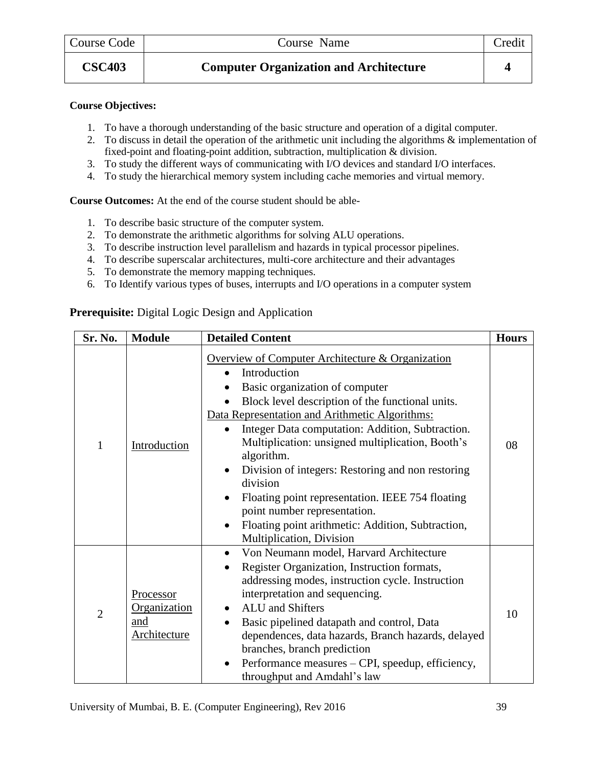| Course Code | Course Name | Credit |
|---|---|---|
| **CSC403** | **Computer Organization and Architecture** | **4** |

**Course Objectives:**

1. To have a thorough understanding of the basic structure and operation of a digital computer.
2. To discuss in detail the operation of the arithmetic unit including the algorithms & implementation of fixed-point and floating-point addition, subtraction, multiplication & division.
3. To study the different ways of communicating with I/O devices and standard I/O interfaces.
4. To study the hierarchical memory system including cache memories and virtual memory.

**Course Outcomes:** At the end of the course student should be able-

1. To describe basic structure of the computer system.
2. To demonstrate the arithmetic algorithms for solving ALU operations.
3. To describe instruction level parallelism and hazards in typical processor pipelines.
4. To describe superscalar architectures, multi-core architecture and their advantages
5. To demonstrate the memory mapping techniques.
6. To Identify various types of buses, interrupts and I/O operations in a computer system

**Prerequisite:** Digital Logic Design and Application

| Sr. No. | Module | Detailed Content | Hours |
|---|---|---|---|
| 1 | Introduction | Overview of Computer Architecture & Organization<br>• Introduction<br>• Basic organization of computer<br>• Block level description of the functional units.<br>Data Representation and Arithmetic Algorithms:<br>• Integer Data computation: Addition, Subtraction. Multiplication: unsigned multiplication, Booth's algorithm.<br>• Division of integers: Restoring and non restoring division<br>• Floating point representation. IEEE 754 floating point number representation.<br>• Floating point arithmetic: Addition, Subtraction, Multiplication, Division | 08 |
| 2 | Processor Organization and Architecture | • Von Neumann model, Harvard Architecture<br>• Register Organization, Instruction formats, addressing modes, instruction cycle. Instruction interpretation and sequencing.<br>• ALU and Shifters<br>• Basic pipelined datapath and control, Data dependences, data hazards, Branch hazards, delayed branches, branch prediction<br>• Performance measures – CPI, speedup, efficiency, throughput and Amdahl's law | 10 |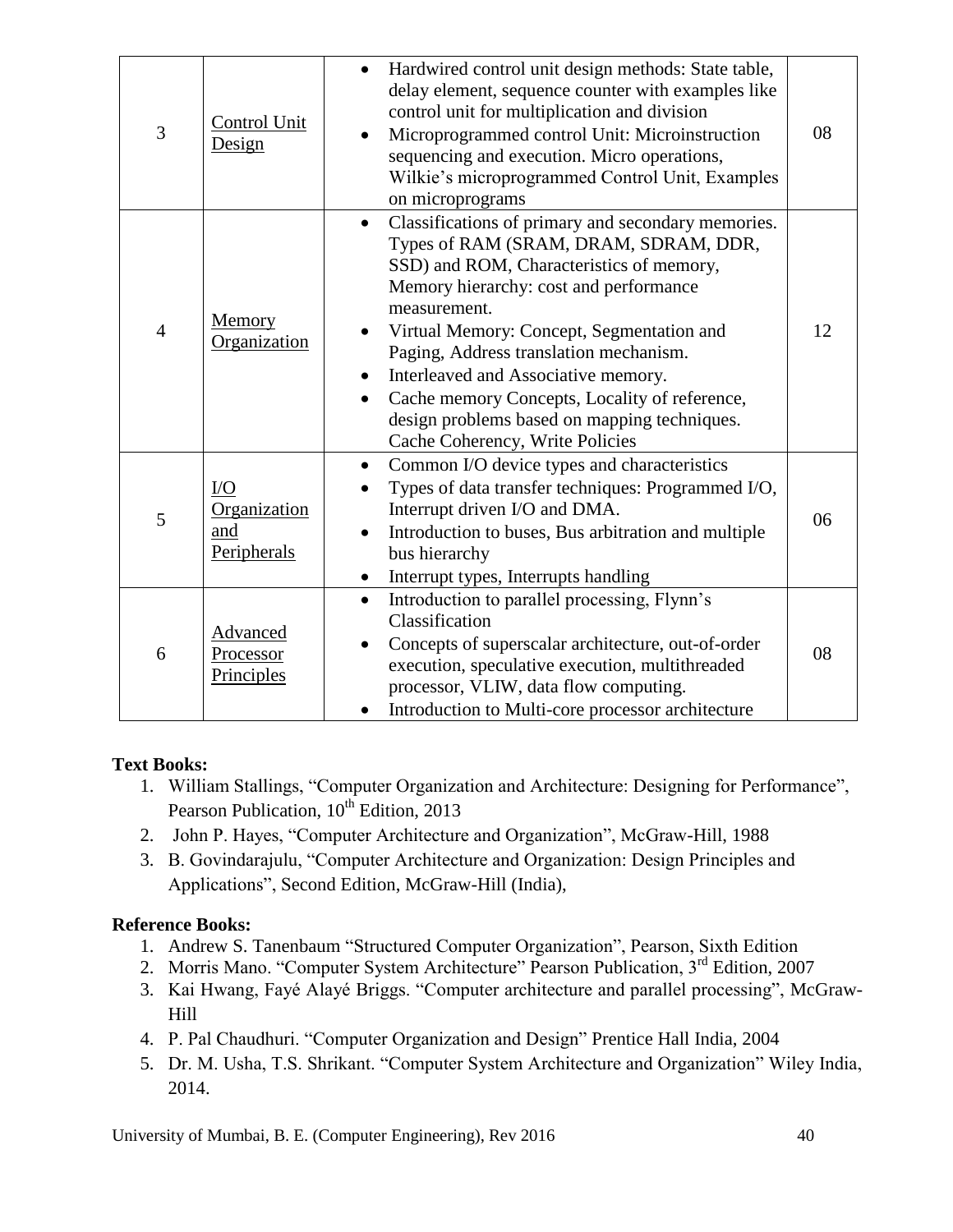| 3 | Control Unit Design | • Hardwired control unit design methods: State table, delay element, sequence counter with examples like control unit for multiplication and division<br>• Microprogrammed control Unit: Microinstruction sequencing and execution. Micro operations, Wilkie's microprogrammed Control Unit, Examples on microprograms | 08 |
|---|---|---|---|
| 4 | Memory Organization | • Classifications of primary and secondary memories. Types of RAM (SRAM, DRAM, SDRAM, DDR, SSD) and ROM, Characteristics of memory, Memory hierarchy: cost and performance measurement.<br>• Virtual Memory: Concept, Segmentation and Paging, Address translation mechanism.<br>• Interleaved and Associative memory.<br>• Cache memory Concepts, Locality of reference, design problems based on mapping techniques. Cache Coherency, Write Policies | 12 |
| 5 | I/O Organization and Peripherals | • Common I/O device types and characteristics<br>• Types of data transfer techniques: Programmed I/O, Interrupt driven I/O and DMA.<br>• Introduction to buses, Bus arbitration and multiple bus hierarchy<br>• Interrupt types, Interrupts handling | 06 |
| 6 | Advanced Processor Principles | • Introduction to parallel processing, Flynn's Classification<br>• Concepts of superscalar architecture, out-of-order execution, speculative execution, multithreaded processor, VLIW, data flow computing.<br>• Introduction to Multi-core processor architecture | 08 |

**Text Books:**

1. William Stallings, "Computer Organization and Architecture: Designing for Performance", Pearson Publication, 10th Edition, 2013
2. John P. Hayes, "Computer Architecture and Organization", McGraw-Hill, 1988
3. B. Govindarajulu, "Computer Architecture and Organization: Design Principles and Applications", Second Edition, McGraw-Hill (India),

**Reference Books:**

1. Andrew S. Tanenbaum "Structured Computer Organization", Pearson, Sixth Edition
2. Morris Mano. "Computer System Architecture" Pearson Publication, 3rd Edition, 2007
3. Kai Hwang, Fayé Alayé Briggs. "Computer architecture and parallel processing", McGraw-Hill
4. P. Pal Chaudhuri. "Computer Organization and Design" Prentice Hall India, 2004
5. Dr. M. Usha, T.S. Shrikant. "Computer System Architecture and Organization" Wiley India, 2014.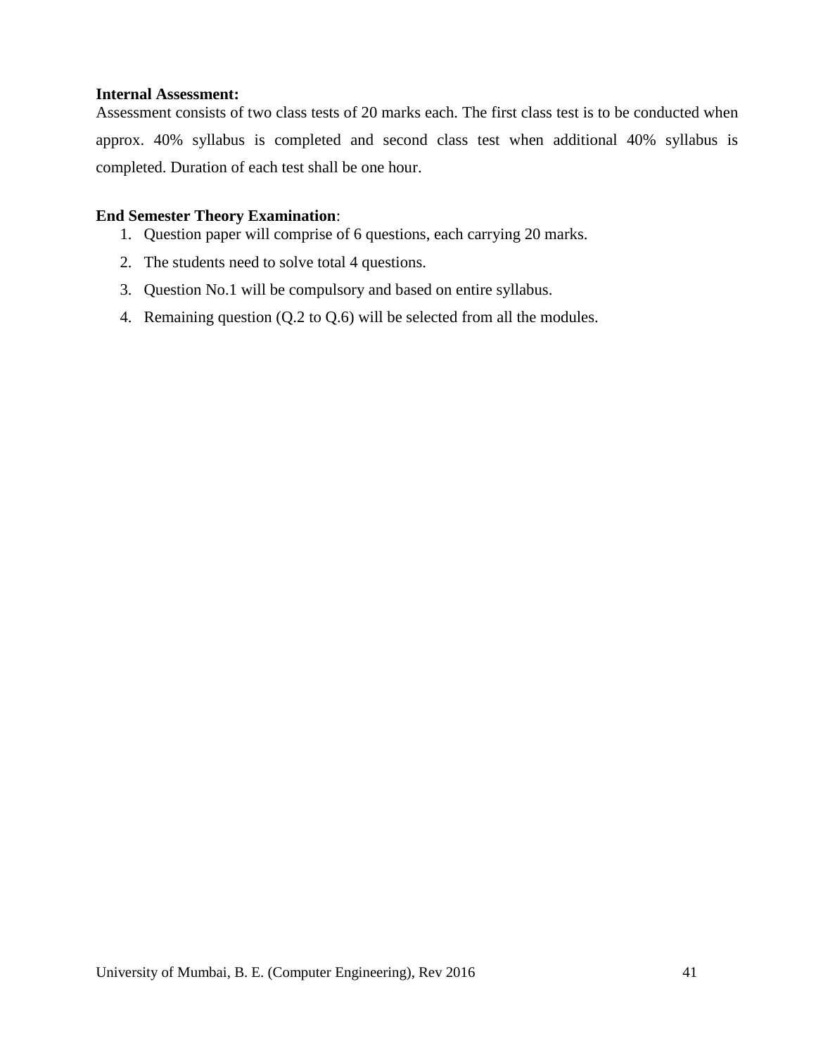**Internal Assessment:**

Assessment consists of two class tests of 20 marks each. The first class test is to be conducted when approx. 40% syllabus is completed and second class test when additional 40% syllabus is completed. Duration of each test shall be one hour.

**End Semester Theory Examination**:

1. Question paper will comprise of 6 questions, each carrying 20 marks.
2. The students need to solve total 4 questions.
3. Question No.1 will be compulsory and based on entire syllabus.
4. Remaining question (Q.2 to Q.6) will be selected from all the modules.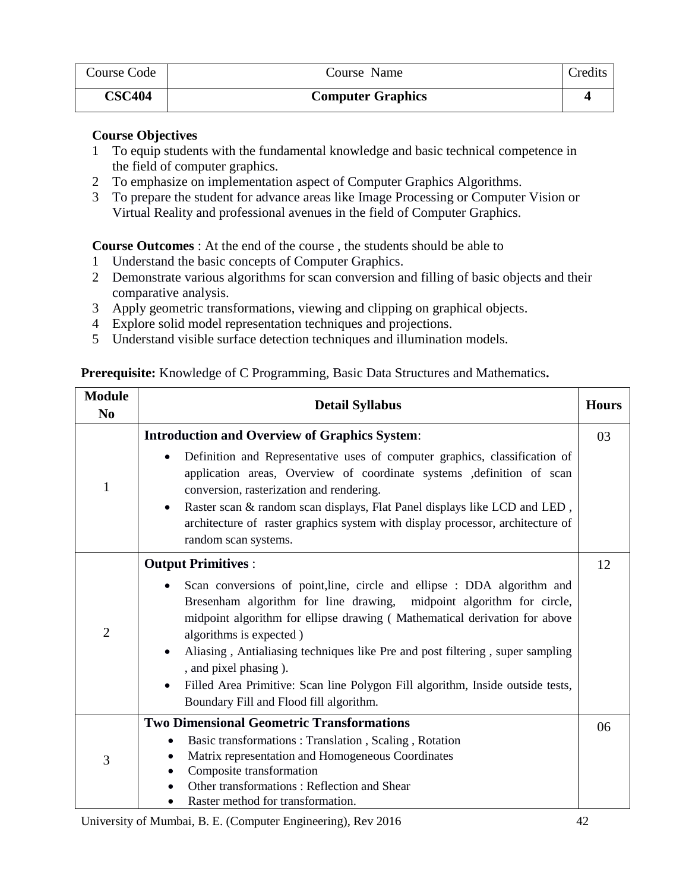| Course Code | Course Name | Credits |
|---|---|---|
| **CSC404** | **Computer Graphics** | **4** |

**Course Objectives**

1. To equip students with the fundamental knowledge and basic technical competence in the field of computer graphics.
2. To emphasize on implementation aspect of Computer Graphics Algorithms.
3. To prepare the student for advance areas like Image Processing or Computer Vision or Virtual Reality and professional avenues in the field of Computer Graphics.

**Course Outcomes** : At the end of the course , the students should be able to

1. Understand the basic concepts of Computer Graphics.
2. Demonstrate various algorithms for scan conversion and filling of basic objects and their comparative analysis.
3. Apply geometric transformations, viewing and clipping on graphical objects.
4. Explore solid model representation techniques and projections.
5. Understand visible surface detection techniques and illumination models.

**Prerequisite:** Knowledge of C Programming, Basic Data Structures and Mathematics**.**

| Module No | Detail Syllabus | Hours |
|---|---|---|
| 1 | **Introduction and Overview of Graphics System**:<br>• Definition and Representative uses of computer graphics, classification of application areas, Overview of coordinate systems ,definition of scan conversion, rasterization and rendering.<br>• Raster scan & random scan displays, Flat Panel displays like LCD and LED , architecture of raster graphics system with display processor, architecture of random scan systems. | 03 |
| 2 | **Output Primitives** :<br>• Scan conversions of point,line, circle and ellipse : DDA algorithm and Bresenham algorithm for line drawing, midpoint algorithm for circle, midpoint algorithm for ellipse drawing ( Mathematical derivation for above algorithms is expected )<br>• Aliasing , Antialiasing techniques like Pre and post filtering , super sampling , and pixel phasing ).<br>• Filled Area Primitive: Scan line Polygon Fill algorithm, Inside outside tests, Boundary Fill and Flood fill algorithm. | 12 |
| 3 | **Two Dimensional Geometric Transformations**<br>• Basic transformations : Translation , Scaling , Rotation<br>• Matrix representation and Homogeneous Coordinates<br>• Composite transformation<br>• Other transformations : Reflection and Shear<br>• Raster method for transformation. | 06 |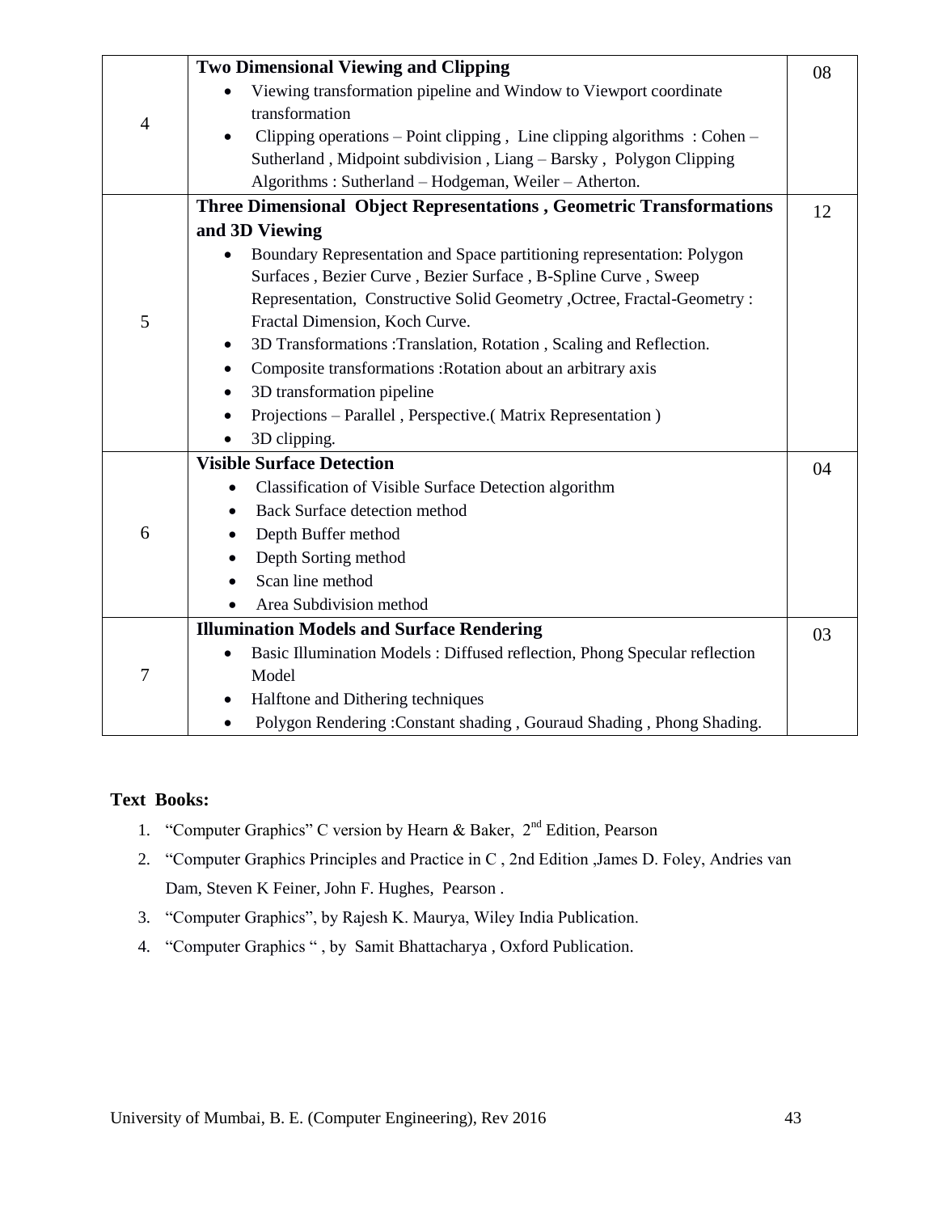| | | |
|---|---|---|
| 4 | **Two Dimensional Viewing and Clipping**<br>• Viewing transformation pipeline and Window to Viewport coordinate transformation<br>• Clipping operations – Point clipping , Line clipping algorithms : Cohen – Sutherland , Midpoint subdivision , Liang – Barsky , Polygon Clipping Algorithms : Sutherland – Hodgeman, Weiler – Atherton. | 08 |
| 5 | **Three Dimensional Object Representations , Geometric Transformations and 3D Viewing**<br>• Boundary Representation and Space partitioning representation: Polygon Surfaces , Bezier Curve , Bezier Surface , B-Spline Curve , Sweep Representation, Constructive Solid Geometry ,Octree, Fractal-Geometry : Fractal Dimension, Koch Curve.<br>• 3D Transformations :Translation, Rotation , Scaling and Reflection.<br>• Composite transformations :Rotation about an arbitrary axis<br>• 3D transformation pipeline<br>• Projections – Parallel , Perspective.( Matrix Representation )<br>• 3D clipping. | 12 |
| 6 | **Visible Surface Detection**<br>• Classification of Visible Surface Detection algorithm<br>• Back Surface detection method<br>• Depth Buffer method<br>• Depth Sorting method<br>• Scan line method<br>• Area Subdivision method | 04 |
| 7 | **Illumination Models and Surface Rendering**<br>• Basic Illumination Models : Diffused reflection, Phong Specular reflection Model<br>• Halftone and Dithering techniques<br>• Polygon Rendering :Constant shading , Gouraud Shading , Phong Shading. | 03 |

**Text Books:**

1. "Computer Graphics" C version by Hearn & Baker, 2nd Edition, Pearson
2. "Computer Graphics Principles and Practice in C , 2nd Edition ,James D. Foley, Andries van Dam, Steven K Feiner, John F. Hughes, Pearson .
3. "Computer Graphics", by Rajesh K. Maurya, Wiley India Publication.
4. "Computer Graphics " , by Samit Bhattacharya , Oxford Publication.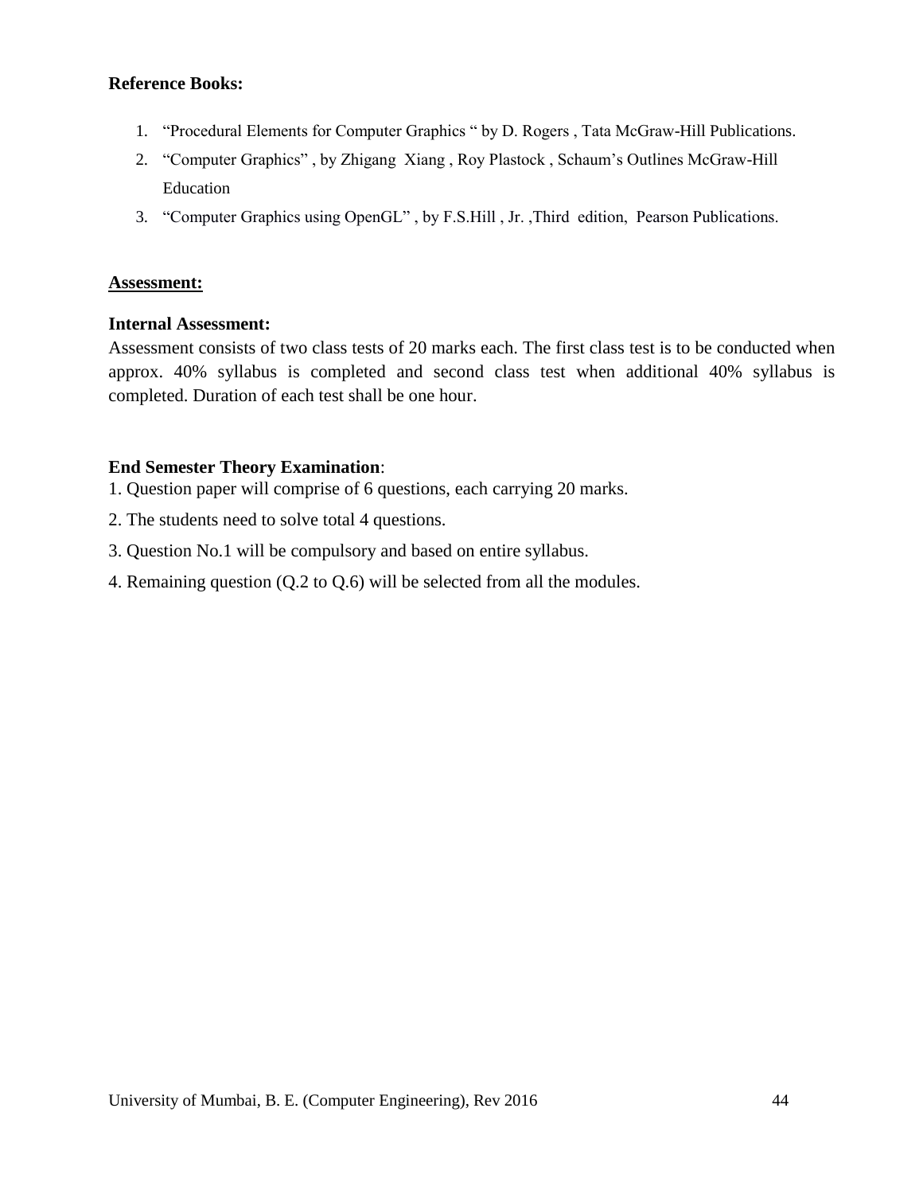**Reference Books:**

1. "Procedural Elements for Computer Graphics " by D. Rogers , Tata McGraw-Hill Publications.
2. "Computer Graphics" , by Zhigang Xiang , Roy Plastock , Schaum's Outlines McGraw-Hill Education
3. "Computer Graphics using OpenGL" , by F.S.Hill , Jr. ,Third edition, Pearson Publications.

**Assessment:**

**Internal Assessment:**

Assessment consists of two class tests of 20 marks each. The first class test is to be conducted when approx. 40% syllabus is completed and second class test when additional 40% syllabus is completed. Duration of each test shall be one hour.

**End Semester Theory Examination**:

1. Question paper will comprise of 6 questions, each carrying 20 marks.
2. The students need to solve total 4 questions.
3. Question No.1 will be compulsory and based on entire syllabus.
4. Remaining question (Q.2 to Q.6) will be selected from all the modules.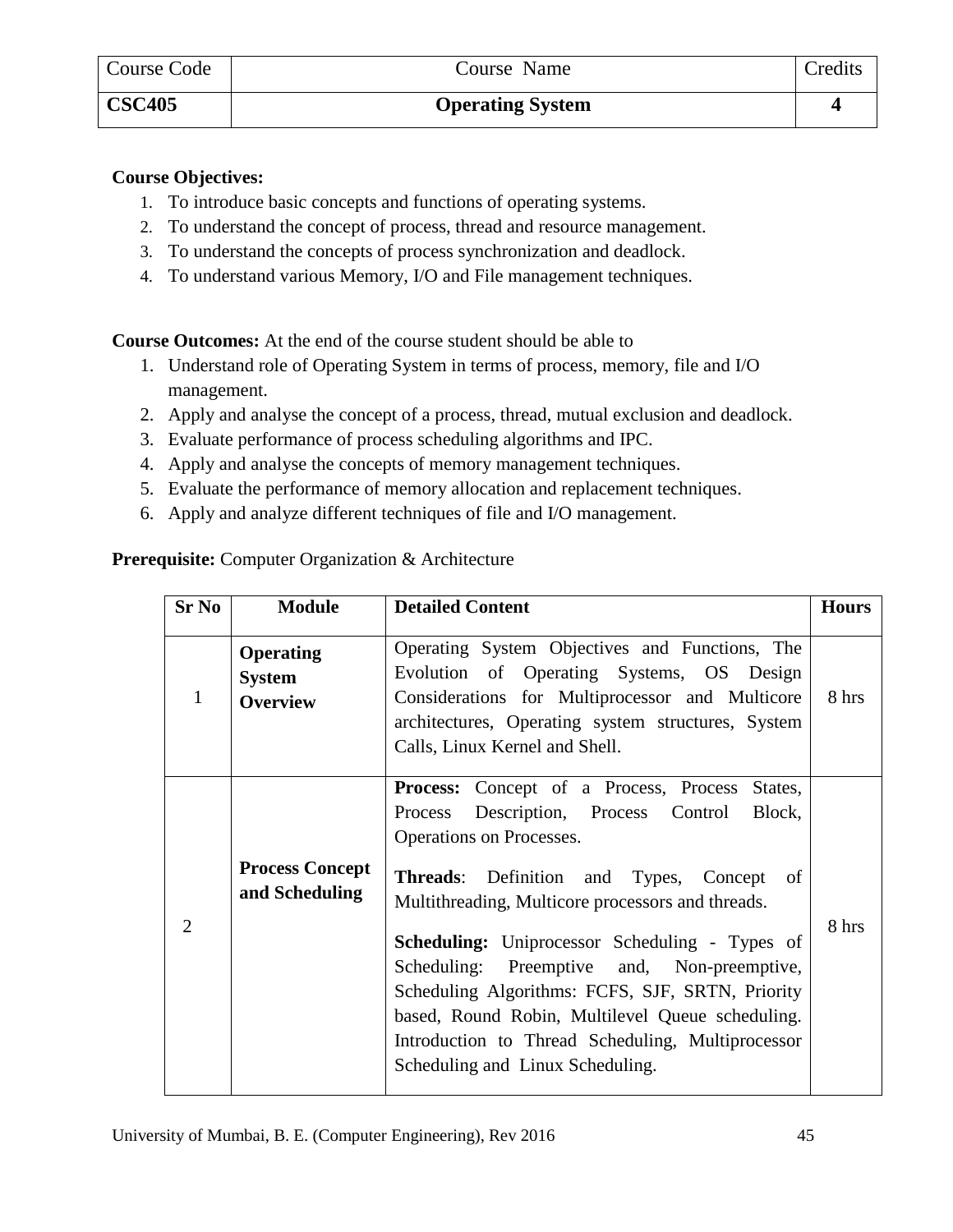| Course Code | Course Name | Credits |
|---|---|---|
| **CSC405** | **Operating System** | **4** |

**Course Objectives:**

1. To introduce basic concepts and functions of operating systems.
2. To understand the concept of process, thread and resource management.
3. To understand the concepts of process synchronization and deadlock.
4. To understand various Memory, I/O and File management techniques.

**Course Outcomes:** At the end of the course student should be able to

1. Understand role of Operating System in terms of process, memory, file and I/O management.
2. Apply and analyse the concept of a process, thread, mutual exclusion and deadlock.
3. Evaluate performance of process scheduling algorithms and IPC.
4. Apply and analyse the concepts of memory management techniques.
5. Evaluate the performance of memory allocation and replacement techniques.
6. Apply and analyze different techniques of file and I/O management.

**Prerequisite:** Computer Organization & Architecture

| Sr No | Module | Detailed Content | Hours |
|---|---|---|---|
| 1 | **Operating System Overview** | Operating System Objectives and Functions, The Evolution of Operating Systems, OS Design Considerations for Multiprocessor and Multicore architectures, Operating system structures, System Calls, Linux Kernel and Shell. | 8 hrs |
| 2 | **Process Concept and Scheduling** | **Process:** Concept of a Process, Process States, Process Description, Process Control Block, Operations on Processes.<br><br>**Threads**: Definition and Types, Concept of Multithreading, Multicore processors and threads.<br><br>**Scheduling:** Uniprocessor Scheduling - Types of Scheduling: Preemptive and, Non-preemptive, Scheduling Algorithms: FCFS, SJF, SRTN, Priority based, Round Robin, Multilevel Queue scheduling. Introduction to Thread Scheduling, Multiprocessor Scheduling and Linux Scheduling. | 8 hrs |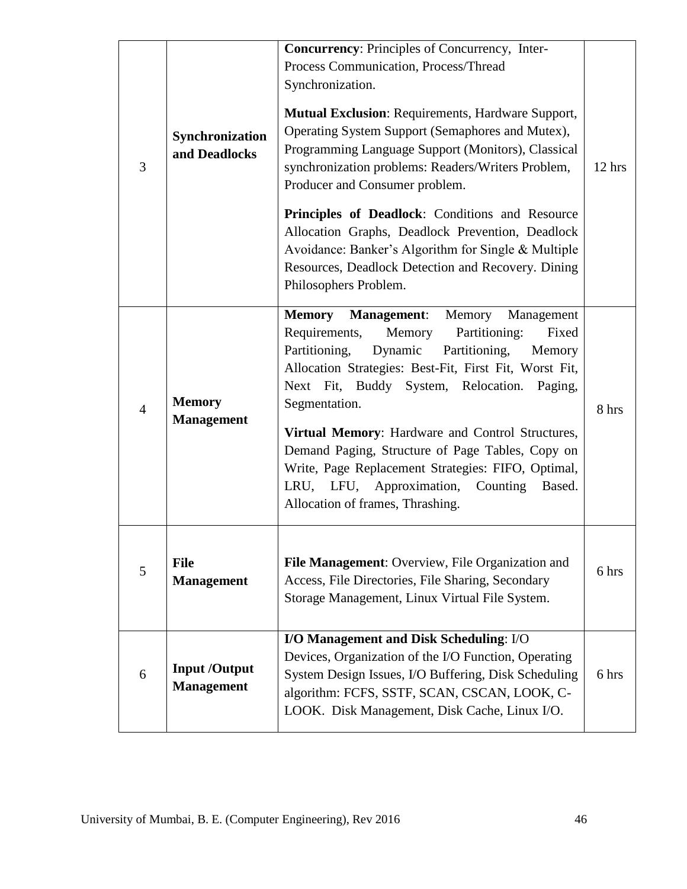| 3 | **Synchronization and Deadlocks** | **Concurrency**: Principles of Concurrency, Inter-Process Communication, Process/Thread Synchronization. <br><br> **Mutual Exclusion**: Requirements, Hardware Support, Operating System Support (Semaphores and Mutex), Programming Language Support (Monitors), Classical synchronization problems: Readers/Writers Problem, Producer and Consumer problem. <br><br> **Principles of Deadlock**: Conditions and Resource Allocation Graphs, Deadlock Prevention, Deadlock Avoidance: Banker's Algorithm for Single & Multiple Resources, Deadlock Detection and Recovery. Dining Philosophers Problem. | 12 hrs |
|---|---|---|---|
| 4 | **Memory Management** | **Memory Management**: Memory Management Requirements, Memory Partitioning: Fixed Partitioning, Dynamic Partitioning, Memory Allocation Strategies: Best-Fit, First Fit, Worst Fit, Next Fit, Buddy System, Relocation. Paging, Segmentation. <br><br> **Virtual Memory**: Hardware and Control Structures, Demand Paging, Structure of Page Tables, Copy on Write, Page Replacement Strategies: FIFO, Optimal, LRU, LFU, Approximation, Counting Based. Allocation of frames, Thrashing. | 8 hrs |
| 5 | **File Management** | **File Management**: Overview, File Organization and Access, File Directories, File Sharing, Secondary Storage Management, Linux Virtual File System. | 6 hrs |
| 6 | **Input /Output Management** | **I/O Management and Disk Scheduling**: I/O Devices, Organization of the I/O Function, Operating System Design Issues, I/O Buffering, Disk Scheduling algorithm: FCFS, SSTF, SCAN, CSCAN, LOOK, C-LOOK. Disk Management, Disk Cache, Linux I/O. | 6 hrs |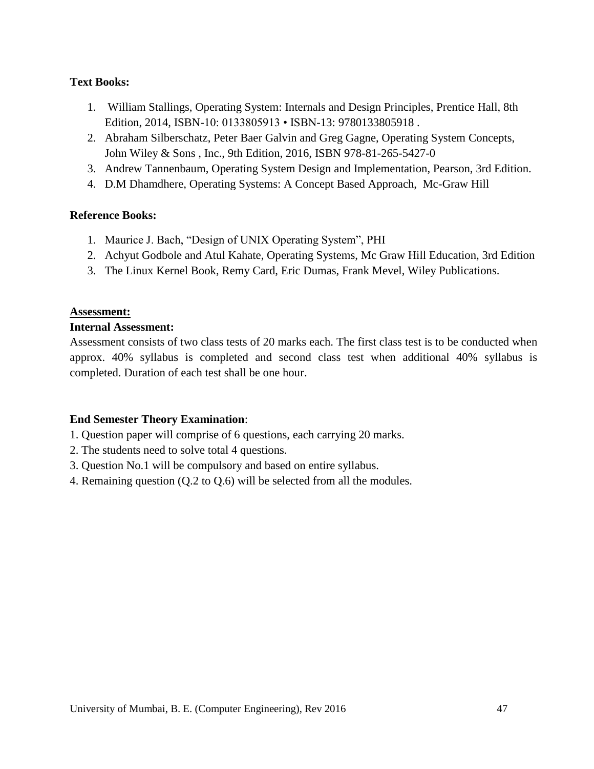**Text Books:**

1. William Stallings, Operating System: Internals and Design Principles, Prentice Hall, 8th Edition, 2014, ISBN-10: 0133805913 • ISBN-13: 9780133805918 .
2. Abraham Silberschatz, Peter Baer Galvin and Greg Gagne, Operating System Concepts, John Wiley & Sons , Inc., 9th Edition, 2016, ISBN 978-81-265-5427-0
3. Andrew Tannenbaum, Operating System Design and Implementation, Pearson, 3rd Edition.
4. D.M Dhamdhere, Operating Systems: A Concept Based Approach, Mc-Graw Hill

**Reference Books:**

1. Maurice J. Bach, "Design of UNIX Operating System", PHI
2. Achyut Godbole and Atul Kahate, Operating Systems, Mc Graw Hill Education, 3rd Edition
3. The Linux Kernel Book, Remy Card, Eric Dumas, Frank Mevel, Wiley Publications.

**Assessment:**

**Internal Assessment:**

Assessment consists of two class tests of 20 marks each. The first class test is to be conducted when approx. 40% syllabus is completed and second class test when additional 40% syllabus is completed. Duration of each test shall be one hour.

**End Semester Theory Examination**:

1. Question paper will comprise of 6 questions, each carrying 20 marks.
2. The students need to solve total 4 questions.
3. Question No.1 will be compulsory and based on entire syllabus.
4. Remaining question (Q.2 to Q.6) will be selected from all the modules.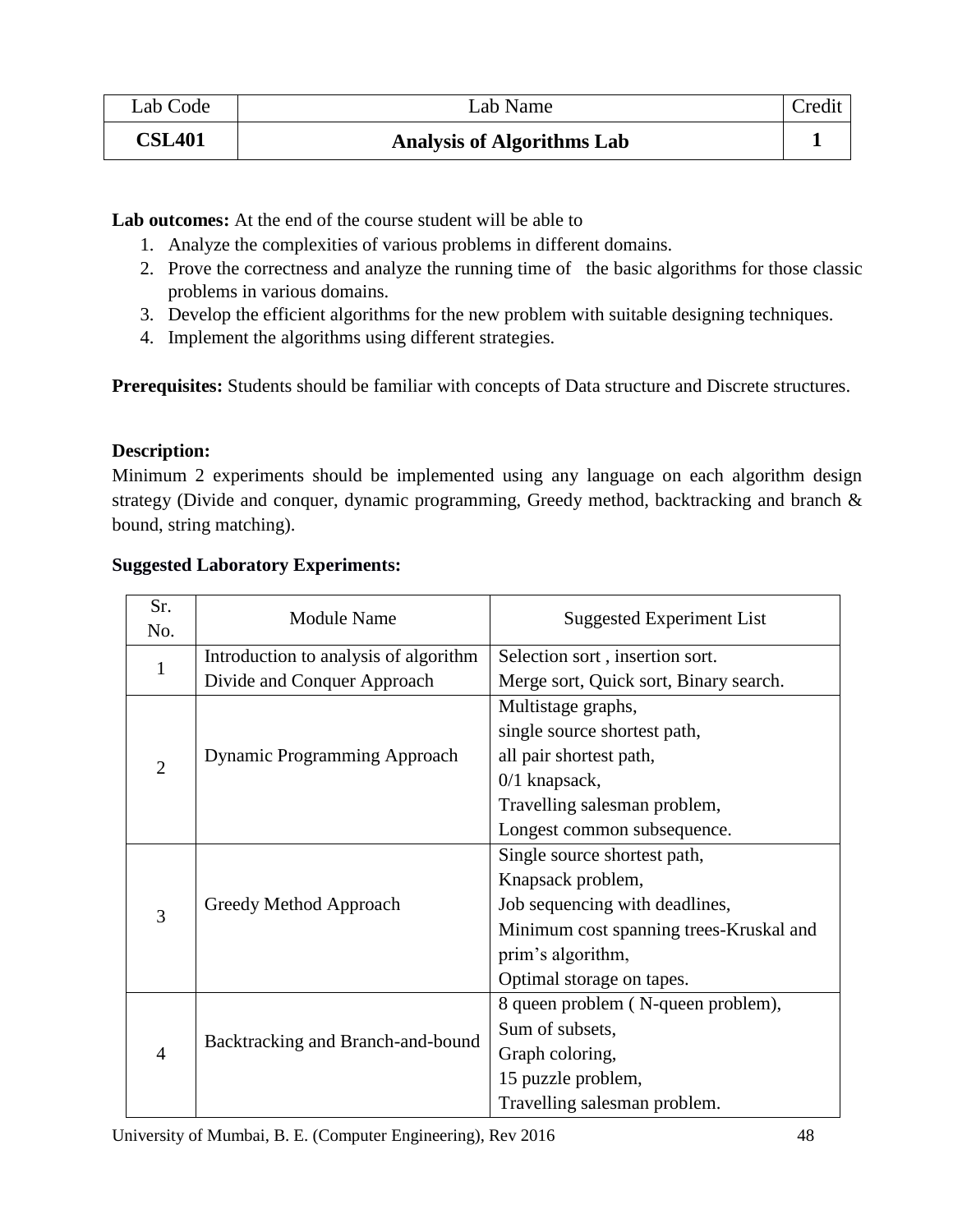| Lab Code | Lab Name | Credit |
|---|---|---|
| **CSL401** | **Analysis of Algorithms Lab** | **1** |

**Lab outcomes:** At the end of the course student will be able to

1. Analyze the complexities of various problems in different domains.
2. Prove the correctness and analyze the running time of the basic algorithms for those classic problems in various domains.
3. Develop the efficient algorithms for the new problem with suitable designing techniques.
4. Implement the algorithms using different strategies.

**Prerequisites:** Students should be familiar with concepts of Data structure and Discrete structures.

**Description:**

Minimum 2 experiments should be implemented using any language on each algorithm design strategy (Divide and conquer, dynamic programming, Greedy method, backtracking and branch & bound, string matching).

**Suggested Laboratory Experiments:**

| Sr. No. | Module Name | Suggested Experiment List |
|---|---|---|
| 1 | Introduction to analysis of algorithm<br>Divide and Conquer Approach | Selection sort , insertion sort.<br>Merge sort, Quick sort, Binary search. |
| 2 | Dynamic Programming Approach | Multistage graphs,<br>single source shortest path,<br>all pair shortest path,<br>0/1 knapsack,<br>Travelling salesman problem,<br>Longest common subsequence. |
| 3 | Greedy Method Approach | Single source shortest path,<br>Knapsack problem,<br>Job sequencing with deadlines,<br>Minimum cost spanning trees-Kruskal and prim's algorithm,<br>Optimal storage on tapes. |
| 4 | Backtracking and Branch-and-bound | 8 queen problem ( N-queen problem),<br>Sum of subsets,<br>Graph coloring,<br>15 puzzle problem,<br>Travelling salesman problem. |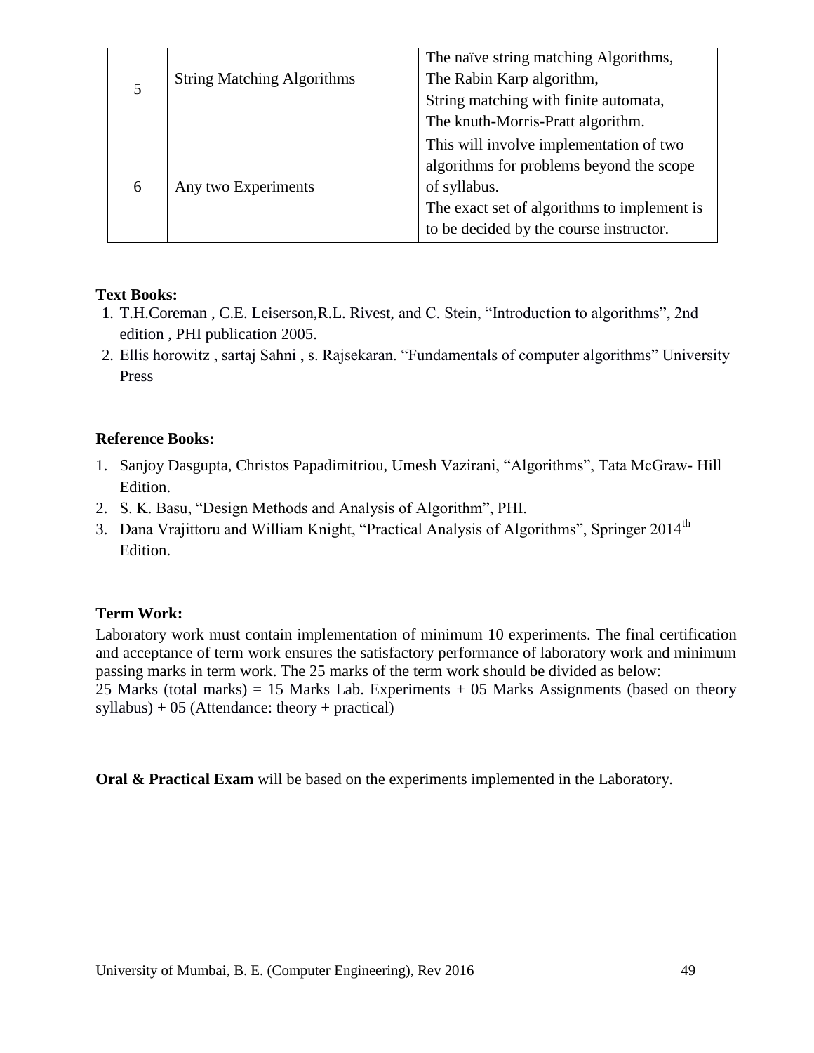| 5 | String Matching Algorithms | The naïve string matching Algorithms,<br>The Rabin Karp algorithm,<br>String matching with finite automata,<br>The knuth-Morris-Pratt algorithm. |
|---|---|---|
| 6 | Any two Experiments | This will involve implementation of two algorithms for problems beyond the scope of syllabus.<br>The exact set of algorithms to implement is to be decided by the course instructor. |

**Text Books:**

1. T.H.Coreman , C.E. Leiserson,R.L. Rivest, and C. Stein, "Introduction to algorithms", 2nd edition , PHI publication 2005.
2. Ellis horowitz , sartaj Sahni , s. Rajsekaran. "Fundamentals of computer algorithms" University Press

**Reference Books:**

1. Sanjoy Dasgupta, Christos Papadimitriou, Umesh Vazirani, "Algorithms", Tata McGraw- Hill Edition.
2. S. K. Basu, "Design Methods and Analysis of Algorithm", PHI.
3. Dana Vrajittoru and William Knight, "Practical Analysis of Algorithms", Springer 2014th Edition.

**Term Work:**

Laboratory work must contain implementation of minimum 10 experiments. The final certification and acceptance of term work ensures the satisfactory performance of laboratory work and minimum passing marks in term work. The 25 marks of the term work should be divided as below:
25 Marks (total marks) = 15 Marks Lab. Experiments + 05 Marks Assignments (based on theory syllabus) + 05 (Attendance: theory + practical)

**Oral & Practical Exam** will be based on the experiments implemented in the Laboratory.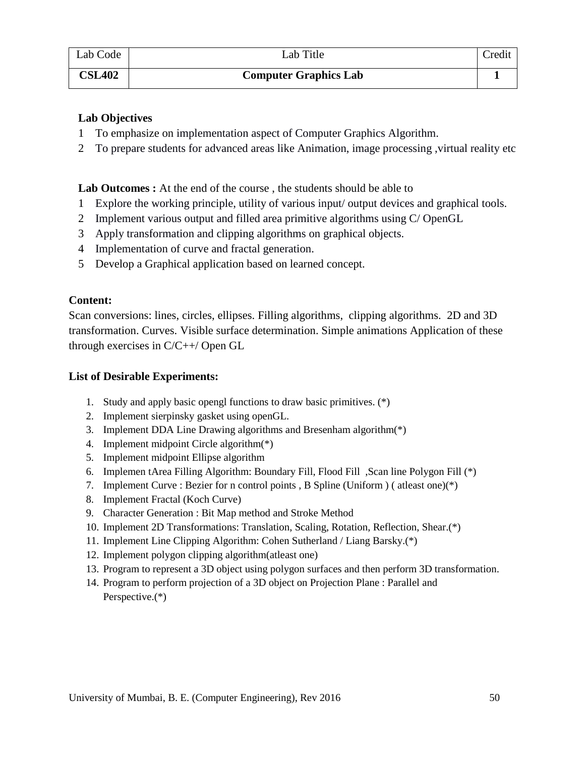| Lab Code | Lab Title | Credit |
| --- | --- | --- |
| **CSL402** | **Computer Graphics Lab** | **1** |

**Lab Objectives**

1. To emphasize on implementation aspect of Computer Graphics Algorithm.
2. To prepare students for advanced areas like Animation, image processing ,virtual reality etc

**Lab Outcomes :** At the end of the course , the students should be able to

1. Explore the working principle, utility of various input/ output devices and graphical tools.
2. Implement various output and filled area primitive algorithms using C/ OpenGL
3. Apply transformation and clipping algorithms on graphical objects.
4. Implementation of curve and fractal generation.
5. Develop a Graphical application based on learned concept.

**Content:**

Scan conversions: lines, circles, ellipses. Filling algorithms, clipping algorithms. 2D and 3D transformation. Curves. Visible surface determination. Simple animations Application of these through exercises in C/C++/ Open GL

**List of Desirable Experiments:**

1. Study and apply basic opengl functions to draw basic primitives. (*)
2. Implement sierpinsky gasket using openGL.
3. Implement DDA Line Drawing algorithms and Bresenham algorithm(*)
4. Implement midpoint Circle algorithm(*)
5. Implement midpoint Ellipse algorithm
6. Implemen tArea Filling Algorithm: Boundary Fill, Flood Fill ,Scan line Polygon Fill (*)
7. Implement Curve : Bezier for n control points , B Spline (Uniform ) ( atleast one)(*)
8. Implement Fractal (Koch Curve)
9. Character Generation : Bit Map method and Stroke Method
10. Implement 2D Transformations: Translation, Scaling, Rotation, Reflection, Shear.(*)
11. Implement Line Clipping Algorithm: Cohen Sutherland / Liang Barsky.(*)
12. Implement polygon clipping algorithm(atleast one)
13. Program to represent a 3D object using polygon surfaces and then perform 3D transformation.
14. Program to perform projection of a 3D object on Projection Plane : Parallel and Perspective.(*)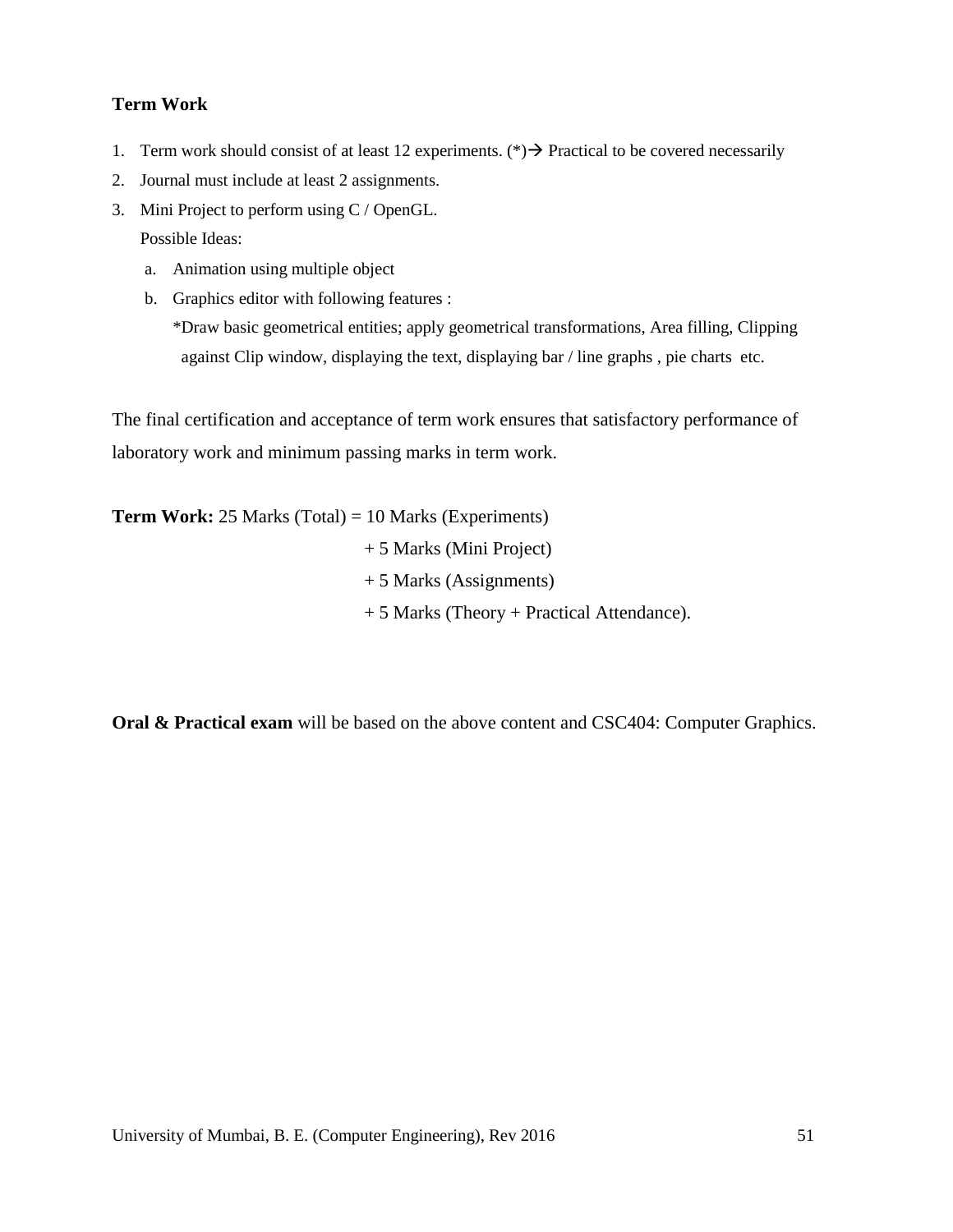**Term Work**

1. Term work should consist of at least 12 experiments. (*)→ Practical to be covered necessarily
2. Journal must include at least 2 assignments.
3. Mini Project to perform using C / OpenGL.
   Possible Ideas:
   a. Animation using multiple object
   b. Graphics editor with following features :
      *Draw basic geometrical entities; apply geometrical transformations, Area filling, Clipping against Clip window, displaying the text, displaying bar / line graphs , pie charts etc.

The final certification and acceptance of term work ensures that satisfactory performance of laboratory work and minimum passing marks in term work.

**Term Work:** 25 Marks (Total) = 10 Marks (Experiments)
+ 5 Marks (Mini Project)
+ 5 Marks (Assignments)
+ 5 Marks (Theory + Practical Attendance).

**Oral & Practical exam** will be based on the above content and CSC404: Computer Graphics.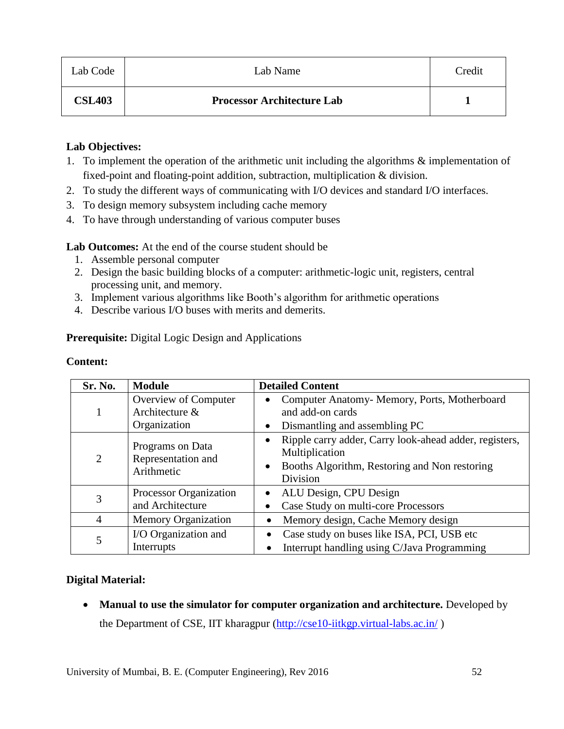| Lab Code | Lab Name | Credit |
|---|---|---|
| **CSL403** | **Processor Architecture Lab** | **1** |

**Lab Objectives:**

1. To implement the operation of the arithmetic unit including the algorithms & implementation of fixed-point and floating-point addition, subtraction, multiplication & division.
2. To study the different ways of communicating with I/O devices and standard I/O interfaces.
3. To design memory subsystem including cache memory
4. To have through understanding of various computer buses

**Lab Outcomes:** At the end of the course student should be

1. Assemble personal computer
2. Design the basic building blocks of a computer: arithmetic-logic unit, registers, central processing unit, and memory.
3. Implement various algorithms like Booth's algorithm for arithmetic operations
4. Describe various I/O buses with merits and demerits.

**Prerequisite:** Digital Logic Design and Applications

**Content:**

| Sr. No. | Module | Detailed Content |
|---|---|---|
| 1 | Overview of Computer Architecture & Organization | • Computer Anatomy- Memory, Ports, Motherboard and add-on cards<br>• Dismantling and assembling PC |
| 2 | Programs on Data Representation and Arithmetic | • Ripple carry adder, Carry look-ahead adder, registers, Multiplication<br>• Booths Algorithm, Restoring and Non restoring Division |
| 3 | Processor Organization and Architecture | • ALU Design, CPU Design<br>• Case Study on multi-core Processors |
| 4 | Memory Organization | • Memory design, Cache Memory design |
| 5 | I/O Organization and Interrupts | • Case study on buses like ISA, PCI, USB etc<br>• Interrupt handling using C/Java Programming |

**Digital Material:**

- **Manual to use the simulator for computer organization and architecture.** Developed by the Department of CSE, IIT kharagpur (http://cse10-iitkgp.virtual-labs.ac.in/ )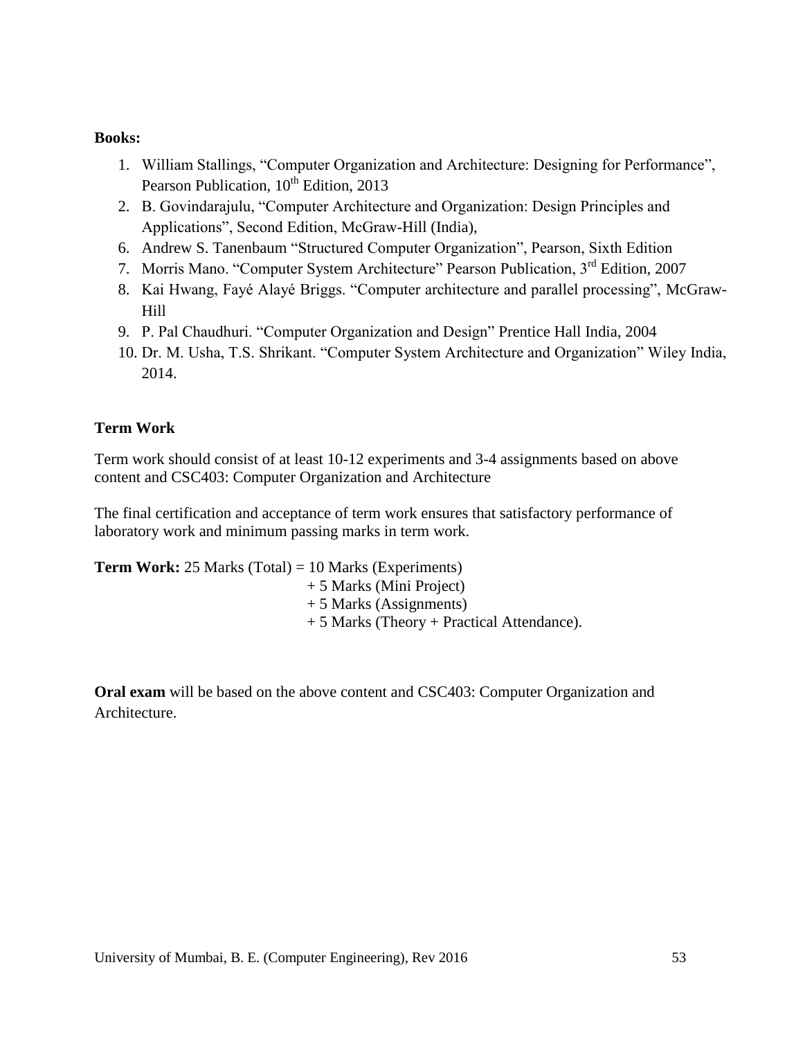**Books:**

1. William Stallings, “Computer Organization and Architecture: Designing for Performance”, Pearson Publication, 10$^{th}$ Edition, 2013
2. B. Govindarajulu, “Computer Architecture and Organization: Design Principles and Applications”, Second Edition, McGraw-Hill (India),
6. Andrew S. Tanenbaum “Structured Computer Organization”, Pearson, Sixth Edition
7. Morris Mano. “Computer System Architecture” Pearson Publication, 3$^{rd}$ Edition, 2007
8. Kai Hwang, Fayé Alayé Briggs. “Computer architecture and parallel processing”, McGraw-Hill
9. P. Pal Chaudhuri. “Computer Organization and Design” Prentice Hall India, 2004
10. Dr. M. Usha, T.S. Shrikant. “Computer System Architecture and Organization” Wiley India, 2014.

**Term Work**

Term work should consist of at least 10-12 experiments and 3-4 assignments based on above content and CSC403: Computer Organization and Architecture

The final certification and acceptance of term work ensures that satisfactory performance of laboratory work and minimum passing marks in term work.

**Term Work:** 25 Marks (Total) = 10 Marks (Experiments)
+ 5 Marks (Mini Project)
+ 5 Marks (Assignments)
+ 5 Marks (Theory + Practical Attendance).

**Oral exam** will be based on the above content and CSC403: Computer Organization and Architecture.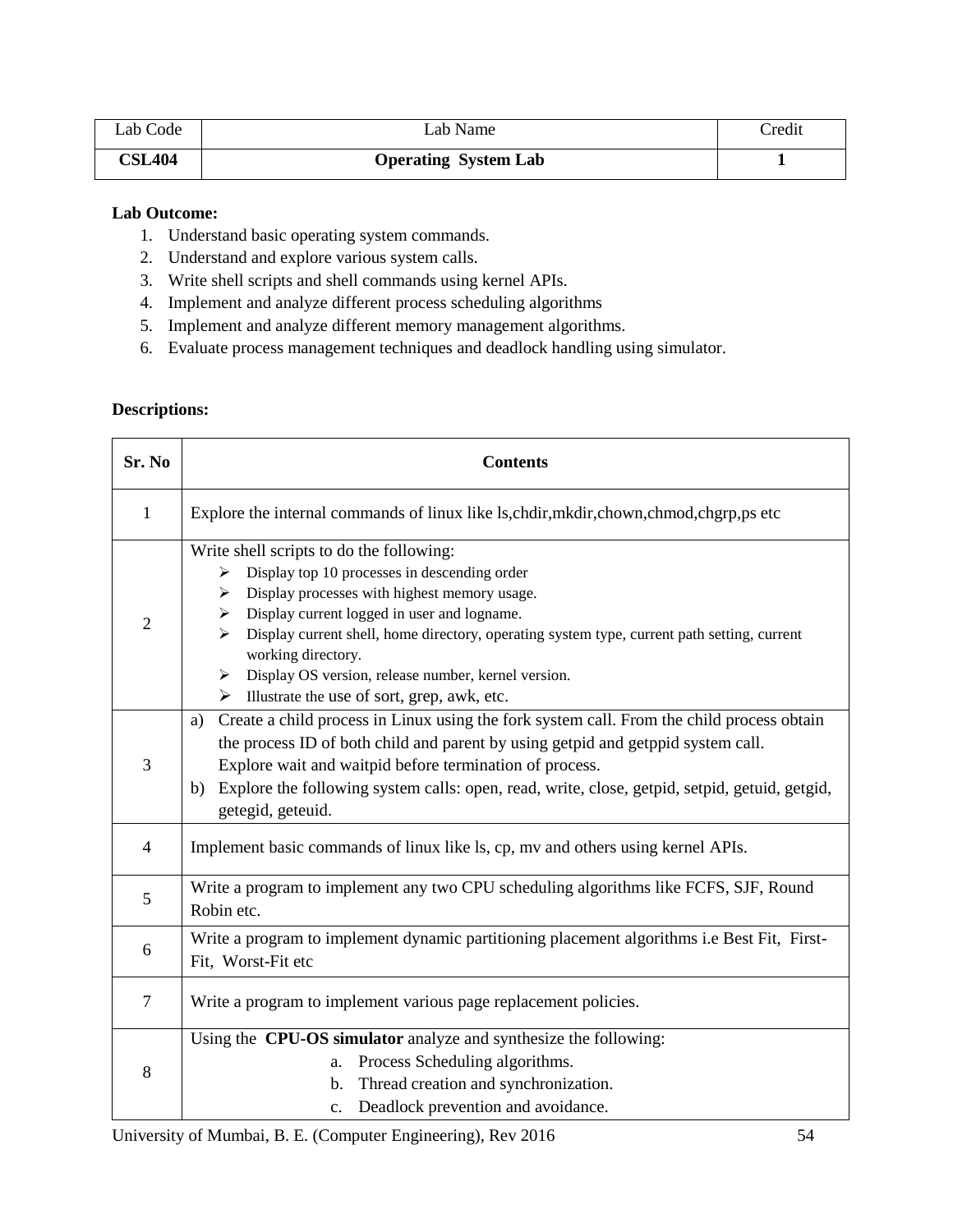| Lab Code | Lab Name | Credit |
|---|---|---|
| **CSL404** | **Operating System Lab** | **1** |

**Lab Outcome:**

1. Understand basic operating system commands.
2. Understand and explore various system calls.
3. Write shell scripts and shell commands using kernel APIs.
4. Implement and analyze different process scheduling algorithms
5. Implement and analyze different memory management algorithms.
6. Evaluate process management techniques and deadlock handling using simulator.

**Descriptions:**

| Sr. No | Contents |
|---|---|
| 1 | Explore the internal commands of linux like ls,chdir,mkdir,chown,chmod,chgrp,ps etc |
| 2 | Write shell scripts to do the following:<br>➢ Display top 10 processes in descending order<br>➢ Display processes with highest memory usage.<br>➢ Display current logged in user and logname.<br>➢ Display current shell, home directory, operating system type, current path setting, current working directory.<br>➢ Display OS version, release number, kernel version.<br>➢ Illustrate the use of sort, grep, awk, etc. |
| 3 | a) Create a child process in Linux using the fork system call. From the child process obtain the process ID of both child and parent by using getpid and getppid system call. Explore wait and waitpid before termination of process.<br>b) Explore the following system calls: open, read, write, close, getpid, setpid, getuid, getgid, getegid, geteuid. |
| 4 | Implement basic commands of linux like ls, cp, mv and others using kernel APIs. |
| 5 | Write a program to implement any two CPU scheduling algorithms like FCFS, SJF, Round Robin etc. |
| 6 | Write a program to implement dynamic partitioning placement algorithms i.e Best Fit, First-Fit, Worst-Fit etc |
| 7 | Write a program to implement various page replacement policies. |
| 8 | Using the **CPU-OS simulator** analyze and synthesize the following:<br>a. Process Scheduling algorithms.<br>b. Thread creation and synchronization.<br>c. Deadlock prevention and avoidance. |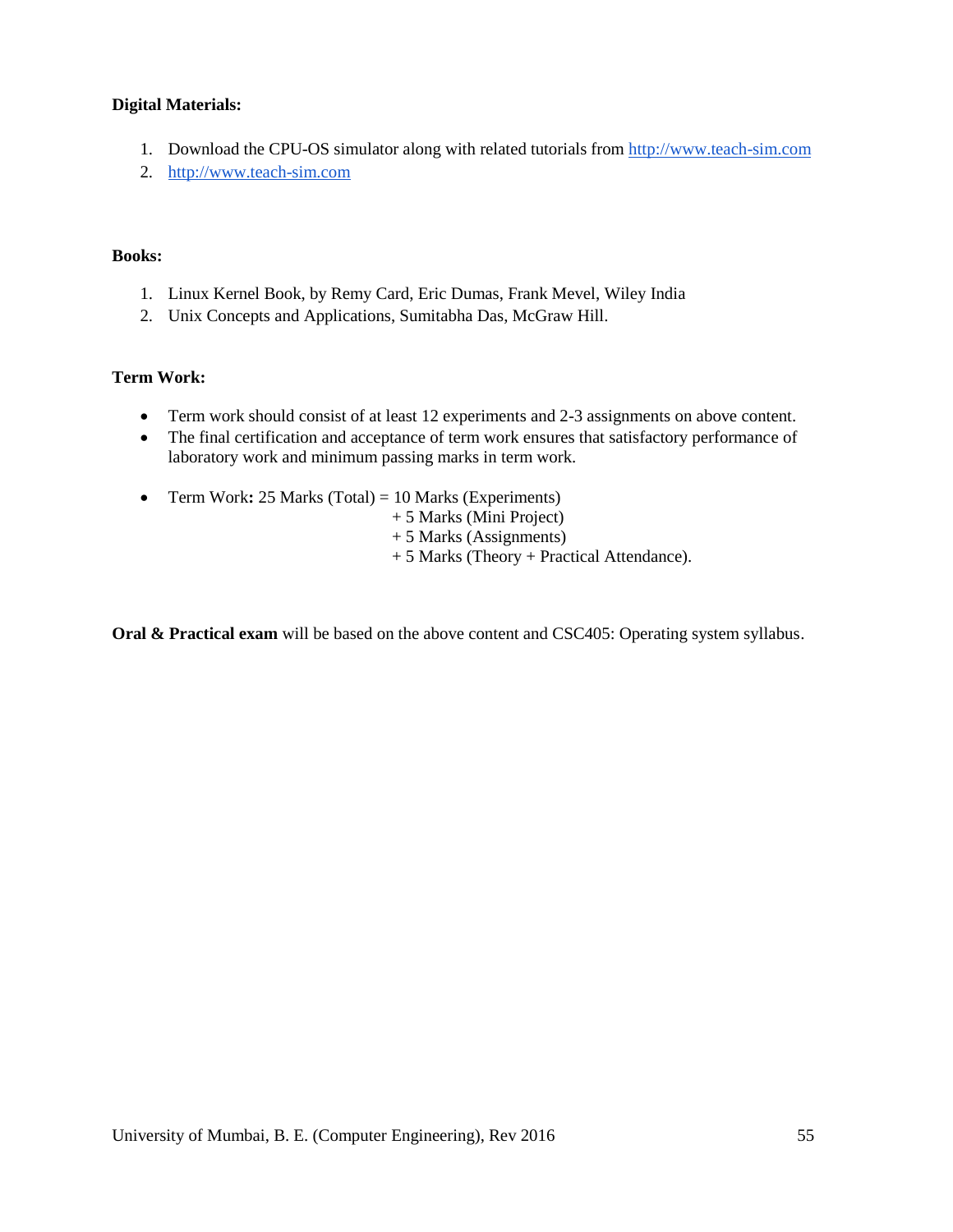**Digital Materials:**

1. Download the CPU-OS simulator along with related tutorials from http://www.teach-sim.com
2. http://www.teach-sim.com

**Books:**

1. Linux Kernel Book, by Remy Card, Eric Dumas, Frank Mevel, Wiley India
2. Unix Concepts and Applications, Sumitabha Das, McGraw Hill.

**Term Work:**

- Term work should consist of at least 12 experiments and 2-3 assignments on above content.
- The final certification and acceptance of term work ensures that satisfactory performance of laboratory work and minimum passing marks in term work.

- Term Work**:** 25 Marks (Total) = 10 Marks (Experiments)
  + 5 Marks (Mini Project)
  + 5 Marks (Assignments)
  + 5 Marks (Theory + Practical Attendance).

**Oral & Practical exam** will be based on the above content and CSC405: Operating system syllabus.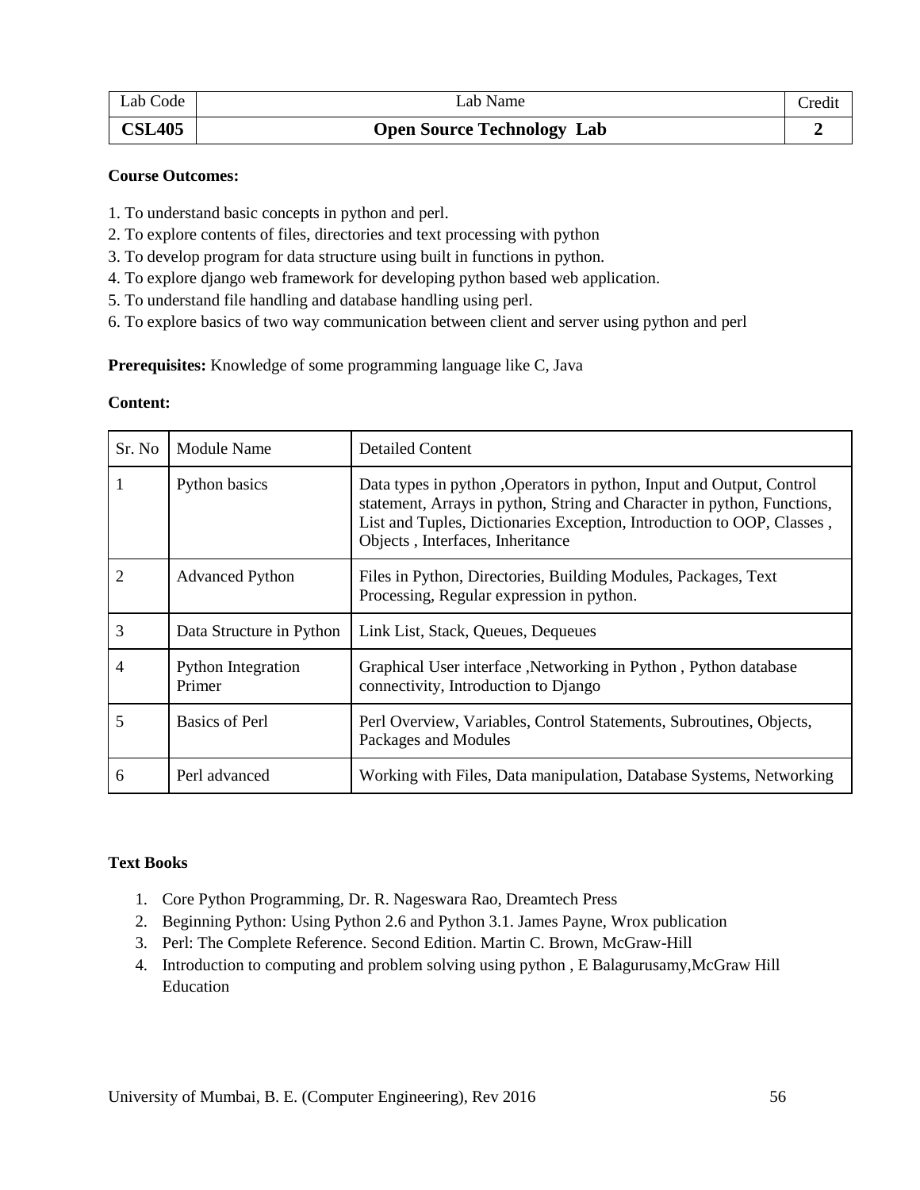| Lab Code | Lab Name | Credit |
|---|---|---|
| **CSL405** | **Open Source Technology Lab** | **2** |

**Course Outcomes:**

1. To understand basic concepts in python and perl.
2. To explore contents of files, directories and text processing with python
3. To develop program for data structure using built in functions in python.
4. To explore django web framework for developing python based web application.
5. To understand file handling and database handling using perl.
6. To explore basics of two way communication between client and server using python and perl

**Prerequisites:** Knowledge of some programming language like C, Java

**Content:**

| Sr. No | Module Name | Detailed Content |
|---|---|---|
| 1 | Python basics | Data types in python ,Operators in python, Input and Output, Control statement, Arrays in python, String and Character in python, Functions, List and Tuples, Dictionaries Exception, Introduction to OOP, Classes , Objects , Interfaces, Inheritance |
| 2 | Advanced Python | Files in Python, Directories, Building Modules, Packages, Text Processing, Regular expression in python. |
| 3 | Data Structure in Python | Link List, Stack, Queues, Dequeues |
| 4 | Python Integration Primer | Graphical User interface ,Networking in Python , Python database connectivity, Introduction to Django |
| 5 | Basics of Perl | Perl Overview, Variables, Control Statements, Subroutines, Objects, Packages and Modules |
| 6 | Perl advanced | Working with Files, Data manipulation, Database Systems, Networking |

**Text Books**

1. Core Python Programming, Dr. R. Nageswara Rao, Dreamtech Press
2. Beginning Python: Using Python 2.6 and Python 3.1. James Payne, Wrox publication
3. Perl: The Complete Reference. Second Edition. Martin C. Brown, McGraw-Hill
4. Introduction to computing and problem solving using python , E Balagurusamy,McGraw Hill Education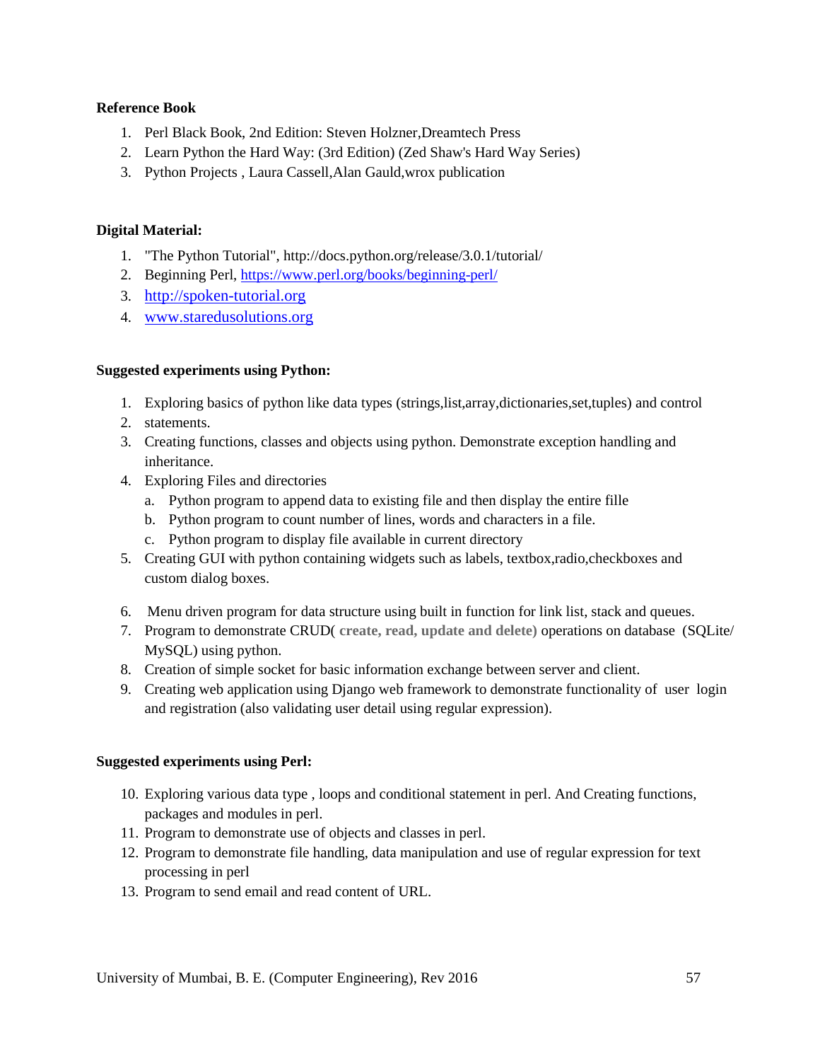**Reference Book**

1. Perl Black Book, 2nd Edition: Steven Holzner,Dreamtech Press
2. Learn Python the Hard Way: (3rd Edition) (Zed Shaw's Hard Way Series)
3. Python Projects , Laura Cassell,Alan Gauld,wrox publication

**Digital Material:**

1. "The Python Tutorial", http://docs.python.org/release/3.0.1/tutorial/
2. Beginning Perl, https://www.perl.org/books/beginning-perl/
3. http://spoken-tutorial.org
4. www.staredusolutions.org

**Suggested experiments using Python:**

1. Exploring basics of python like data types (strings,list,array,dictionaries,set,tuples) and control
2. statements.
3. Creating functions, classes and objects using python. Demonstrate exception handling and inheritance.
4. Exploring Files and directories
   a. Python program to append data to existing file and then display the entire fille
   b. Python program to count number of lines, words and characters in a file.
   c. Python program to display file available in current directory
5. Creating GUI with python containing widgets such as labels, textbox,radio,checkboxes and custom dialog boxes.
6. Menu driven program for data structure using built in function for link list, stack and queues.
7. Program to demonstrate CRUD( **create, read, update and delete)** operations on database (SQLite/ MySQL) using python.
8. Creation of simple socket for basic information exchange between server and client.
9. Creating web application using Django web framework to demonstrate functionality of user login and registration (also validating user detail using regular expression).

**Suggested experiments using Perl:**

10. Exploring various data type , loops and conditional statement in perl. And Creating functions, packages and modules in perl.
11. Program to demonstrate use of objects and classes in perl.
12. Program to demonstrate file handling, data manipulation and use of regular expression for text processing in perl
13. Program to send email and read content of URL.

University of Mumbai, B. E. (Computer Engineering), Rev 2016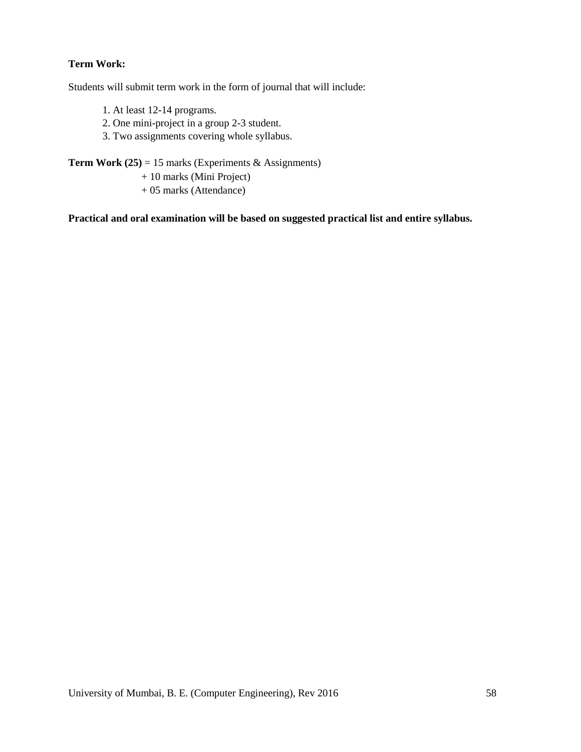**Term Work:**

Students will submit term work in the form of journal that will include:

1. At least 12-14 programs.
2. One mini-project in a group 2-3 student.
3. Two assignments covering whole syllabus.

**Term Work (25)** = 15 marks (Experiments & Assignments)
+ 10 marks (Mini Project)
+ 05 marks (Attendance)

**Practical and oral examination will be based on suggested practical list and entire syllabus.**